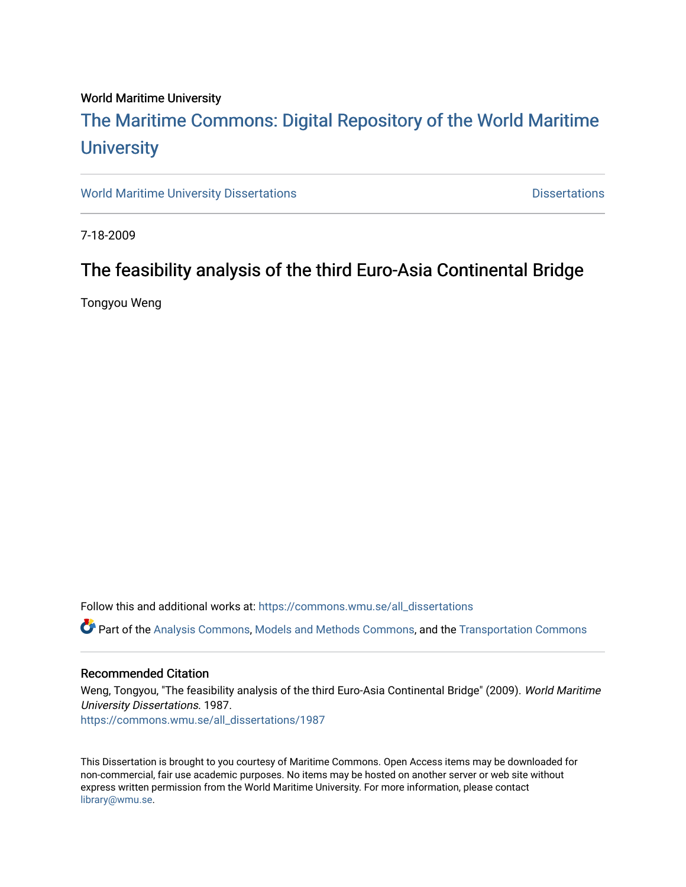World Maritime University

# The Maritime Commons: Digital Repository of the World Maritime University

World Maritime University Dissertations — Dissertations

7-18-2009

## The feasibility analysis of the third Euro-Asia Continental Bridge

Tongyou Weng

Follow this and additional works at: https://commons.wmu.se/all_dissertations

Part of the Analysis Commons, Models and Methods Commons, and the Transportation Commons

### Recommended Citation

Weng, Tongyou, "The feasibility analysis of the third Euro-Asia Continental Bridge" (2009). *World Maritime University Dissertations*. 1987.
https://commons.wmu.se/all_dissertations/1987

This Dissertation is brought to you courtesy of Maritime Commons. Open Access items may be downloaded for non-commercial, fair use academic purposes. No items may be hosted on another server or web site without express written permission from the World Maritime University. For more information, please contact library@wmu.se.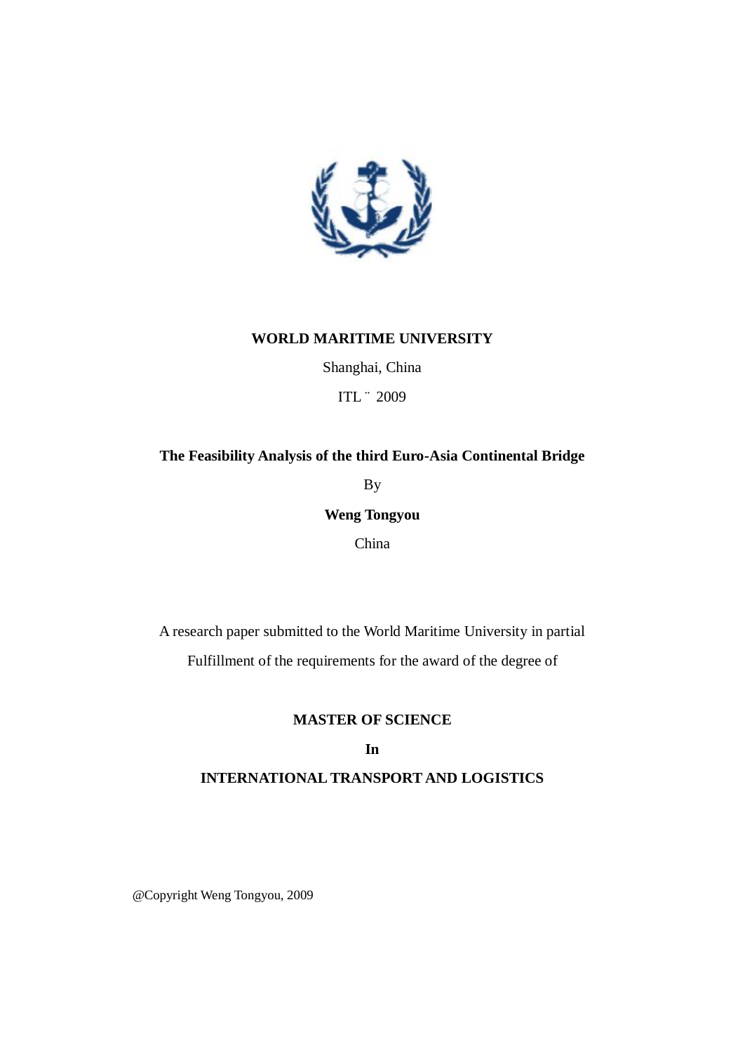**WORLD MARITIME UNIVERSITY**

Shanghai, China

ITL ¨ 2009

**The Feasibility Analysis of the third Euro-Asia Continental Bridge**

By

**Weng Tongyou**

China

A research paper submitted to the World Maritime University in partial Fulfillment of the requirements for the award of the degree of

**MASTER OF SCIENCE**

**In**

**INTERNATIONAL TRANSPORT AND LOGISTICS**

@Copyright Weng Tongyou, 2009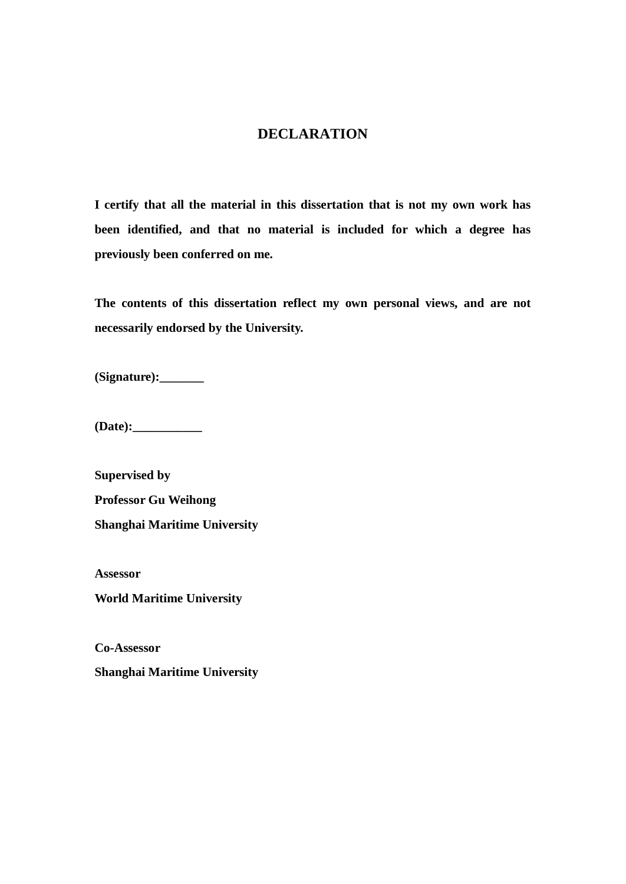# DECLARATION

**I certify that all the material in this dissertation that is not my own work has been identified, and that no material is included for which a degree has previously been conferred on me.**

**The contents of this dissertation reflect my own personal views, and are not necessarily endorsed by the University.**

**(Signature):_______**

**(Date):___________**

**Supervised by**
**Professor Gu Weihong**
**Shanghai Maritime University**

**Assessor**
**World Maritime University**

**Co-Assessor**
**Shanghai Maritime University**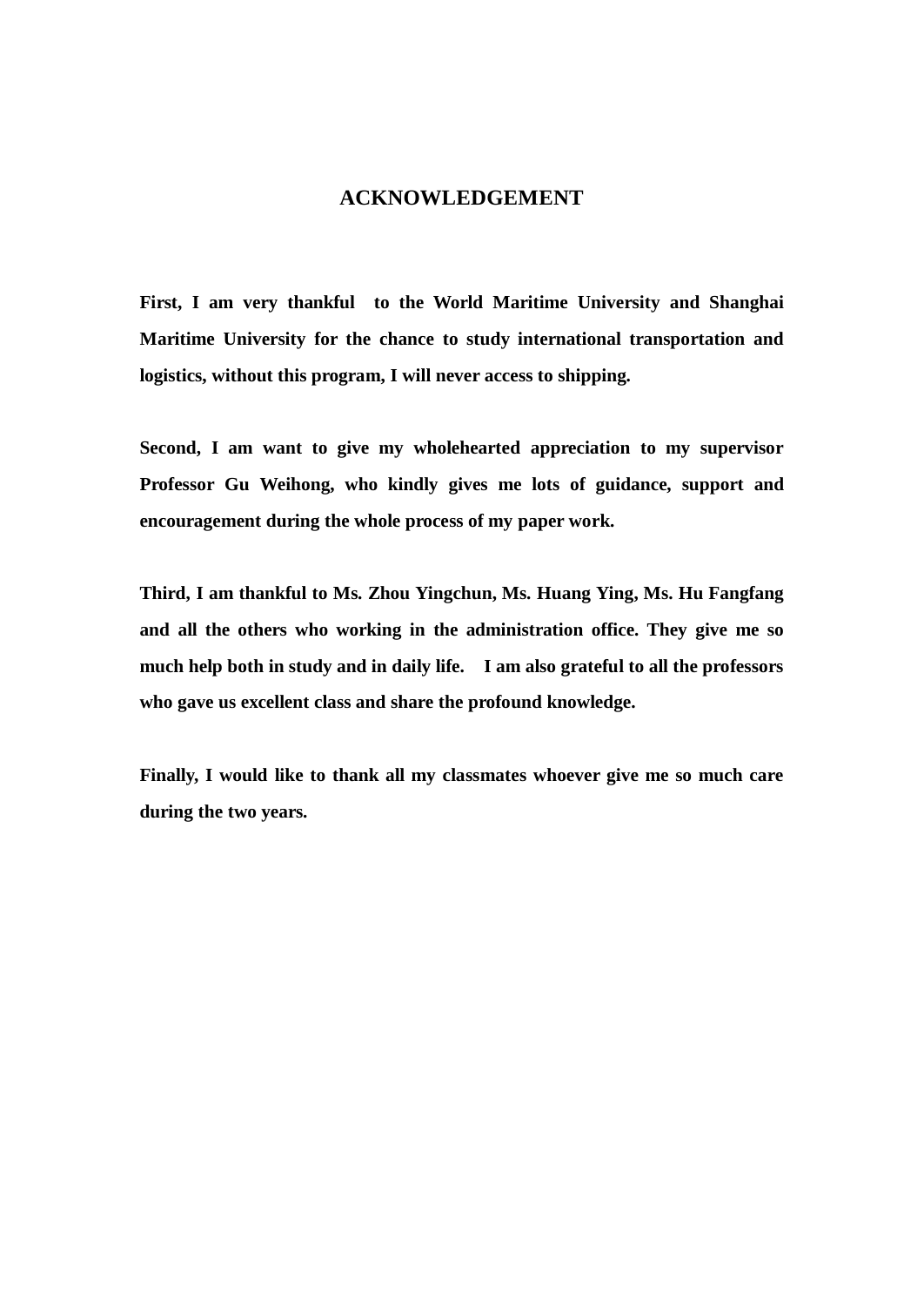# ACKNOWLEDGEMENT

**First, I am very thankful to the World Maritime University and Shanghai Maritime University for the chance to study international transportation and logistics, without this program, I will never access to shipping.**

**Second, I am want to give my wholehearted appreciation to my supervisor Professor Gu Weihong, who kindly gives me lots of guidance, support and encouragement during the whole process of my paper work.**

**Third, I am thankful to Ms. Zhou Yingchun, Ms. Huang Ying, Ms. Hu Fangfang and all the others who working in the administration office. They give me so much help both in study and in daily life. I am also grateful to all the professors who gave us excellent class and share the profound knowledge.**

**Finally, I would like to thank all my classmates whoever give me so much care during the two years.**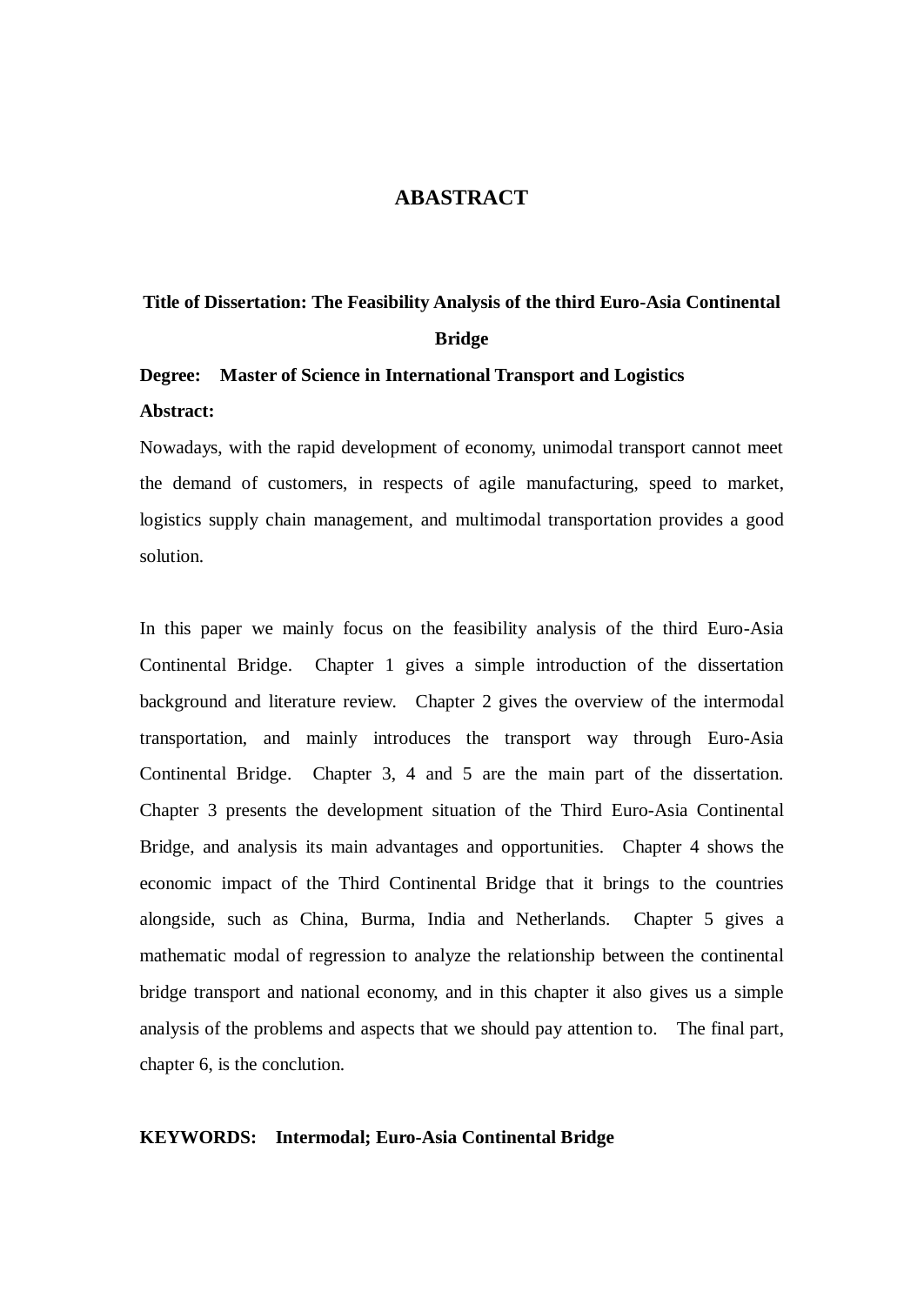# ABASTRACT

**Title of Dissertation: The Feasibility Analysis of the third Euro-Asia Continental Bridge**

**Degree: Master of Science in International Transport and Logistics**

**Abstract:**

Nowadays, with the rapid development of economy, unimodal transport cannot meet the demand of customers, in respects of agile manufacturing, speed to market, logistics supply chain management, and multimodal transportation provides a good solution.

In this paper we mainly focus on the feasibility analysis of the third Euro-Asia Continental Bridge. Chapter 1 gives a simple introduction of the dissertation background and literature review. Chapter 2 gives the overview of the intermodal transportation, and mainly introduces the transport way through Euro-Asia Continental Bridge. Chapter 3, 4 and 5 are the main part of the dissertation. Chapter 3 presents the development situation of the Third Euro-Asia Continental Bridge, and analysis its main advantages and opportunities. Chapter 4 shows the economic impact of the Third Continental Bridge that it brings to the countries alongside, such as China, Burma, India and Netherlands. Chapter 5 gives a mathematic modal of regression to analyze the relationship between the continental bridge transport and national economy, and in this chapter it also gives us a simple analysis of the problems and aspects that we should pay attention to. The final part, chapter 6, is the conclution.

**KEYWORDS: Intermodal; Euro-Asia Continental Bridge**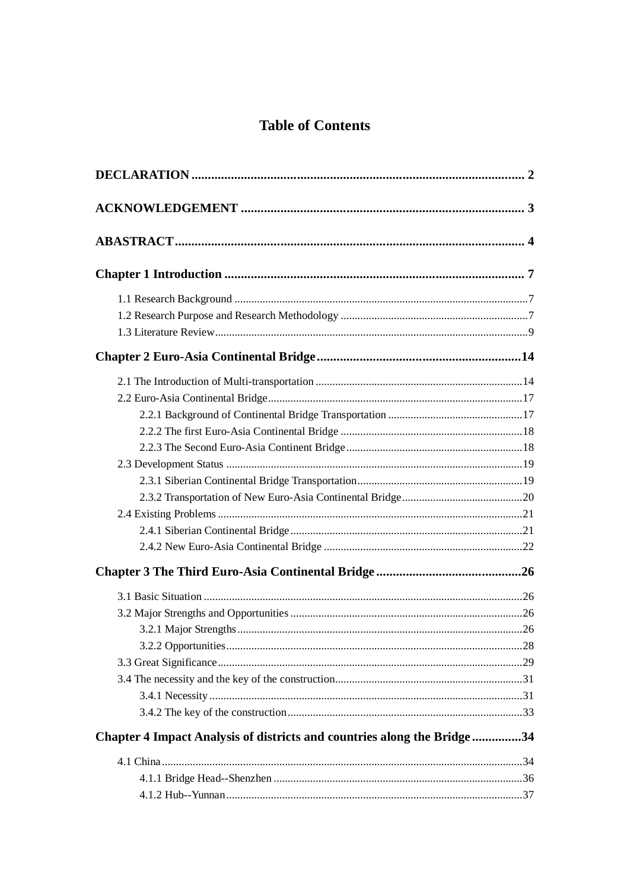# Table of Contents

**DECLARATION** .......... **2**

**ACKNOWLEDGEMENT** .......... **3**

**ABASTRACT** .......... **4**

**Chapter 1 Introduction** .......... **7**

- 1.1 Research Background .......... 7
- 1.2 Research Purpose and Research Methodology .......... 7
- 1.3 Literature Review .......... 9

**Chapter 2 Euro-Asia Continental Bridge** .......... **14**

- 2.1 The Introduction of Multi-transportation .......... 14
- 2.2 Euro-Asia Continental Bridge .......... 17
  - 2.2.1 Background of Continental Bridge Transportation .......... 17
  - 2.2.2 The first Euro-Asia Continental Bridge .......... 18
  - 2.2.3 The Second Euro-Asia Continent Bridge .......... 18
- 2.3 Development Status .......... 19
  - 2.3.1 Siberian Continental Bridge Transportation .......... 19
  - 2.3.2 Transportation of New Euro-Asia Continental Bridge .......... 20
- 2.4 Existing Problems .......... 21
  - 2.4.1 Siberian Continental Bridge .......... 21
  - 2.4.2 New Euro-Asia Continental Bridge .......... 22

**Chapter 3 The Third Euro-Asia Continental Bridge** .......... **26**

- 3.1 Basic Situation .......... 26
- 3.2 Major Strengths and Opportunities .......... 26
  - 3.2.1 Major Strengths .......... 26
  - 3.2.2 Opportunities .......... 28
- 3.3 Great Significance .......... 29
- 3.4 The necessity and the key of the construction .......... 31
  - 3.4.1 Necessity .......... 31
  - 3.4.2 The key of the construction .......... 33

**Chapter 4 Impact Analysis of districts and countries along the Bridge** .......... **34**

- 4.1 China .......... 34
  - 4.1.1 Bridge Head--Shenzhen .......... 36
  - 4.1.2 Hub--Yunnan .......... 37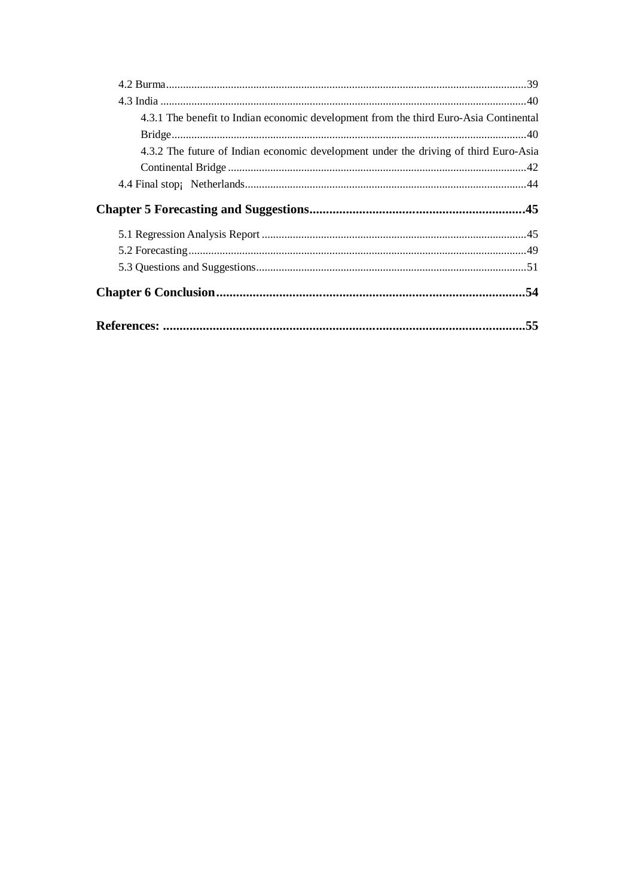4.2 Burma.....39

4.3 India.....40

4.3.1 The benefit to Indian economic development from the third Euro-Asia Continental Bridge.....40

4.3.2 The future of Indian economic development under the driving of third Euro-Asia Continental Bridge.....42

4.4 Final stop¡ Netherlands.....44

**Chapter 5 Forecasting and Suggestions.....45**

5.1 Regression Analysis Report.....45

5.2 Forecasting.....49

5.3 Questions and Suggestions.....51

**Chapter 6 Conclusion.....54**

**References:.....55**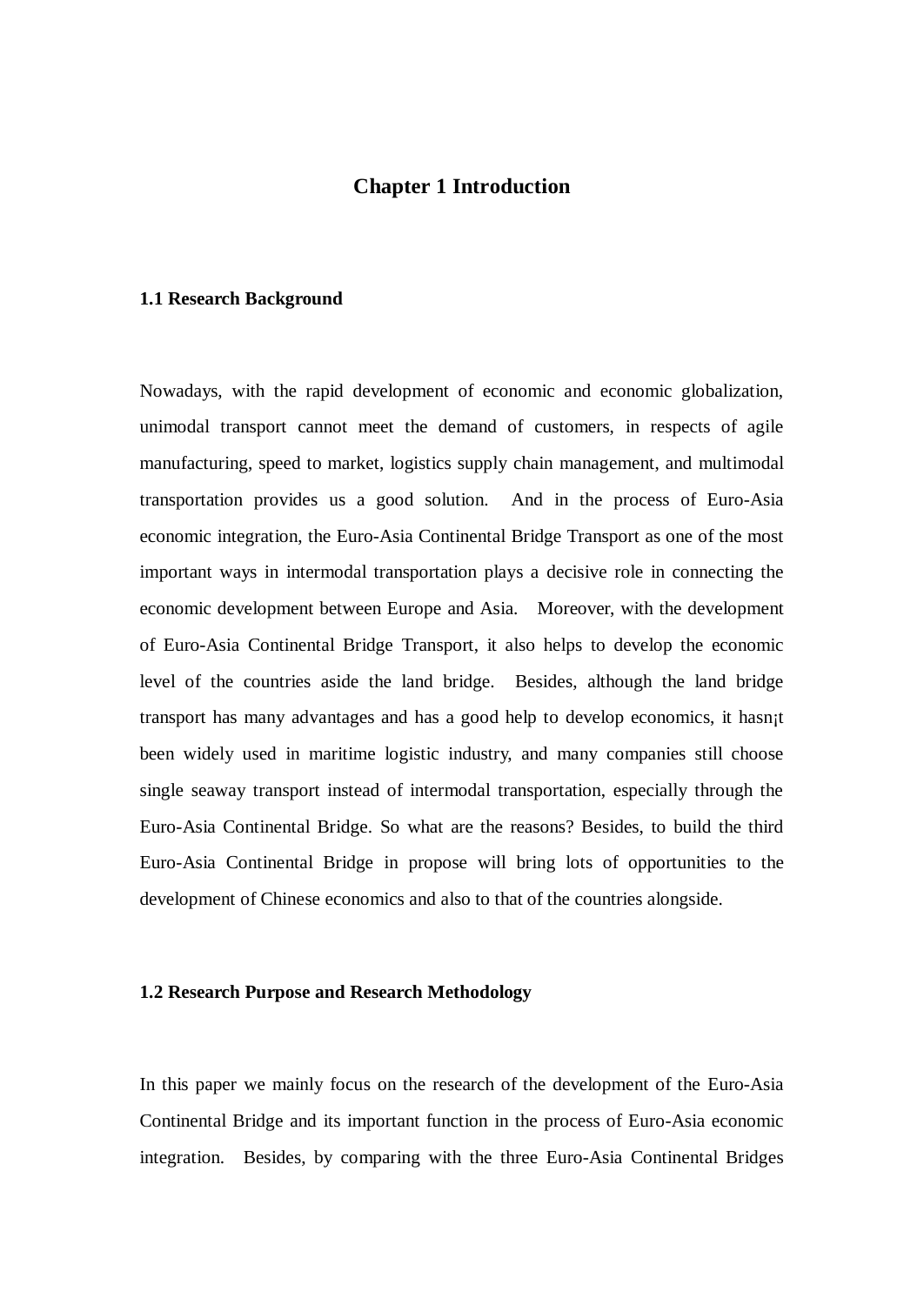# Chapter 1 Introduction

### 1.1 Research Background

Nowadays, with the rapid development of economic and economic globalization, unimodal transport cannot meet the demand of customers, in respects of agile manufacturing, speed to market, logistics supply chain management, and multimodal transportation provides us a good solution. And in the process of Euro-Asia economic integration, the Euro-Asia Continental Bridge Transport as one of the most important ways in intermodal transportation plays a decisive role in connecting the economic development between Europe and Asia. Moreover, with the development of Euro-Asia Continental Bridge Transport, it also helps to develop the economic level of the countries aside the land bridge. Besides, although the land bridge transport has many advantages and has a good help to develop economics, it hasn¡t been widely used in maritime logistic industry, and many companies still choose single seaway transport instead of intermodal transportation, especially through the Euro-Asia Continental Bridge. So what are the reasons? Besides, to build the third Euro-Asia Continental Bridge in propose will bring lots of opportunities to the development of Chinese economics and also to that of the countries alongside.

### 1.2 Research Purpose and Research Methodology

In this paper we mainly focus on the research of the development of the Euro-Asia Continental Bridge and its important function in the process of Euro-Asia economic integration. Besides, by comparing with the three Euro-Asia Continental Bridges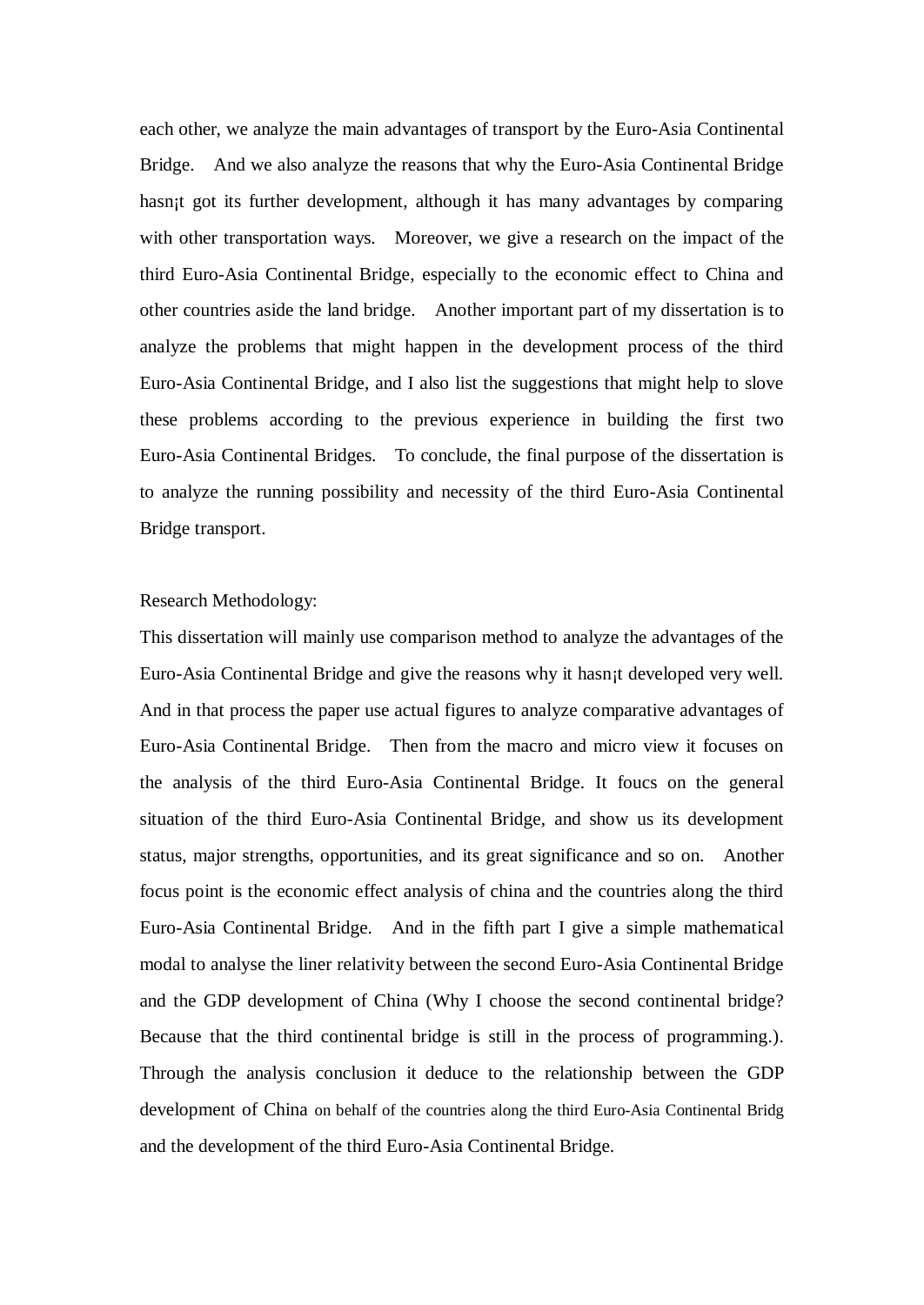each other, we analyze the main advantages of transport by the Euro-Asia Continental Bridge. And we also analyze the reasons that why the Euro-Asia Continental Bridge hasn¡t got its further development, although it has many advantages by comparing with other transportation ways. Moreover, we give a research on the impact of the third Euro-Asia Continental Bridge, especially to the economic effect to China and other countries aside the land bridge. Another important part of my dissertation is to analyze the problems that might happen in the development process of the third Euro-Asia Continental Bridge, and I also list the suggestions that might help to slove these problems according to the previous experience in building the first two Euro-Asia Continental Bridges. To conclude, the final purpose of the dissertation is to analyze the running possibility and necessity of the third Euro-Asia Continental Bridge transport.

Research Methodology:

This dissertation will mainly use comparison method to analyze the advantages of the Euro-Asia Continental Bridge and give the reasons why it hasn¡t developed very well. And in that process the paper use actual figures to analyze comparative advantages of Euro-Asia Continental Bridge. Then from the macro and micro view it focuses on the analysis of the third Euro-Asia Continental Bridge. It foucs on the general situation of the third Euro-Asia Continental Bridge, and show us its development status, major strengths, opportunities, and its great significance and so on. Another focus point is the economic effect analysis of china and the countries along the third Euro-Asia Continental Bridge. And in the fifth part I give a simple mathematical modal to analyse the liner relativity between the second Euro-Asia Continental Bridge and the GDP development of China (Why I choose the second continental bridge? Because that the third continental bridge is still in the process of programming.). Through the analysis conclusion it deduce to the relationship between the GDP development of China on behalf of the countries along the third Euro-Asia Continental Bridg and the development of the third Euro-Asia Continental Bridge.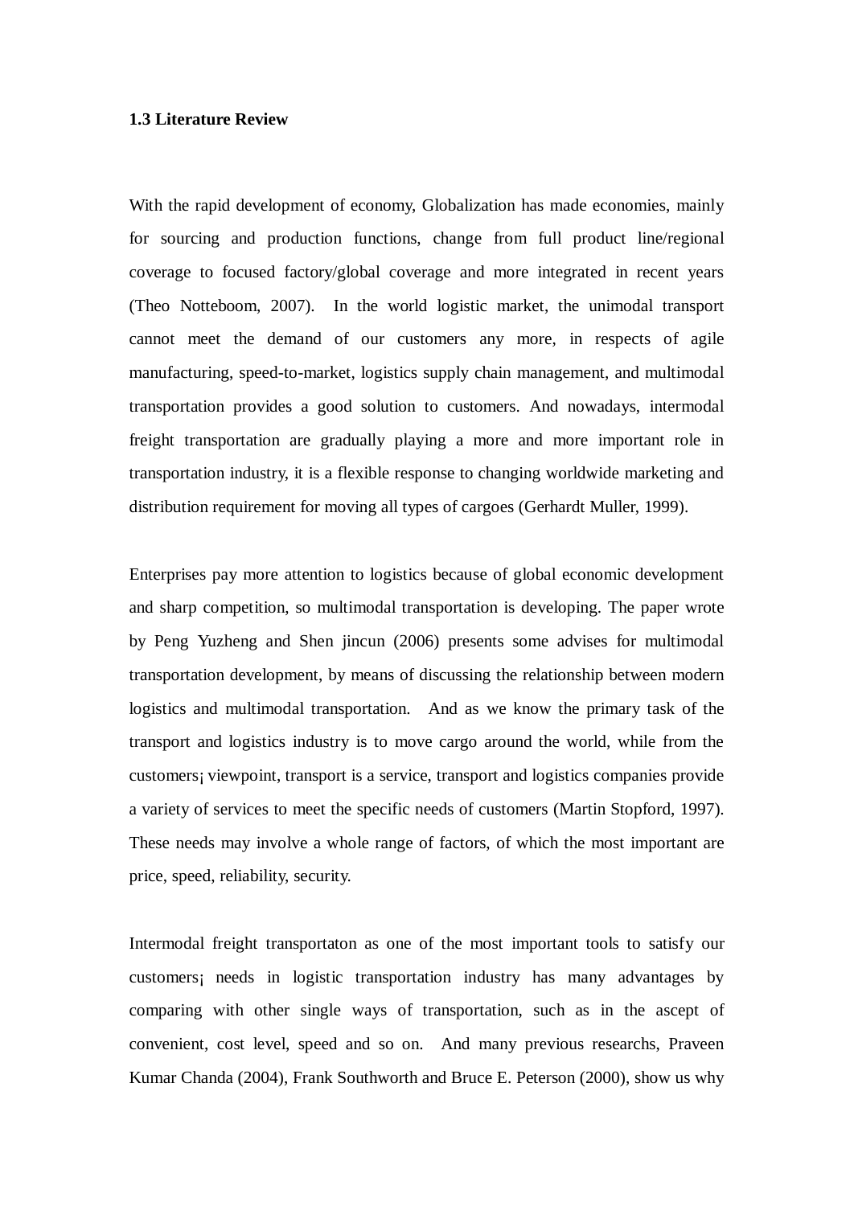**1.3 Literature Review**

With the rapid development of economy, Globalization has made economies, mainly for sourcing and production functions, change from full product line/regional coverage to focused factory/global coverage and more integrated in recent years (Theo Notteboom, 2007). In the world logistic market, the unimodal transport cannot meet the demand of our customers any more, in respects of agile manufacturing, speed-to-market, logistics supply chain management, and multimodal transportation provides a good solution to customers. And nowadays, intermodal freight transportation are gradually playing a more and more important role in transportation industry, it is a flexible response to changing worldwide marketing and distribution requirement for moving all types of cargoes (Gerhardt Muller, 1999).

Enterprises pay more attention to logistics because of global economic development and sharp competition, so multimodal transportation is developing. The paper wrote by Peng Yuzheng and Shen jincun (2006) presents some advises for multimodal transportation development, by means of discussing the relationship between modern logistics and multimodal transportation. And as we know the primary task of the transport and logistics industry is to move cargo around the world, while from the customers¡ viewpoint, transport is a service, transport and logistics companies provide a variety of services to meet the specific needs of customers (Martin Stopford, 1997). These needs may involve a whole range of factors, of which the most important are price, speed, reliability, security.

Intermodal freight transportaton as one of the most important tools to satisfy our customers¡ needs in logistic transportation industry has many advantages by comparing with other single ways of transportation, such as in the ascept of convenient, cost level, speed and so on. And many previous researchs, Praveen Kumar Chanda (2004), Frank Southworth and Bruce E. Peterson (2000), show us why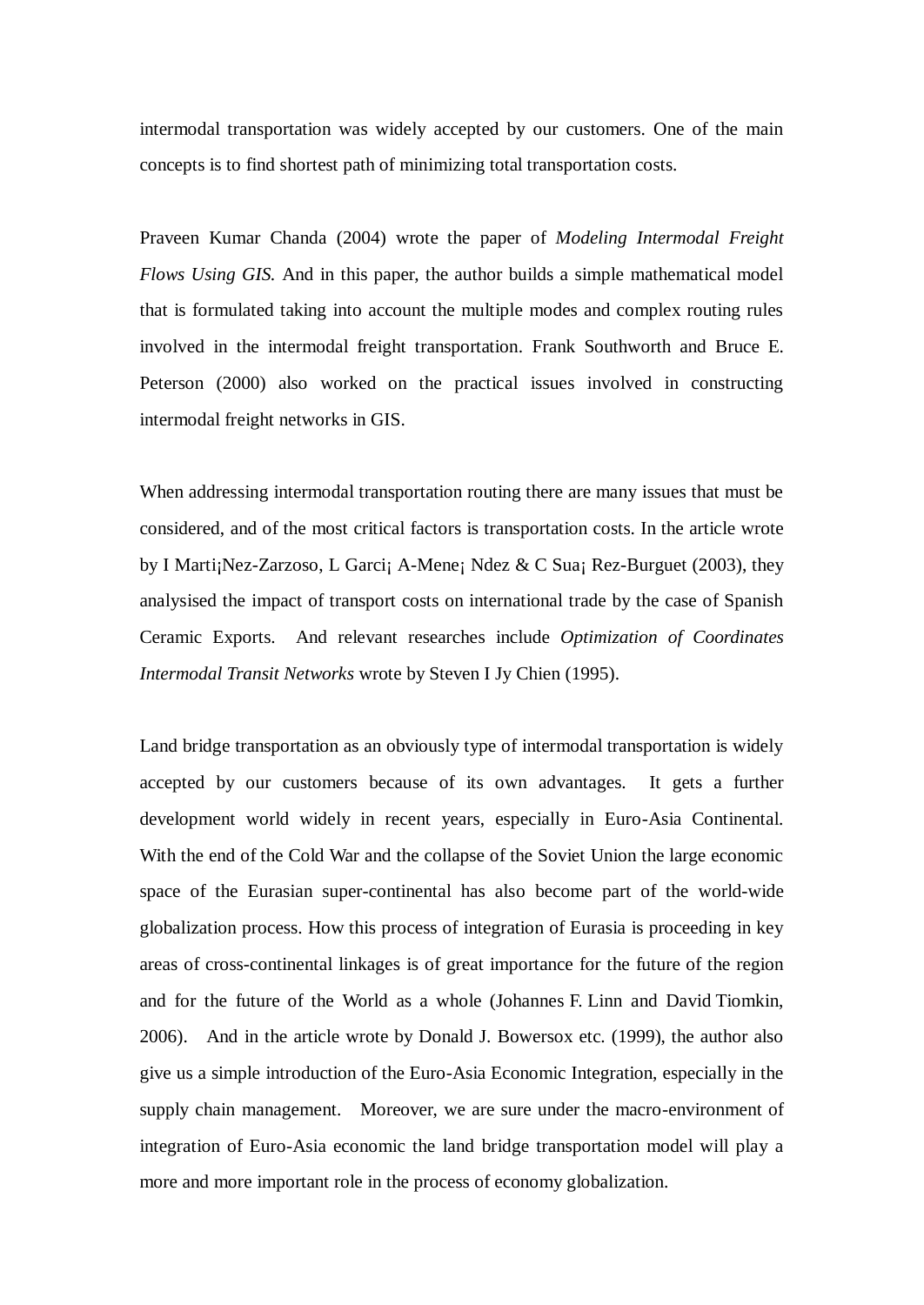intermodal transportation was widely accepted by our customers. One of the main concepts is to find shortest path of minimizing total transportation costs.

Praveen Kumar Chanda (2004) wrote the paper of *Modeling Intermodal Freight Flows Using GIS.* And in this paper, the author builds a simple mathematical model that is formulated taking into account the multiple modes and complex routing rules involved in the intermodal freight transportation. Frank Southworth and Bruce E. Peterson (2000) also worked on the practical issues involved in constructing intermodal freight networks in GIS.

When addressing intermodal transportation routing there are many issues that must be considered, and of the most critical factors is transportation costs. In the article wrote by I Marti¡Nez-Zarzoso, L Garci¡ A-Mene¡ Ndez & C Sua¡ Rez-Burguet (2003), they analysised the impact of transport costs on international trade by the case of Spanish Ceramic Exports. And relevant researches include *Optimization of Coordinates Intermodal Transit Networks* wrote by Steven I Jy Chien (1995).

Land bridge transportation as an obviously type of intermodal transportation is widely accepted by our customers because of its own advantages. It gets a further development world widely in recent years, especially in Euro-Asia Continental. With the end of the Cold War and the collapse of the Soviet Union the large economic space of the Eurasian super-continental has also become part of the world-wide globalization process. How this process of integration of Eurasia is proceeding in key areas of cross-continental linkages is of great importance for the future of the region and for the future of the World as a whole (Johannes F. Linn and David Tiomkin, 2006). And in the article wrote by Donald J. Bowersox etc. (1999), the author also give us a simple introduction of the Euro-Asia Economic Integration, especially in the supply chain management. Moreover, we are sure under the macro-environment of integration of Euro-Asia economic the land bridge transportation model will play a more and more important role in the process of economy globalization.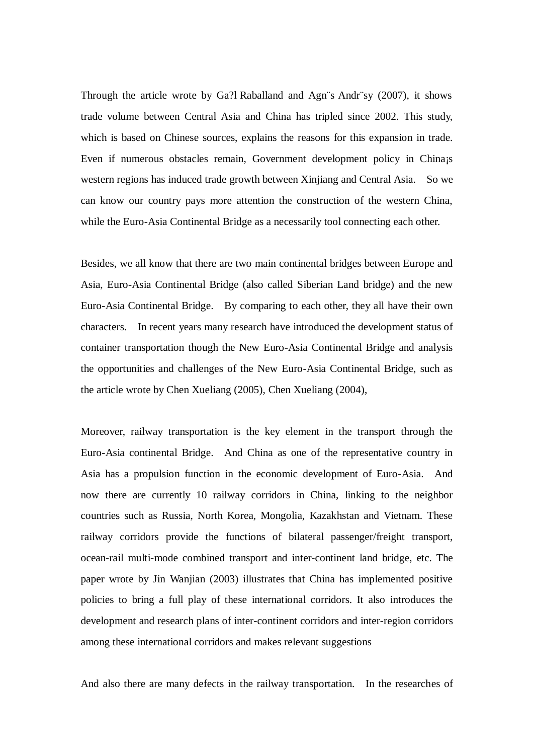Through the article wrote by Ga?l Raballand and Agn¨s Andr¨sy (2007), it shows trade volume between Central Asia and China has tripled since 2002. This study, which is based on Chinese sources, explains the reasons for this expansion in trade. Even if numerous obstacles remain, Government development policy in China¡s western regions has induced trade growth between Xinjiang and Central Asia. So we can know our country pays more attention the construction of the western China, while the Euro-Asia Continental Bridge as a necessarily tool connecting each other.

Besides, we all know that there are two main continental bridges between Europe and Asia, Euro-Asia Continental Bridge (also called Siberian Land bridge) and the new Euro-Asia Continental Bridge. By comparing to each other, they all have their own characters. In recent years many research have introduced the development status of container transportation though the New Euro-Asia Continental Bridge and analysis the opportunities and challenges of the New Euro-Asia Continental Bridge, such as the article wrote by Chen Xueliang (2005), Chen Xueliang (2004),

Moreover, railway transportation is the key element in the transport through the Euro-Asia continental Bridge. And China as one of the representative country in Asia has a propulsion function in the economic development of Euro-Asia. And now there are currently 10 railway corridors in China, linking to the neighbor countries such as Russia, North Korea, Mongolia, Kazakhstan and Vietnam. These railway corridors provide the functions of bilateral passenger/freight transport, ocean-rail multi-mode combined transport and inter-continent land bridge, etc. The paper wrote by Jin Wanjian (2003) illustrates that China has implemented positive policies to bring a full play of these international corridors. It also introduces the development and research plans of inter-continent corridors and inter-region corridors among these international corridors and makes relevant suggestions

And also there are many defects in the railway transportation. In the researches of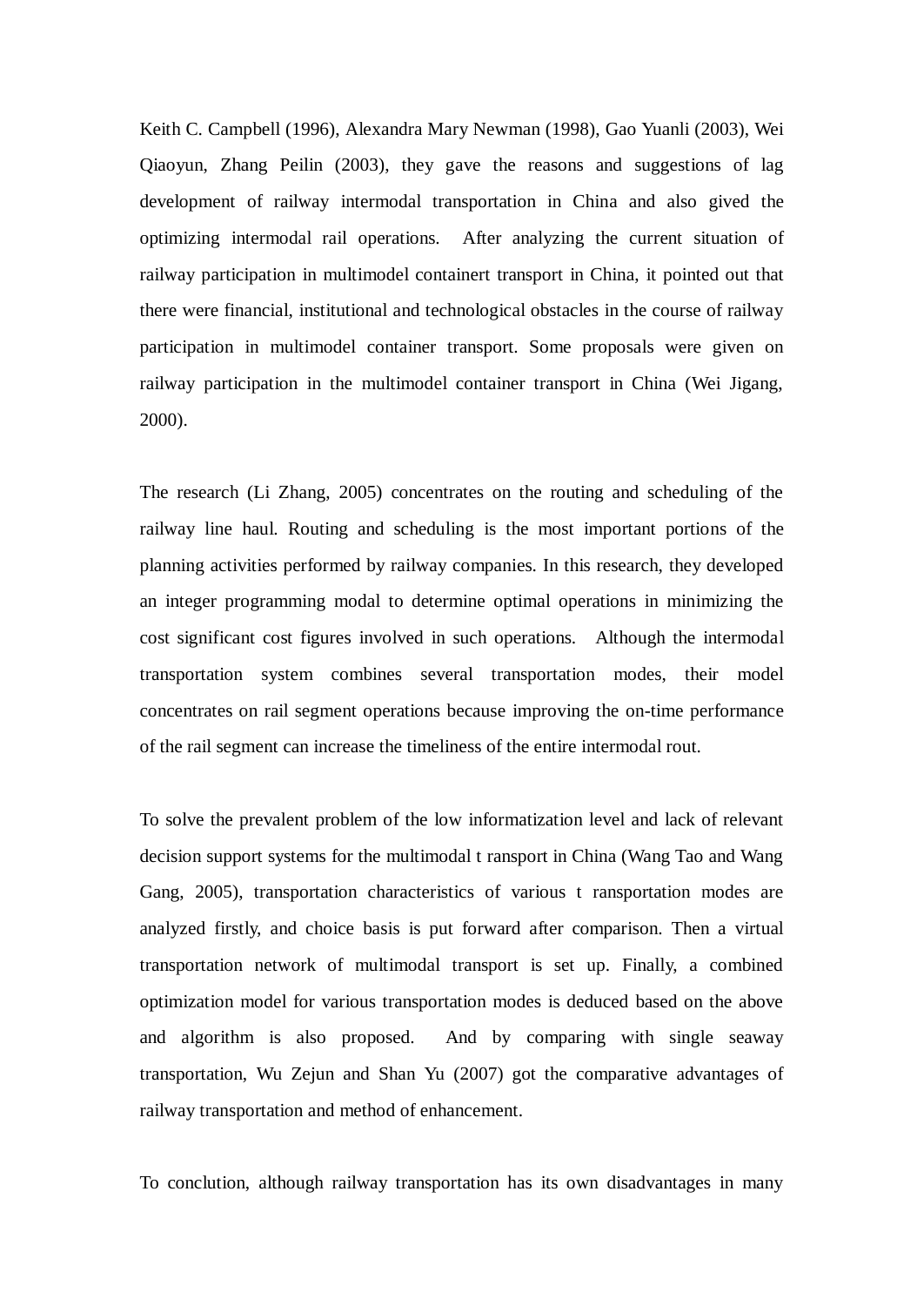Keith C. Campbell (1996), Alexandra Mary Newman (1998), Gao Yuanli (2003), Wei Qiaoyun, Zhang Peilin (2003), they gave the reasons and suggestions of lag development of railway intermodal transportation in China and also gived the optimizing intermodal rail operations. After analyzing the current situation of railway participation in multimodel containert transport in China, it pointed out that there were financial, institutional and technological obstacles in the course of railway participation in multimodel container transport. Some proposals were given on railway participation in the multimodel container transport in China (Wei Jigang, 2000).

The research (Li Zhang, 2005) concentrates on the routing and scheduling of the railway line haul. Routing and scheduling is the most important portions of the planning activities performed by railway companies. In this research, they developed an integer programming modal to determine optimal operations in minimizing the cost significant cost figures involved in such operations. Although the intermodal transportation system combines several transportation modes, their model concentrates on rail segment operations because improving the on-time performance of the rail segment can increase the timeliness of the entire intermodal rout.

To solve the prevalent problem of the low informatization level and lack of relevant decision support systems for the multimodal t ransport in China (Wang Tao and Wang Gang, 2005), transportation characteristics of various t ransportation modes are analyzed firstly, and choice basis is put forward after comparison. Then a virtual transportation network of multimodal transport is set up. Finally, a combined optimization model for various transportation modes is deduced based on the above and algorithm is also proposed. And by comparing with single seaway transportation, Wu Zejun and Shan Yu (2007) got the comparative advantages of railway transportation and method of enhancement.

To conclution, although railway transportation has its own disadvantages in many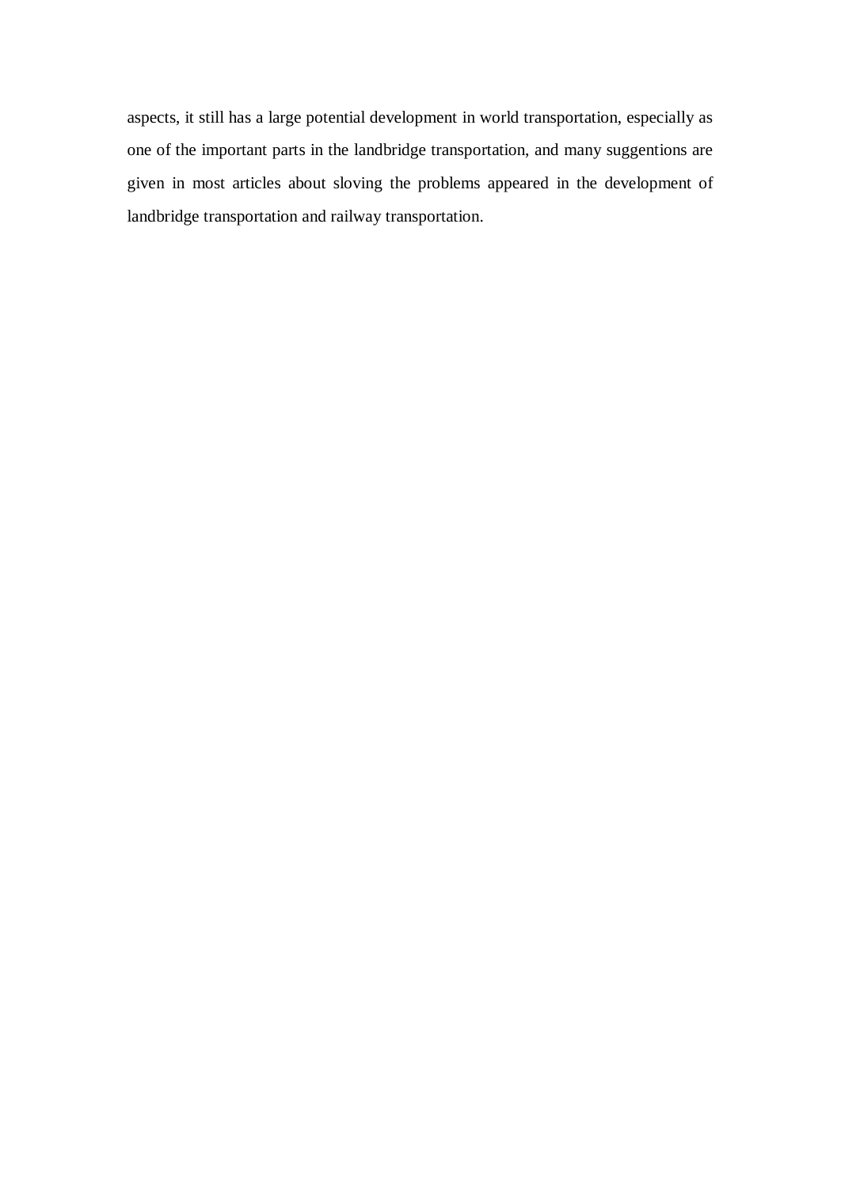aspects, it still has a large potential development in world transportation, especially as one of the important parts in the landbridge transportation, and many suggentions are given in most articles about sloving the problems appeared in the development of landbridge transportation and railway transportation.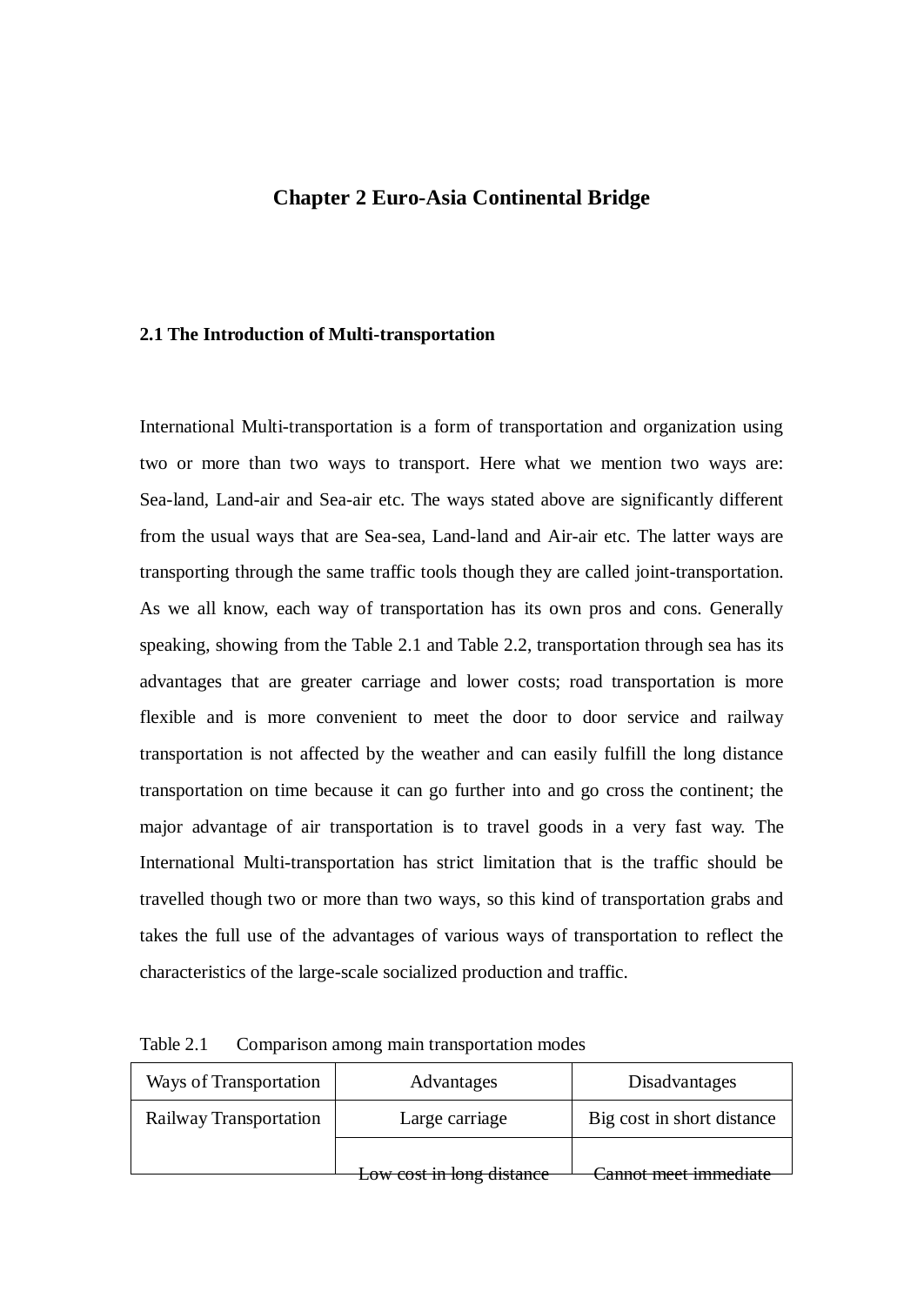# Chapter 2 Euro-Asia Continental Bridge

## 2.1 The Introduction of Multi-transportation

International Multi-transportation is a form of transportation and organization using two or more than two ways to transport. Here what we mention two ways are: Sea-land, Land-air and Sea-air etc. The ways stated above are significantly different from the usual ways that are Sea-sea, Land-land and Air-air etc. The latter ways are transporting through the same traffic tools though they are called joint-transportation. As we all know, each way of transportation has its own pros and cons. Generally speaking, showing from the Table 2.1 and Table 2.2, transportation through sea has its advantages that are greater carriage and lower costs; road transportation is more flexible and is more convenient to meet the door to door service and railway transportation is not affected by the weather and can easily fulfill the long distance transportation on time because it can go further into and go cross the continent; the major advantage of air transportation is to travel goods in a very fast way. The International Multi-transportation has strict limitation that is the traffic should be travelled though two or more than two ways, so this kind of transportation grabs and takes the full use of the advantages of various ways of transportation to reflect the characteristics of the large-scale socialized production and traffic.

Table 2.1  Comparison among main transportation modes

| Ways of Transportation | Advantages | Disadvantages |
|---|---|---|
| Railway Transportation | Large carriage | Big cost in short distance |
| | Low cost in long distance | Cannot meet immediate |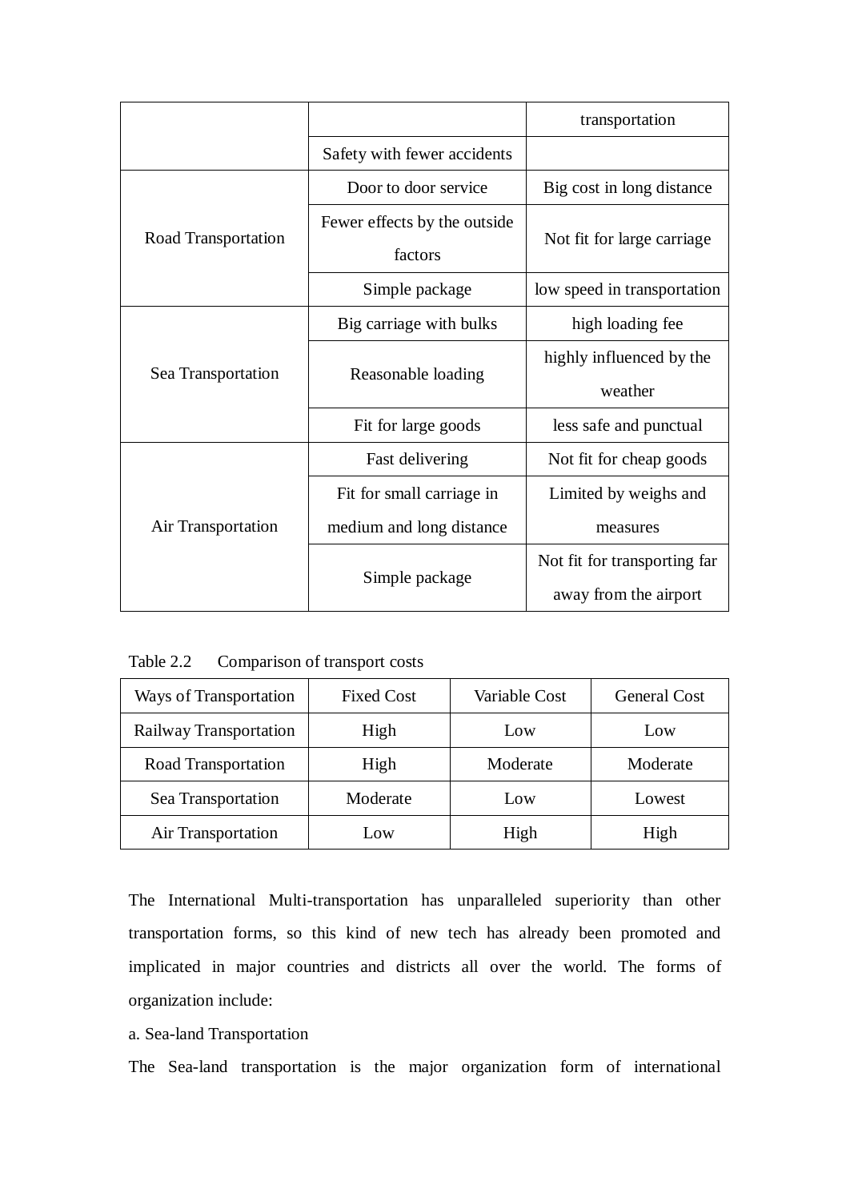| | | transportation |
|---|---|---|
| | Safety with fewer accidents | |
| Road Transportation | Door to door service | Big cost in long distance |
| | Fewer effects by the outside factors | Not fit for large carriage |
| | Simple package | low speed in transportation |
| Sea Transportation | Big carriage with bulks | high loading fee |
| | Reasonable loading | highly influenced by the weather |
| | Fit for large goods | less safe and punctual |
| Air Transportation | Fast delivering | Not fit for cheap goods |
| | Fit for small carriage in medium and long distance | Limited by weighs and measures |
| | Simple package | Not fit for transporting far away from the airport |

Table 2.2　Comparison of transport costs

| Ways of Transportation | Fixed Cost | Variable Cost | General Cost |
|---|---|---|---|
| Railway Transportation | High | Low | Low |
| Road Transportation | High | Moderate | Moderate |
| Sea Transportation | Moderate | Low | Lowest |
| Air Transportation | Low | High | High |

The International Multi-transportation has unparalleled superiority than other transportation forms, so this kind of new tech has already been promoted and implicated in major countries and districts all over the world. The forms of organization include:

a. Sea-land Transportation

The Sea-land transportation is the major organization form of international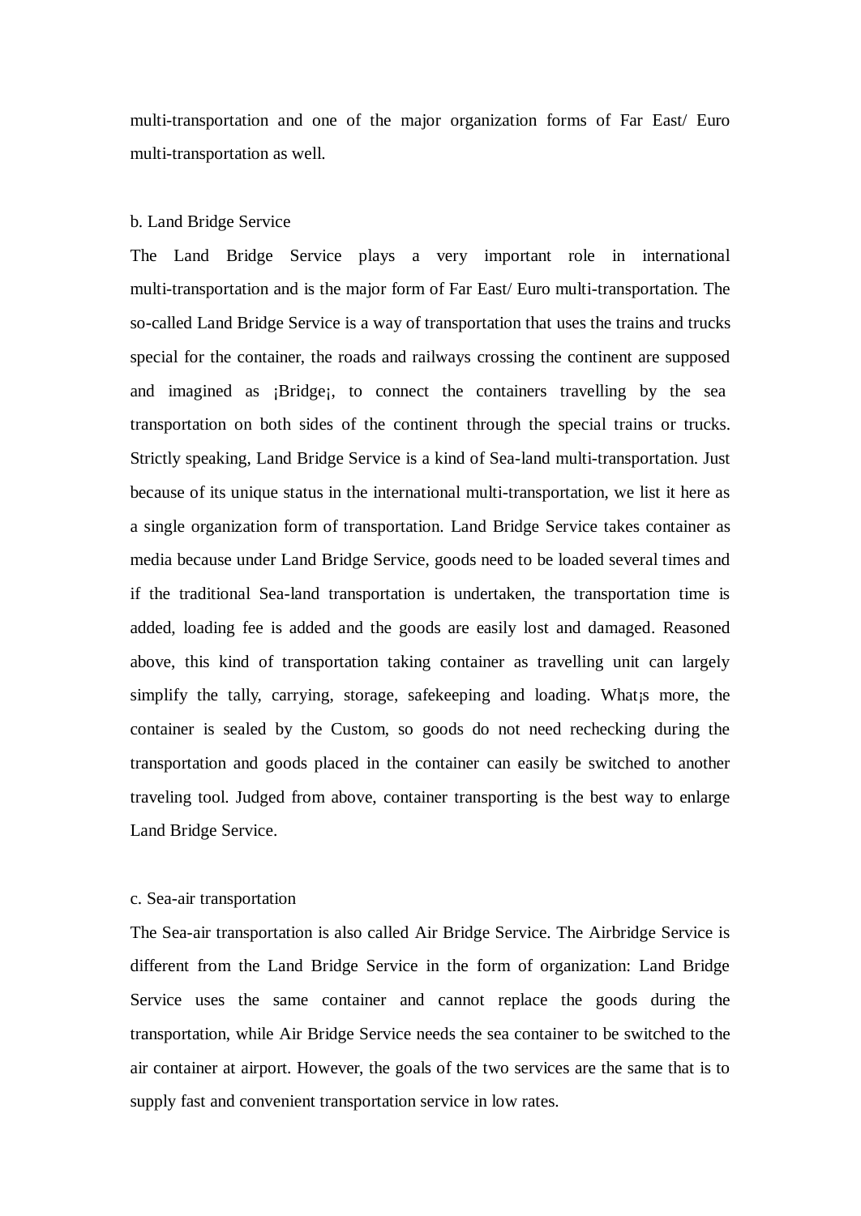multi-transportation and one of the major organization forms of Far East/ Euro multi-transportation as well.

b. Land Bridge Service

The Land Bridge Service plays a very important role in international multi-transportation and is the major form of Far East/ Euro multi-transportation. The so-called Land Bridge Service is a way of transportation that uses the trains and trucks special for the container, the roads and railways crossing the continent are supposed and imagined as ¡Bridge¡, to connect the containers travelling by the sea transportation on both sides of the continent through the special trains or trucks. Strictly speaking, Land Bridge Service is a kind of Sea-land multi-transportation. Just because of its unique status in the international multi-transportation, we list it here as a single organization form of transportation. Land Bridge Service takes container as media because under Land Bridge Service, goods need to be loaded several times and if the traditional Sea-land transportation is undertaken, the transportation time is added, loading fee is added and the goods are easily lost and damaged. Reasoned above, this kind of transportation taking container as travelling unit can largely simplify the tally, carrying, storage, safekeeping and loading. What¡s more, the container is sealed by the Custom, so goods do not need rechecking during the transportation and goods placed in the container can easily be switched to another traveling tool. Judged from above, container transporting is the best way to enlarge Land Bridge Service.

c. Sea-air transportation

The Sea-air transportation is also called Air Bridge Service. The Airbridge Service is different from the Land Bridge Service in the form of organization: Land Bridge Service uses the same container and cannot replace the goods during the transportation, while Air Bridge Service needs the sea container to be switched to the air container at airport. However, the goals of the two services are the same that is to supply fast and convenient transportation service in low rates.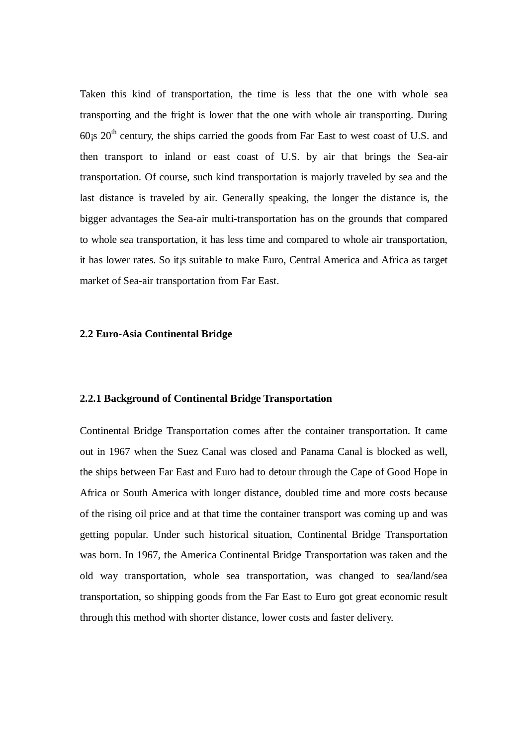Taken this kind of transportation, the time is less that the one with whole sea transporting and the fright is lower that the one with whole air transporting. During 60¡s $20^{th}$ century, the ships carried the goods from Far East to west coast of U.S. and then transport to inland or east coast of U.S. by air that brings the Sea-air transportation. Of course, such kind transportation is majorly traveled by sea and the last distance is traveled by air. Generally speaking, the longer the distance is, the bigger advantages the Sea-air multi-transportation has on the grounds that compared to whole sea transportation, it has less time and compared to whole air transportation, it has lower rates. So it¡s suitable to make Euro, Central America and Africa as target market of Sea-air transportation from Far East.

### 2.2 Euro-Asia Continental Bridge

#### 2.2.1 Background of Continental Bridge Transportation

Continental Bridge Transportation comes after the container transportation. It came out in 1967 when the Suez Canal was closed and Panama Canal is blocked as well, the ships between Far East and Euro had to detour through the Cape of Good Hope in Africa or South America with longer distance, doubled time and more costs because of the rising oil price and at that time the container transport was coming up and was getting popular. Under such historical situation, Continental Bridge Transportation was born. In 1967, the America Continental Bridge Transportation was taken and the old way transportation, whole sea transportation, was changed to sea/land/sea transportation, so shipping goods from the Far East to Euro got great economic result through this method with shorter distance, lower costs and faster delivery.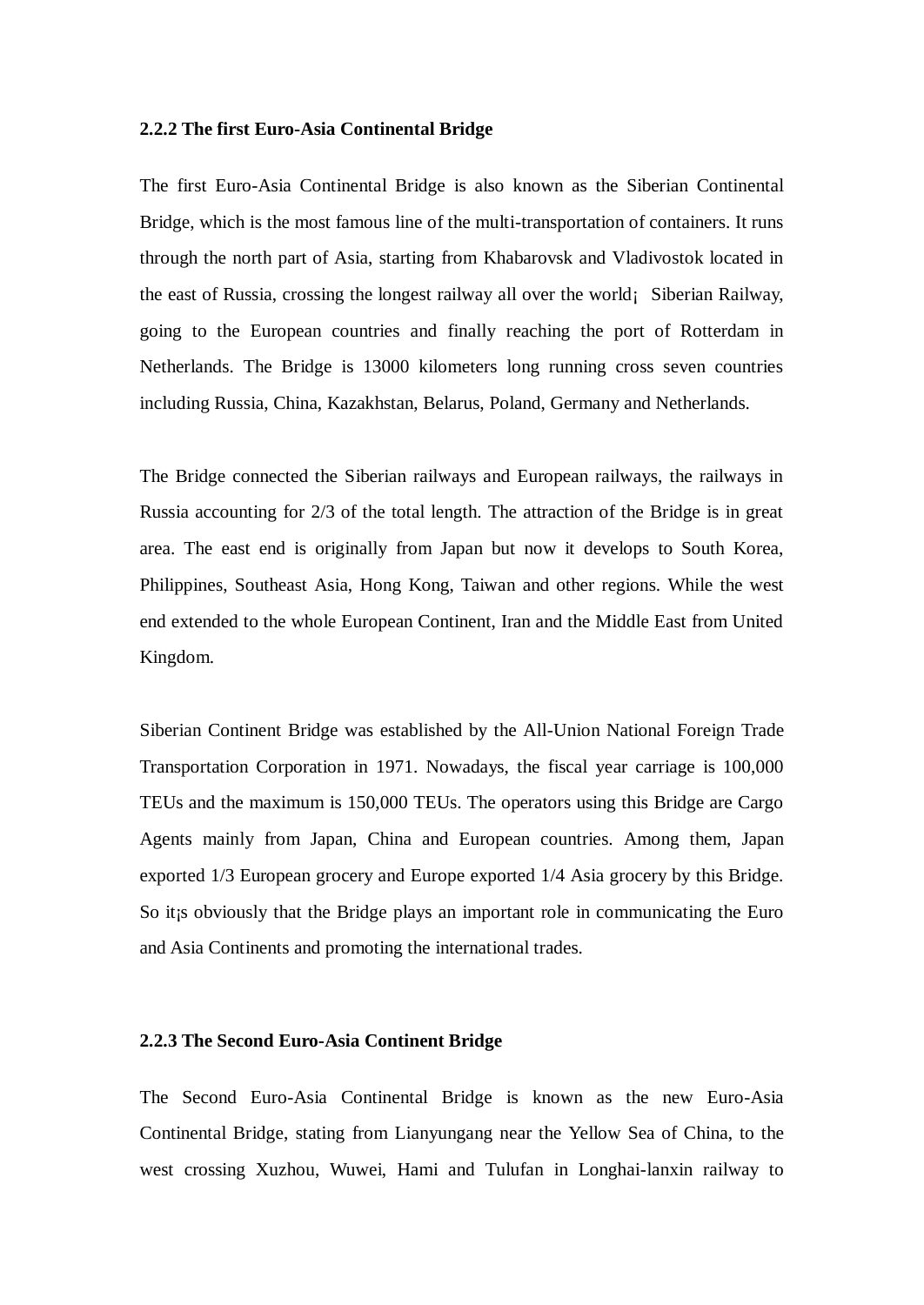### 2.2.2 The first Euro-Asia Continental Bridge

The first Euro-Asia Continental Bridge is also known as the Siberian Continental Bridge, which is the most famous line of the multi-transportation of containers. It runs through the north part of Asia, starting from Khabarovsk and Vladivostok located in the east of Russia, crossing the longest railway all over the world¡ Siberian Railway, going to the European countries and finally reaching the port of Rotterdam in Netherlands. The Bridge is 13000 kilometers long running cross seven countries including Russia, China, Kazakhstan, Belarus, Poland, Germany and Netherlands.

The Bridge connected the Siberian railways and European railways, the railways in Russia accounting for 2/3 of the total length. The attraction of the Bridge is in great area. The east end is originally from Japan but now it develops to South Korea, Philippines, Southeast Asia, Hong Kong, Taiwan and other regions. While the west end extended to the whole European Continent, Iran and the Middle East from United Kingdom.

Siberian Continent Bridge was established by the All-Union National Foreign Trade Transportation Corporation in 1971. Nowadays, the fiscal year carriage is 100,000 TEUs and the maximum is 150,000 TEUs. The operators using this Bridge are Cargo Agents mainly from Japan, China and European countries. Among them, Japan exported 1/3 European grocery and Europe exported 1/4 Asia grocery by this Bridge. So it¡s obviously that the Bridge plays an important role in communicating the Euro and Asia Continents and promoting the international trades.

### 2.2.3 The Second Euro-Asia Continent Bridge

The Second Euro-Asia Continental Bridge is known as the new Euro-Asia Continental Bridge, stating from Lianyungang near the Yellow Sea of China, to the west crossing Xuzhou, Wuwei, Hami and Tulufan in Longhai-lanxin railway to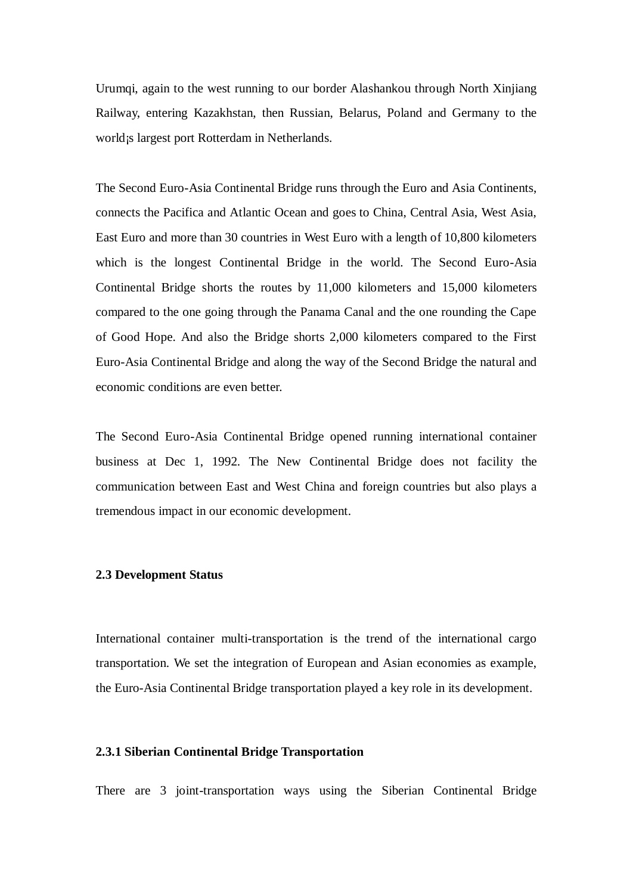Urumqi, again to the west running to our border Alashankou through North Xinjiang Railway, entering Kazakhstan, then Russian, Belarus, Poland and Germany to the world¡s largest port Rotterdam in Netherlands.

The Second Euro-Asia Continental Bridge runs through the Euro and Asia Continents, connects the Pacifica and Atlantic Ocean and goes to China, Central Asia, West Asia, East Euro and more than 30 countries in West Euro with a length of 10,800 kilometers which is the longest Continental Bridge in the world. The Second Euro-Asia Continental Bridge shorts the routes by 11,000 kilometers and 15,000 kilometers compared to the one going through the Panama Canal and the one rounding the Cape of Good Hope. And also the Bridge shorts 2,000 kilometers compared to the First Euro-Asia Continental Bridge and along the way of the Second Bridge the natural and economic conditions are even better.

The Second Euro-Asia Continental Bridge opened running international container business at Dec 1, 1992. The New Continental Bridge does not facility the communication between East and West China and foreign countries but also plays a tremendous impact in our economic development.

### 2.3 Development Status

International container multi-transportation is the trend of the international cargo transportation. We set the integration of European and Asian economies as example, the Euro-Asia Continental Bridge transportation played a key role in its development.

#### 2.3.1 Siberian Continental Bridge Transportation

There are 3 joint-transportation ways using the Siberian Continental Bridge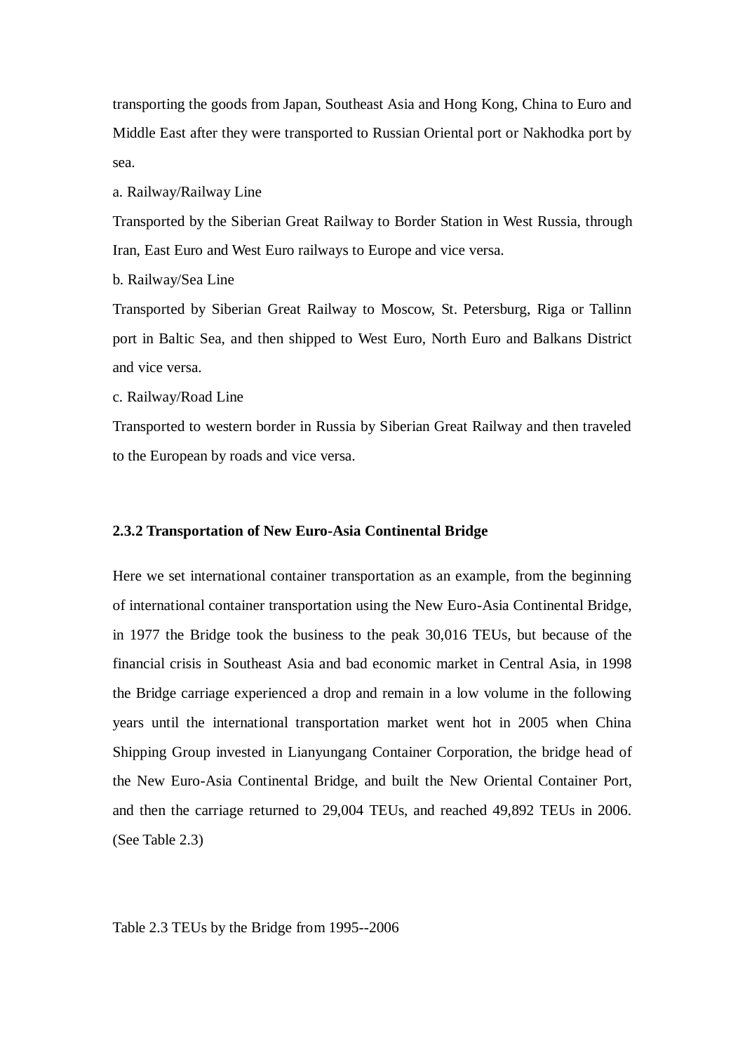transporting the goods from Japan, Southeast Asia and Hong Kong, China to Euro and Middle East after they were transported to Russian Oriental port or Nakhodka port by sea.

a. Railway/Railway Line

Transported by the Siberian Great Railway to Border Station in West Russia, through Iran, East Euro and West Euro railways to Europe and vice versa.

b. Railway/Sea Line

Transported by Siberian Great Railway to Moscow, St. Petersburg, Riga or Tallinn port in Baltic Sea, and then shipped to West Euro, North Euro and Balkans District and vice versa.

c. Railway/Road Line

Transported to western border in Russia by Siberian Great Railway and then traveled to the European by roads and vice versa.

### 2.3.2 Transportation of New Euro-Asia Continental Bridge

Here we set international container transportation as an example, from the beginning of international container transportation using the New Euro-Asia Continental Bridge, in 1977 the Bridge took the business to the peak 30,016 TEUs, but because of the financial crisis in Southeast Asia and bad economic market in Central Asia, in 1998 the Bridge carriage experienced a drop and remain in a low volume in the following years until the international transportation market went hot in 2005 when China Shipping Group invested in Lianyungang Container Corporation, the bridge head of the New Euro-Asia Continental Bridge, and built the New Oriental Container Port, and then the carriage returned to 29,004 TEUs, and reached 49,892 TEUs in 2006. (See Table 2.3)

Table 2.3 TEUs by the Bridge from 1995--2006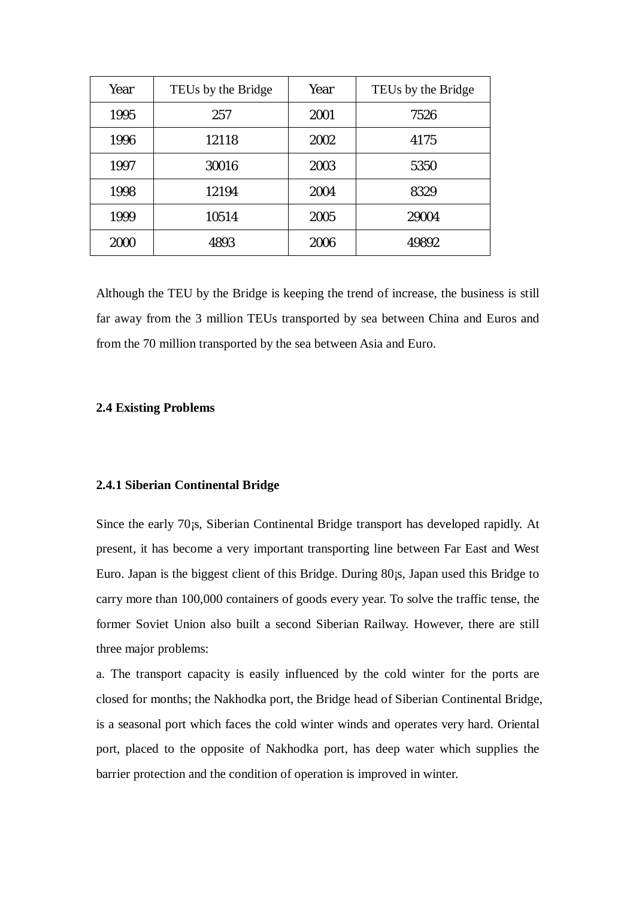| Year | TEUs by the Bridge | Year | TEUs by the Bridge |
| --- | --- | --- | --- |
| 1995 | 257 | 2001 | 7526 |
| 1996 | 12118 | 2002 | 4175 |
| 1997 | 30016 | 2003 | 5350 |
| 1998 | 12194 | 2004 | 8329 |
| 1999 | 10514 | 2005 | 29004 |
| 2000 | 4893 | 2006 | 49892 |

Although the TEU by the Bridge is keeping the trend of increase, the business is still far away from the 3 million TEUs transported by sea between China and Euros and from the 70 million transported by the sea between Asia and Euro.

### 2.4 Existing Problems

#### 2.4.1 Siberian Continental Bridge

Since the early 70¡s, Siberian Continental Bridge transport has developed rapidly. At present, it has become a very important transporting line between Far East and West Euro. Japan is the biggest client of this Bridge. During 80¡s, Japan used this Bridge to carry more than 100,000 containers of goods every year. To solve the traffic tense, the former Soviet Union also built a second Siberian Railway. However, there are still three major problems:

a. The transport capacity is easily influenced by the cold winter for the ports are closed for months; the Nakhodka port, the Bridge head of Siberian Continental Bridge, is a seasonal port which faces the cold winter winds and operates very hard. Oriental port, placed to the opposite of Nakhodka port, has deep water which supplies the barrier protection and the condition of operation is improved in winter.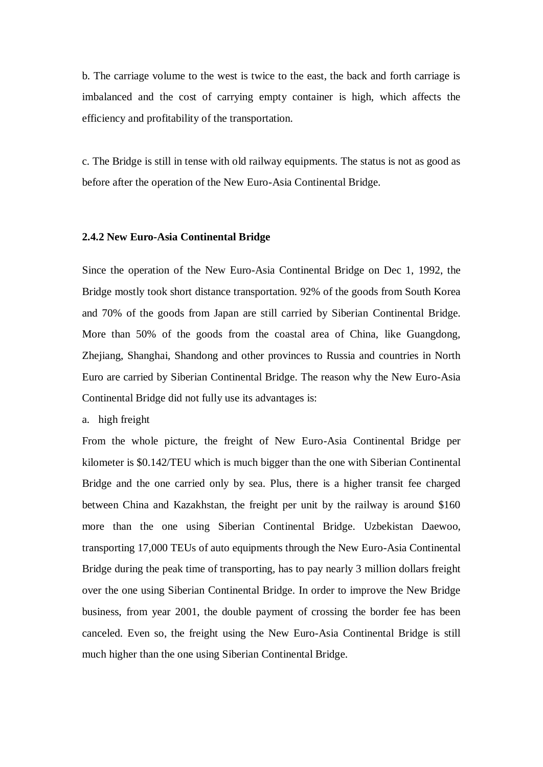b. The carriage volume to the west is twice to the east, the back and forth carriage is imbalanced and the cost of carrying empty container is high, which affects the efficiency and profitability of the transportation.

c. The Bridge is still in tense with old railway equipments. The status is not as good as before after the operation of the New Euro-Asia Continental Bridge.

### 2.4.2 New Euro-Asia Continental Bridge

Since the operation of the New Euro-Asia Continental Bridge on Dec 1, 1992, the Bridge mostly took short distance transportation. 92% of the goods from South Korea and 70% of the goods from Japan are still carried by Siberian Continental Bridge. More than 50% of the goods from the coastal area of China, like Guangdong, Zhejiang, Shanghai, Shandong and other provinces to Russia and countries in North Euro are carried by Siberian Continental Bridge. The reason why the New Euro-Asia Continental Bridge did not fully use its advantages is:

a. high freight

From the whole picture, the freight of New Euro-Asia Continental Bridge per kilometer is $0.142/TEU which is much bigger than the one with Siberian Continental Bridge and the one carried only by sea. Plus, there is a higher transit fee charged between China and Kazakhstan, the freight per unit by the railway is around $160 more than the one using Siberian Continental Bridge. Uzbekistan Daewoo, transporting 17,000 TEUs of auto equipments through the New Euro-Asia Continental Bridge during the peak time of transporting, has to pay nearly 3 million dollars freight over the one using Siberian Continental Bridge. In order to improve the New Bridge business, from year 2001, the double payment of crossing the border fee has been canceled. Even so, the freight using the New Euro-Asia Continental Bridge is still much higher than the one using Siberian Continental Bridge.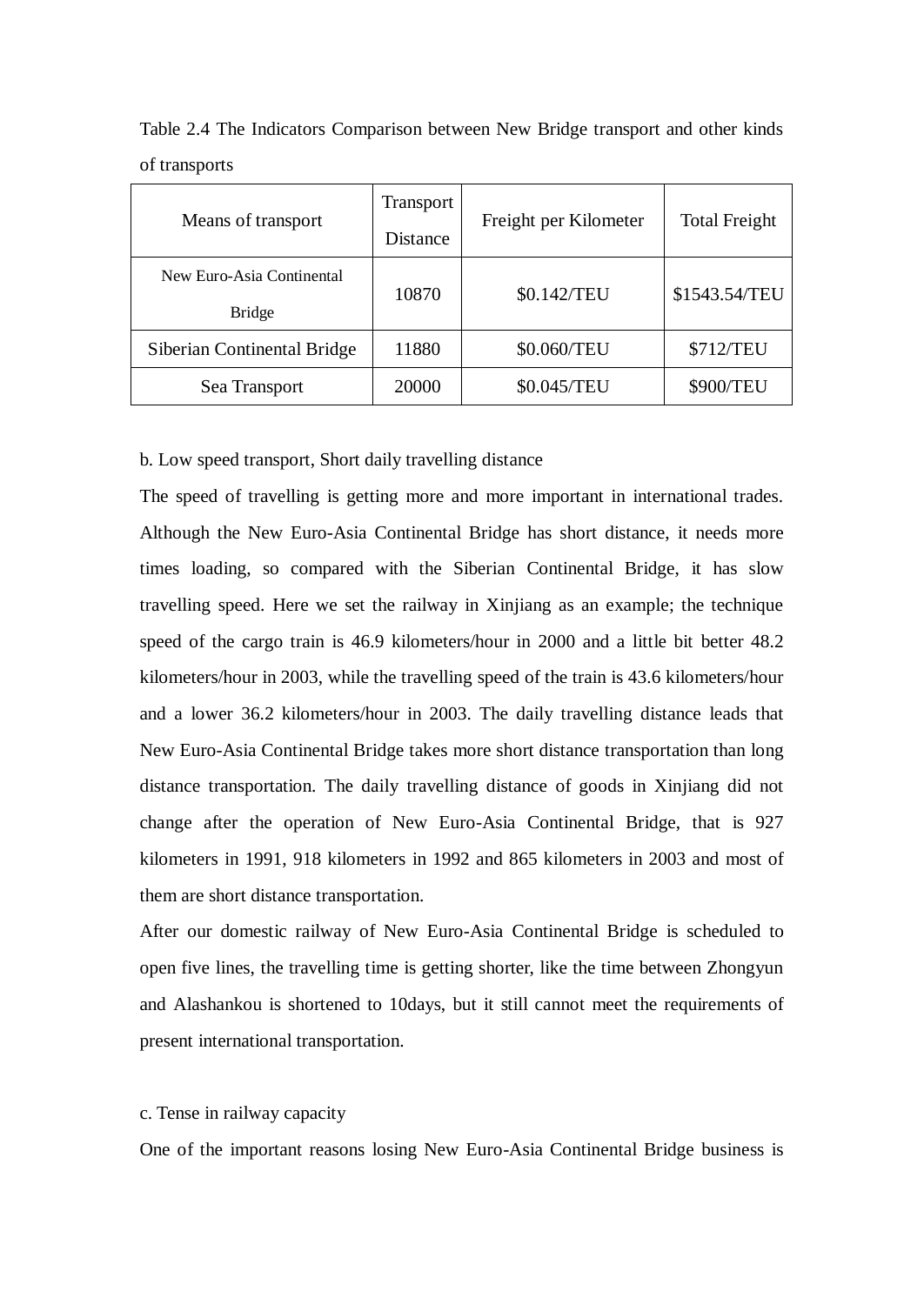Table 2.4 The Indicators Comparison between New Bridge transport and other kinds of transports

| Means of transport | Transport Distance | Freight per Kilometer | Total Freight |
|---|---|---|---|
| New Euro-Asia Continental Bridge | 10870 | $0.142/TEU | $1543.54/TEU |
| Siberian Continental Bridge | 11880 | $0.060/TEU | $712/TEU |
| Sea Transport | 20000 | $0.045/TEU | $900/TEU |

b. Low speed transport, Short daily travelling distance

The speed of travelling is getting more and more important in international trades. Although the New Euro-Asia Continental Bridge has short distance, it needs more times loading, so compared with the Siberian Continental Bridge, it has slow travelling speed. Here we set the railway in Xinjiang as an example; the technique speed of the cargo train is 46.9 kilometers/hour in 2000 and a little bit better 48.2 kilometers/hour in 2003, while the travelling speed of the train is 43.6 kilometers/hour and a lower 36.2 kilometers/hour in 2003. The daily travelling distance leads that New Euro-Asia Continental Bridge takes more short distance transportation than long distance transportation. The daily travelling distance of goods in Xinjiang did not change after the operation of New Euro-Asia Continental Bridge, that is 927 kilometers in 1991, 918 kilometers in 1992 and 865 kilometers in 2003 and most of them are short distance transportation.

After our domestic railway of New Euro-Asia Continental Bridge is scheduled to open five lines, the travelling time is getting shorter, like the time between Zhongyun and Alashankou is shortened to 10days, but it still cannot meet the requirements of present international transportation.

c. Tense in railway capacity

One of the important reasons losing New Euro-Asia Continental Bridge business is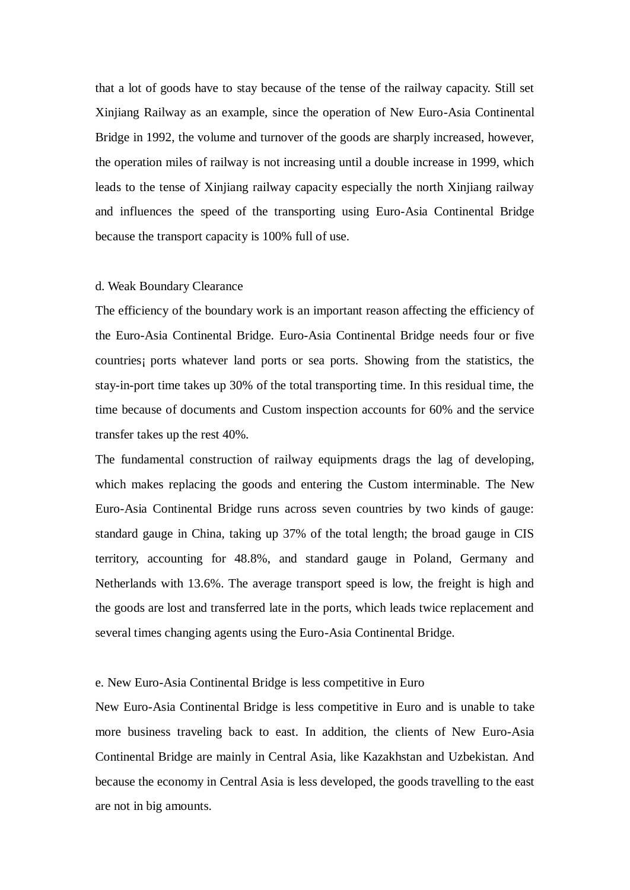that a lot of goods have to stay because of the tense of the railway capacity. Still set Xinjiang Railway as an example, since the operation of New Euro-Asia Continental Bridge in 1992, the volume and turnover of the goods are sharply increased, however, the operation miles of railway is not increasing until a double increase in 1999, which leads to the tense of Xinjiang railway capacity especially the north Xinjiang railway and influences the speed of the transporting using Euro-Asia Continental Bridge because the transport capacity is 100% full of use.

d. Weak Boundary Clearance

The efficiency of the boundary work is an important reason affecting the efficiency of the Euro-Asia Continental Bridge. Euro-Asia Continental Bridge needs four or five countries¡ ports whatever land ports or sea ports. Showing from the statistics, the stay-in-port time takes up 30% of the total transporting time. In this residual time, the time because of documents and Custom inspection accounts for 60% and the service transfer takes up the rest 40%.

The fundamental construction of railway equipments drags the lag of developing, which makes replacing the goods and entering the Custom interminable. The New Euro-Asia Continental Bridge runs across seven countries by two kinds of gauge: standard gauge in China, taking up 37% of the total length; the broad gauge in CIS territory, accounting for 48.8%, and standard gauge in Poland, Germany and Netherlands with 13.6%. The average transport speed is low, the freight is high and the goods are lost and transferred late in the ports, which leads twice replacement and several times changing agents using the Euro-Asia Continental Bridge.

e. New Euro-Asia Continental Bridge is less competitive in Euro

New Euro-Asia Continental Bridge is less competitive in Euro and is unable to take more business traveling back to east. In addition, the clients of New Euro-Asia Continental Bridge are mainly in Central Asia, like Kazakhstan and Uzbekistan. And because the economy in Central Asia is less developed, the goods travelling to the east are not in big amounts.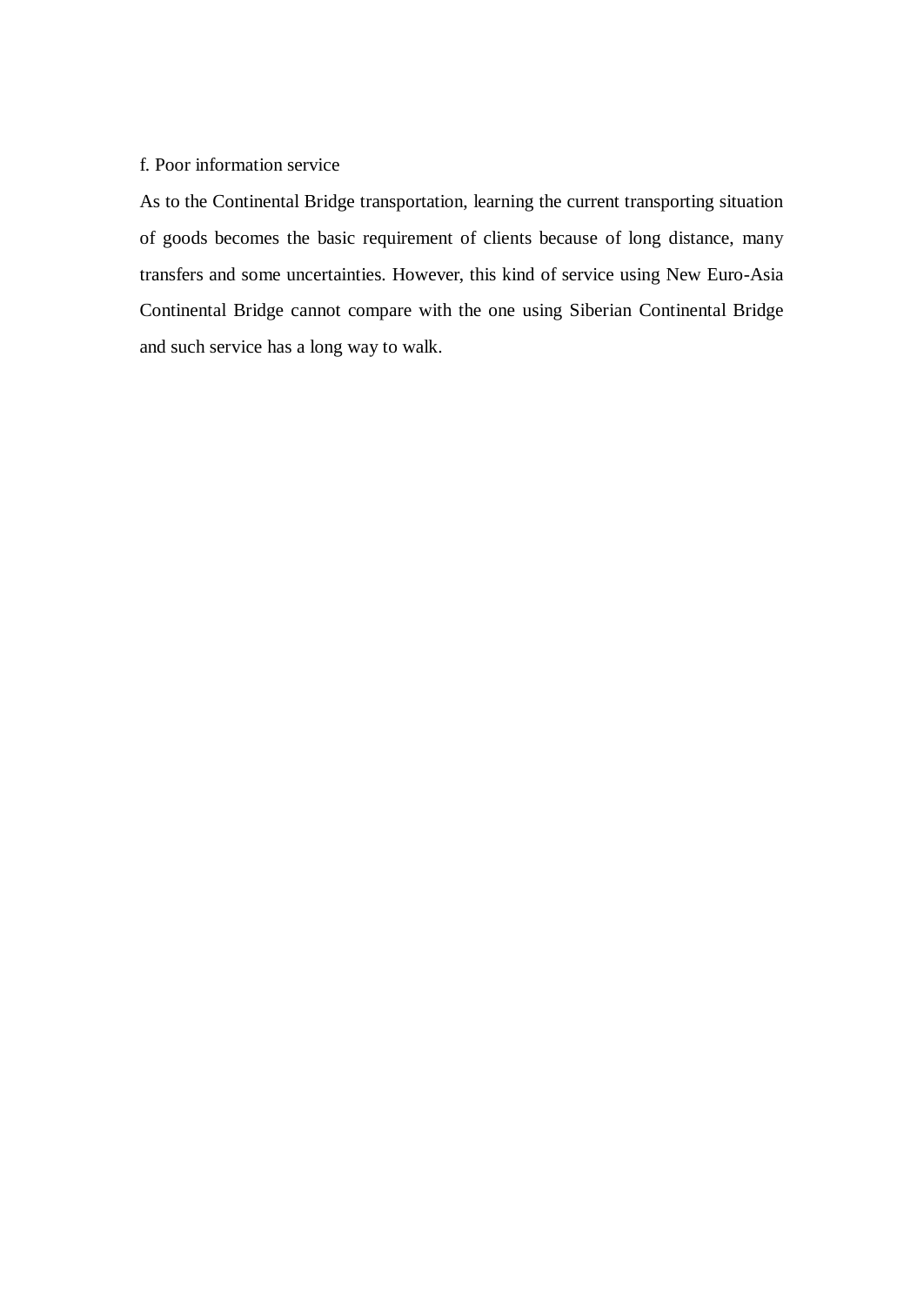f. Poor information service

As to the Continental Bridge transportation, learning the current transporting situation of goods becomes the basic requirement of clients because of long distance, many transfers and some uncertainties. However, this kind of service using New Euro-Asia Continental Bridge cannot compare with the one using Siberian Continental Bridge and such service has a long way to walk.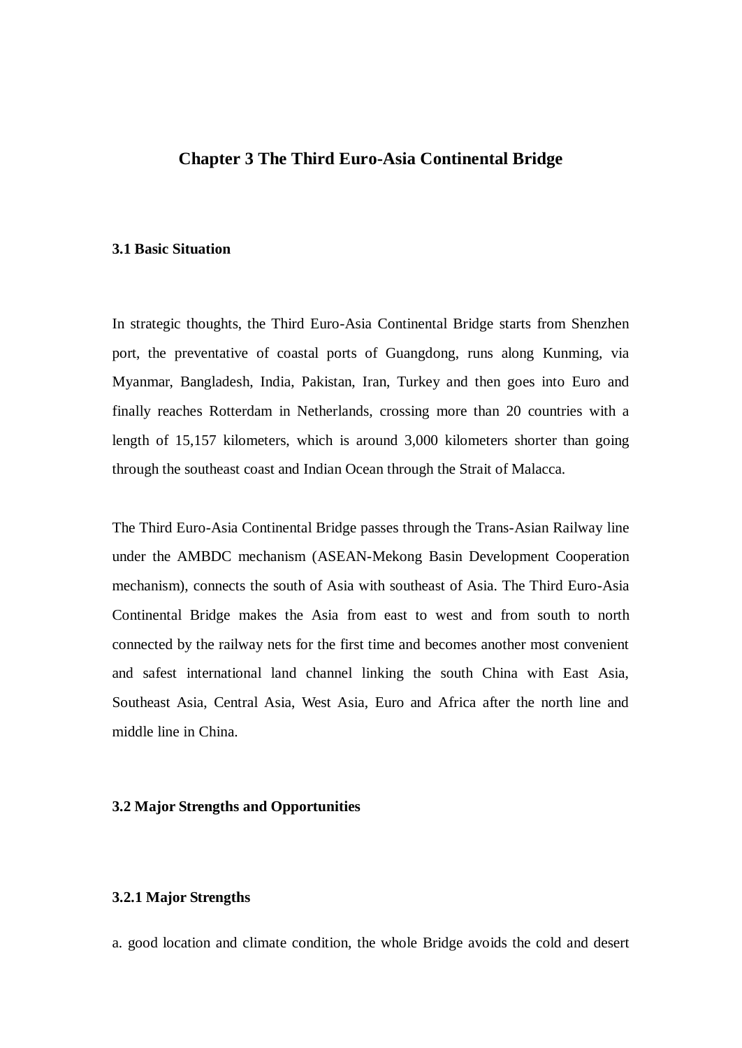# Chapter 3 The Third Euro-Asia Continental Bridge

## 3.1 Basic Situation

In strategic thoughts, the Third Euro-Asia Continental Bridge starts from Shenzhen port, the preventative of coastal ports of Guangdong, runs along Kunming, via Myanmar, Bangladesh, India, Pakistan, Iran, Turkey and then goes into Euro and finally reaches Rotterdam in Netherlands, crossing more than 20 countries with a length of 15,157 kilometers, which is around 3,000 kilometers shorter than going through the southeast coast and Indian Ocean through the Strait of Malacca.

The Third Euro-Asia Continental Bridge passes through the Trans-Asian Railway line under the AMBDC mechanism (ASEAN-Mekong Basin Development Cooperation mechanism), connects the south of Asia with southeast of Asia. The Third Euro-Asia Continental Bridge makes the Asia from east to west and from south to north connected by the railway nets for the first time and becomes another most convenient and safest international land channel linking the south China with East Asia, Southeast Asia, Central Asia, West Asia, Euro and Africa after the north line and middle line in China.

## 3.2 Major Strengths and Opportunities

### 3.2.1 Major Strengths

a. good location and climate condition, the whole Bridge avoids the cold and desert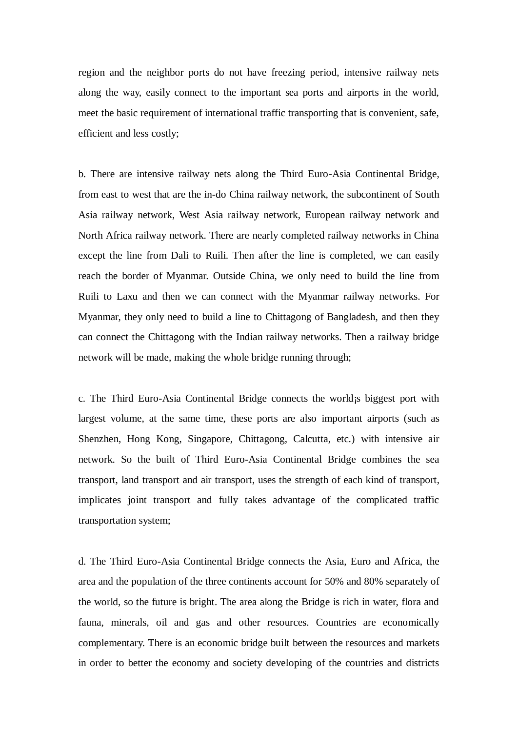region and the neighbor ports do not have freezing period, intensive railway nets along the way, easily connect to the important sea ports and airports in the world, meet the basic requirement of international traffic transporting that is convenient, safe, efficient and less costly;

b. There are intensive railway nets along the Third Euro-Asia Continental Bridge, from east to west that are the in-do China railway network, the subcontinent of South Asia railway network, West Asia railway network, European railway network and North Africa railway network. There are nearly completed railway networks in China except the line from Dali to Ruili. Then after the line is completed, we can easily reach the border of Myanmar. Outside China, we only need to build the line from Ruili to Laxu and then we can connect with the Myanmar railway networks. For Myanmar, they only need to build a line to Chittagong of Bangladesh, and then they can connect the Chittagong with the Indian railway networks. Then a railway bridge network will be made, making the whole bridge running through;

c. The Third Euro-Asia Continental Bridge connects the world¡s biggest port with largest volume, at the same time, these ports are also important airports (such as Shenzhen, Hong Kong, Singapore, Chittagong, Calcutta, etc.) with intensive air network. So the built of Third Euro-Asia Continental Bridge combines the sea transport, land transport and air transport, uses the strength of each kind of transport, implicates joint transport and fully takes advantage of the complicated traffic transportation system;

d. The Third Euro-Asia Continental Bridge connects the Asia, Euro and Africa, the area and the population of the three continents account for 50% and 80% separately of the world, so the future is bright. The area along the Bridge is rich in water, flora and fauna, minerals, oil and gas and other resources. Countries are economically complementary. There is an economic bridge built between the resources and markets in order to better the economy and society developing of the countries and districts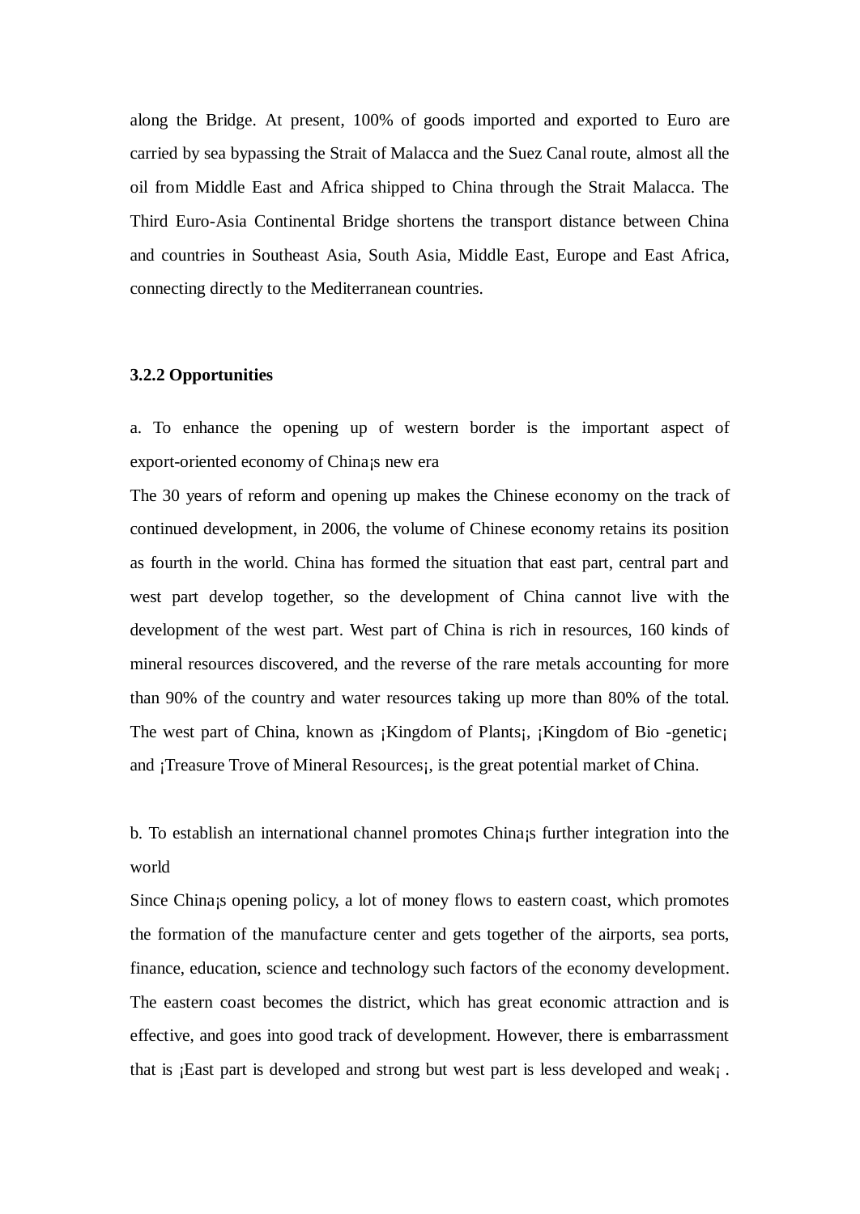along the Bridge. At present, 100% of goods imported and exported to Euro are carried by sea bypassing the Strait of Malacca and the Suez Canal route, almost all the oil from Middle East and Africa shipped to China through the Strait Malacca. The Third Euro-Asia Continental Bridge shortens the transport distance between China and countries in Southeast Asia, South Asia, Middle East, Europe and East Africa, connecting directly to the Mediterranean countries.

### 3.2.2 Opportunities

a. To enhance the opening up of western border is the important aspect of export-oriented economy of China¡s new era

The 30 years of reform and opening up makes the Chinese economy on the track of continued development, in 2006, the volume of Chinese economy retains its position as fourth in the world. China has formed the situation that east part, central part and west part develop together, so the development of China cannot live with the development of the west part. West part of China is rich in resources, 160 kinds of mineral resources discovered, and the reverse of the rare metals accounting for more than 90% of the country and water resources taking up more than 80% of the total. The west part of China, known as ¡Kingdom of Plants¡, ¡Kingdom of Bio -genetic¡ and ¡Treasure Trove of Mineral Resources¡, is the great potential market of China.

b. To establish an international channel promotes China¡s further integration into the world

Since China¡s opening policy, a lot of money flows to eastern coast, which promotes the formation of the manufacture center and gets together of the airports, sea ports, finance, education, science and technology such factors of the economy development. The eastern coast becomes the district, which has great economic attraction and is effective, and goes into good track of development. However, there is embarrassment that is ¡East part is developed and strong but west part is less developed and weak¡ .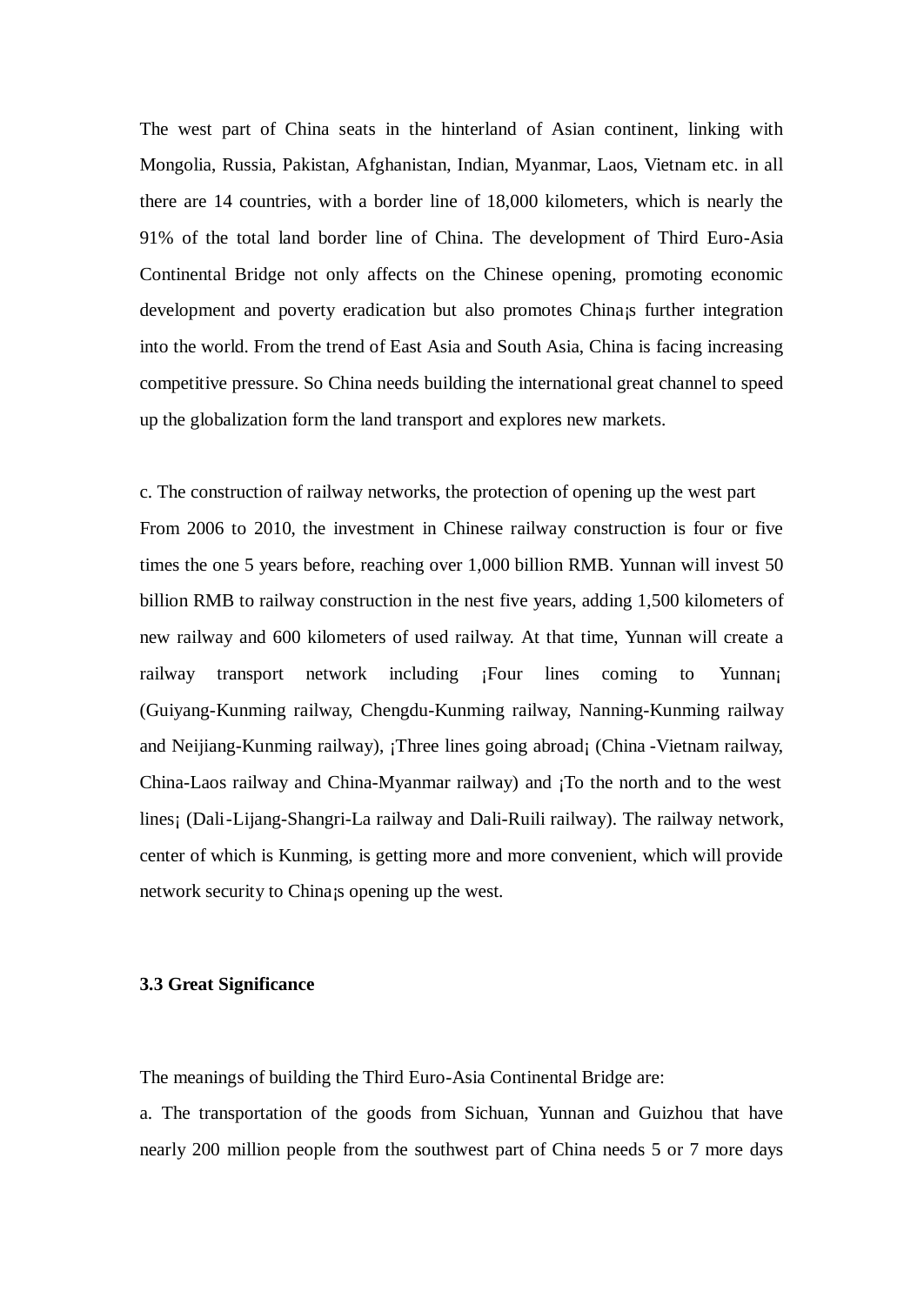The west part of China seats in the hinterland of Asian continent, linking with Mongolia, Russia, Pakistan, Afghanistan, Indian, Myanmar, Laos, Vietnam etc. in all there are 14 countries, with a border line of 18,000 kilometers, which is nearly the 91% of the total land border line of China. The development of Third Euro-Asia Continental Bridge not only affects on the Chinese opening, promoting economic development and poverty eradication but also promotes China¡s further integration into the world. From the trend of East Asia and South Asia, China is facing increasing competitive pressure. So China needs building the international great channel to speed up the globalization form the land transport and explores new markets.

c. The construction of railway networks, the protection of opening up the west part

From 2006 to 2010, the investment in Chinese railway construction is four or five times the one 5 years before, reaching over 1,000 billion RMB. Yunnan will invest 50 billion RMB to railway construction in the nest five years, adding 1,500 kilometers of new railway and 600 kilometers of used railway. At that time, Yunnan will create a railway transport network including ¡Four lines coming to Yunnan¡ (Guiyang-Kunming railway, Chengdu-Kunming railway, Nanning-Kunming railway and Neijiang-Kunming railway), ¡Three lines going abroad¡ (China -Vietnam railway, China-Laos railway and China-Myanmar railway) and ¡To the north and to the west lines¡ (Dali-Lijang-Shangri-La railway and Dali-Ruili railway). The railway network, center of which is Kunming, is getting more and more convenient, which will provide network security to China¡s opening up the west.

### 3.3 Great Significance

The meanings of building the Third Euro-Asia Continental Bridge are:

a. The transportation of the goods from Sichuan, Yunnan and Guizhou that have nearly 200 million people from the southwest part of China needs 5 or 7 more days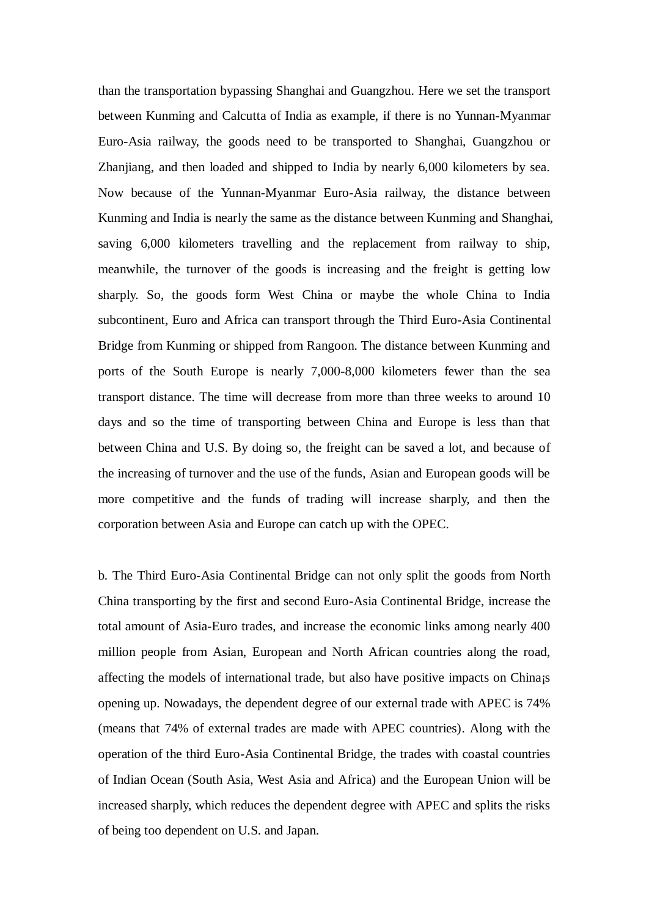than the transportation bypassing Shanghai and Guangzhou. Here we set the transport between Kunming and Calcutta of India as example, if there is no Yunnan-Myanmar Euro-Asia railway, the goods need to be transported to Shanghai, Guangzhou or Zhanjiang, and then loaded and shipped to India by nearly 6,000 kilometers by sea. Now because of the Yunnan-Myanmar Euro-Asia railway, the distance between Kunming and India is nearly the same as the distance between Kunming and Shanghai, saving 6,000 kilometers travelling and the replacement from railway to ship, meanwhile, the turnover of the goods is increasing and the freight is getting low sharply. So, the goods form West China or maybe the whole China to India subcontinent, Euro and Africa can transport through the Third Euro-Asia Continental Bridge from Kunming or shipped from Rangoon. The distance between Kunming and ports of the South Europe is nearly 7,000-8,000 kilometers fewer than the sea transport distance. The time will decrease from more than three weeks to around 10 days and so the time of transporting between China and Europe is less than that between China and U.S. By doing so, the freight can be saved a lot, and because of the increasing of turnover and the use of the funds, Asian and European goods will be more competitive and the funds of trading will increase sharply, and then the corporation between Asia and Europe can catch up with the OPEC.

b. The Third Euro-Asia Continental Bridge can not only split the goods from North China transporting by the first and second Euro-Asia Continental Bridge, increase the total amount of Asia-Euro trades, and increase the economic links among nearly 400 million people from Asian, European and North African countries along the road, affecting the models of international trade, but also have positive impacts on China¡s opening up. Nowadays, the dependent degree of our external trade with APEC is 74% (means that 74% of external trades are made with APEC countries). Along with the operation of the third Euro-Asia Continental Bridge, the trades with coastal countries of Indian Ocean (South Asia, West Asia and Africa) and the European Union will be increased sharply, which reduces the dependent degree with APEC and splits the risks of being too dependent on U.S. and Japan.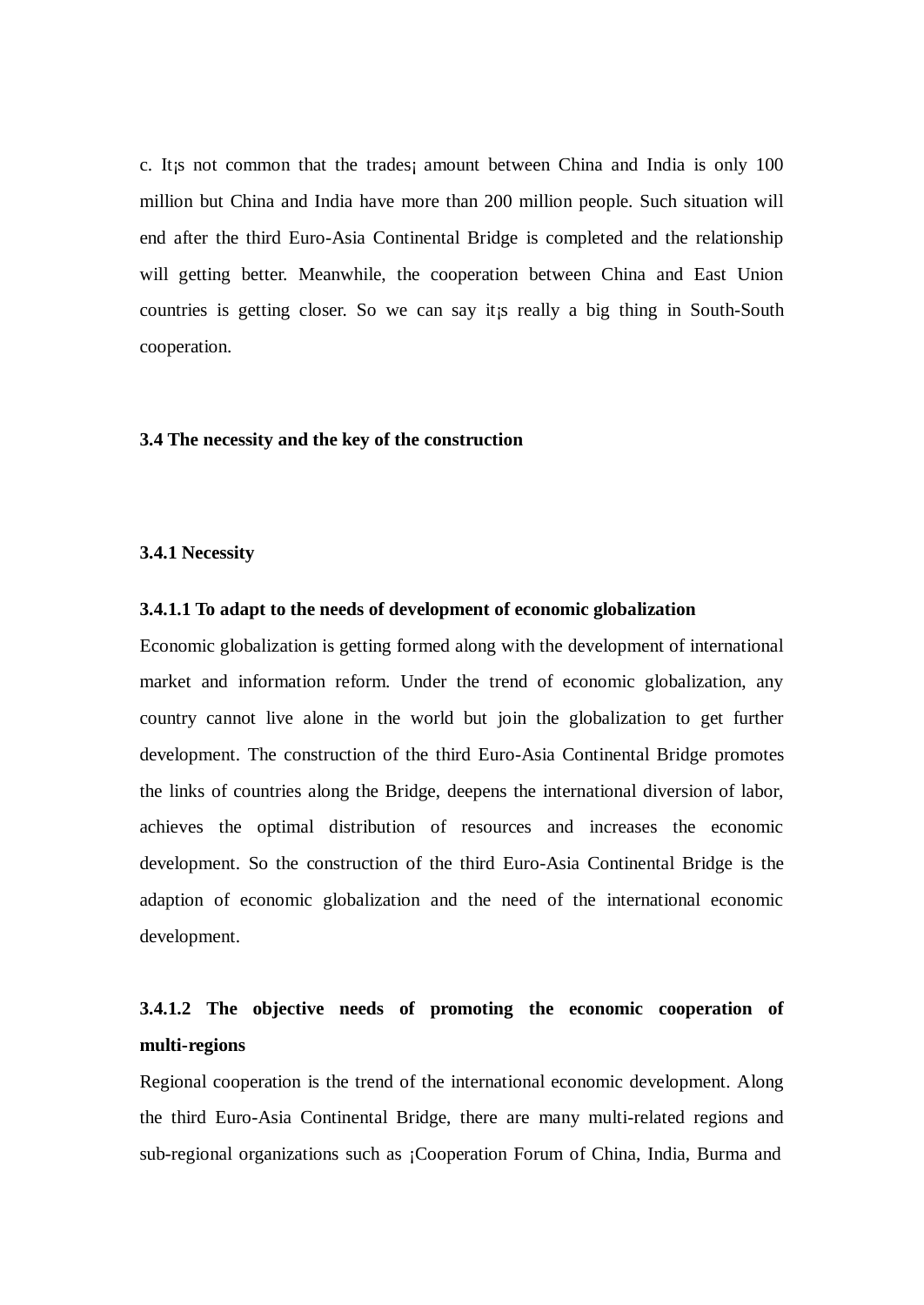c. It¡s not common that the trades¡ amount between China and India is only 100 million but China and India have more than 200 million people. Such situation will end after the third Euro-Asia Continental Bridge is completed and the relationship will getting better. Meanwhile, the cooperation between China and East Union countries is getting closer. So we can say it¡s really a big thing in South-South cooperation.

### 3.4 The necessity and the key of the construction

#### 3.4.1 Necessity

##### 3.4.1.1 To adapt to the needs of development of economic globalization

Economic globalization is getting formed along with the development of international market and information reform. Under the trend of economic globalization, any country cannot live alone in the world but join the globalization to get further development. The construction of the third Euro-Asia Continental Bridge promotes the links of countries along the Bridge, deepens the international diversion of labor, achieves the optimal distribution of resources and increases the economic development. So the construction of the third Euro-Asia Continental Bridge is the adaption of economic globalization and the need of the international economic development.

##### 3.4.1.2 The objective needs of promoting the economic cooperation of multi-regions

Regional cooperation is the trend of the international economic development. Along the third Euro-Asia Continental Bridge, there are many multi-related regions and sub-regional organizations such as ¡Cooperation Forum of China, India, Burma and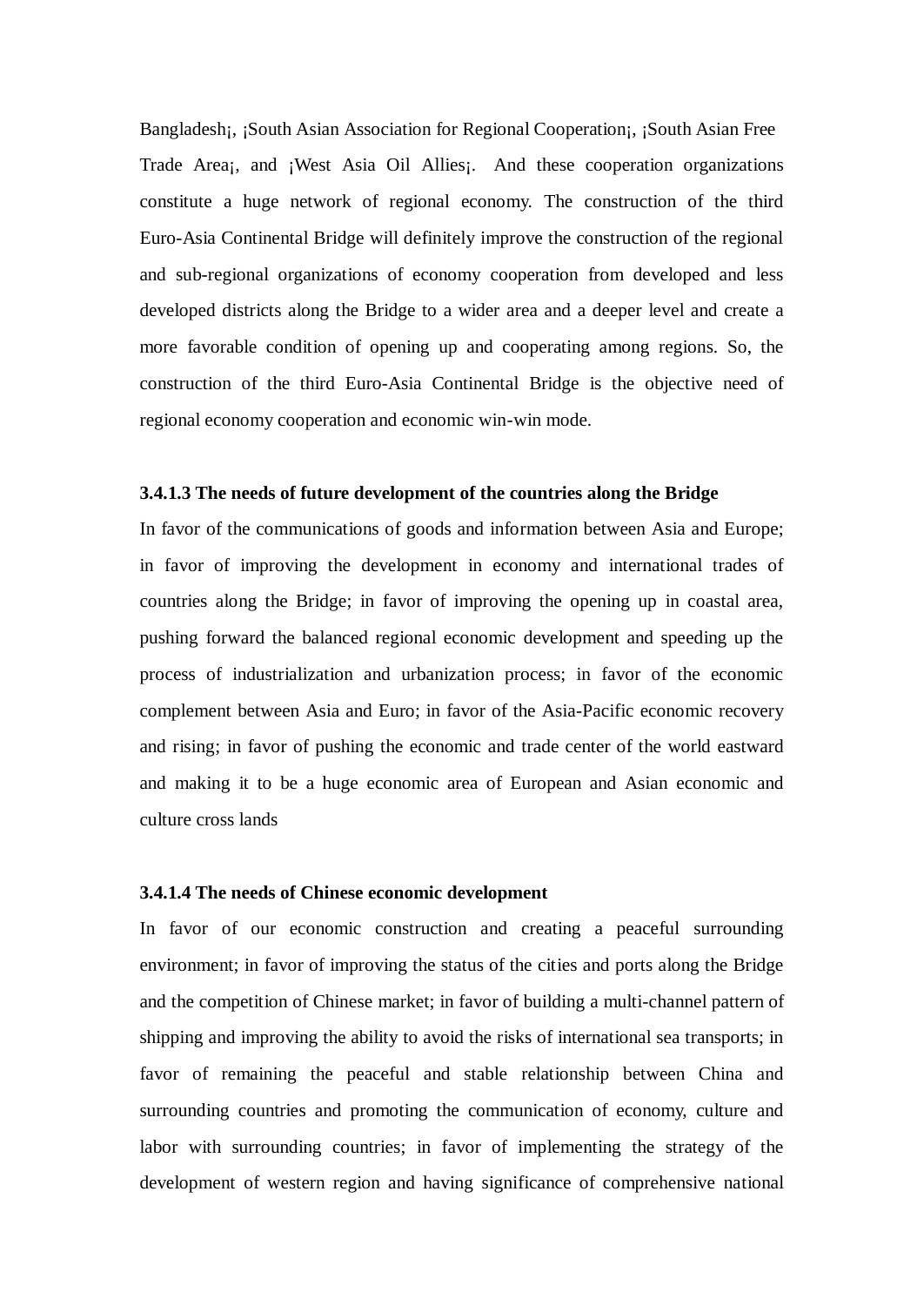Bangladesh¡, ¡South Asian Association for Regional Cooperation¡, ¡South Asian Free Trade Area¡, and ¡West Asia Oil Allies¡. And these cooperation organizations constitute a huge network of regional economy. The construction of the third Euro-Asia Continental Bridge will definitely improve the construction of the regional and sub-regional organizations of economy cooperation from developed and less developed districts along the Bridge to a wider area and a deeper level and create a more favorable condition of opening up and cooperating among regions. So, the construction of the third Euro-Asia Continental Bridge is the objective need of regional economy cooperation and economic win-win mode.

#### 3.4.1.3 The needs of future development of the countries along the Bridge

In favor of the communications of goods and information between Asia and Europe; in favor of improving the development in economy and international trades of countries along the Bridge; in favor of improving the opening up in coastal area, pushing forward the balanced regional economic development and speeding up the process of industrialization and urbanization process; in favor of the economic complement between Asia and Euro; in favor of the Asia-Pacific economic recovery and rising; in favor of pushing the economic and trade center of the world eastward and making it to be a huge economic area of European and Asian economic and culture cross lands

#### 3.4.1.4 The needs of Chinese economic development

In favor of our economic construction and creating a peaceful surrounding environment; in favor of improving the status of the cities and ports along the Bridge and the competition of Chinese market; in favor of building a multi-channel pattern of shipping and improving the ability to avoid the risks of international sea transports; in favor of remaining the peaceful and stable relationship between China and surrounding countries and promoting the communication of economy, culture and labor with surrounding countries; in favor of implementing the strategy of the development of western region and having significance of comprehensive national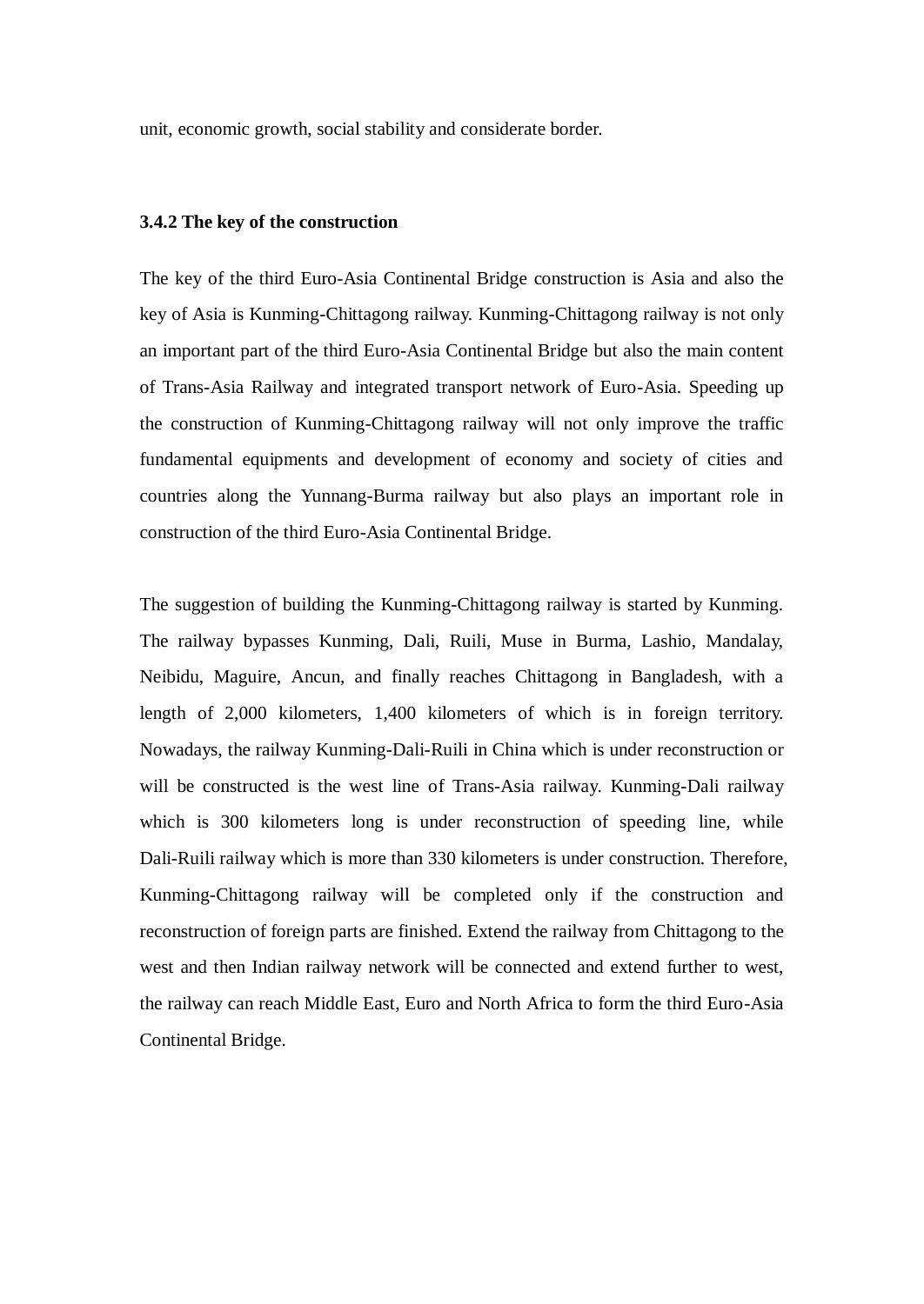unit, economic growth, social stability and considerate border.

### 3.4.2 The key of the construction

The key of the third Euro-Asia Continental Bridge construction is Asia and also the key of Asia is Kunming-Chittagong railway. Kunming-Chittagong railway is not only an important part of the third Euro-Asia Continental Bridge but also the main content of Trans-Asia Railway and integrated transport network of Euro-Asia. Speeding up the construction of Kunming-Chittagong railway will not only improve the traffic fundamental equipments and development of economy and society of cities and countries along the Yunnang-Burma railway but also plays an important role in construction of the third Euro-Asia Continental Bridge.

The suggestion of building the Kunming-Chittagong railway is started by Kunming. The railway bypasses Kunming, Dali, Ruili, Muse in Burma, Lashio, Mandalay, Neibidu, Maguire, Ancun, and finally reaches Chittagong in Bangladesh, with a length of 2,000 kilometers, 1,400 kilometers of which is in foreign territory. Nowadays, the railway Kunming-Dali-Ruili in China which is under reconstruction or will be constructed is the west line of Trans-Asia railway. Kunming-Dali railway which is 300 kilometers long is under reconstruction of speeding line, while Dali-Ruili railway which is more than 330 kilometers is under construction. Therefore, Kunming-Chittagong railway will be completed only if the construction and reconstruction of foreign parts are finished. Extend the railway from Chittagong to the west and then Indian railway network will be connected and extend further to west, the railway can reach Middle East, Euro and North Africa to form the third Euro-Asia Continental Bridge.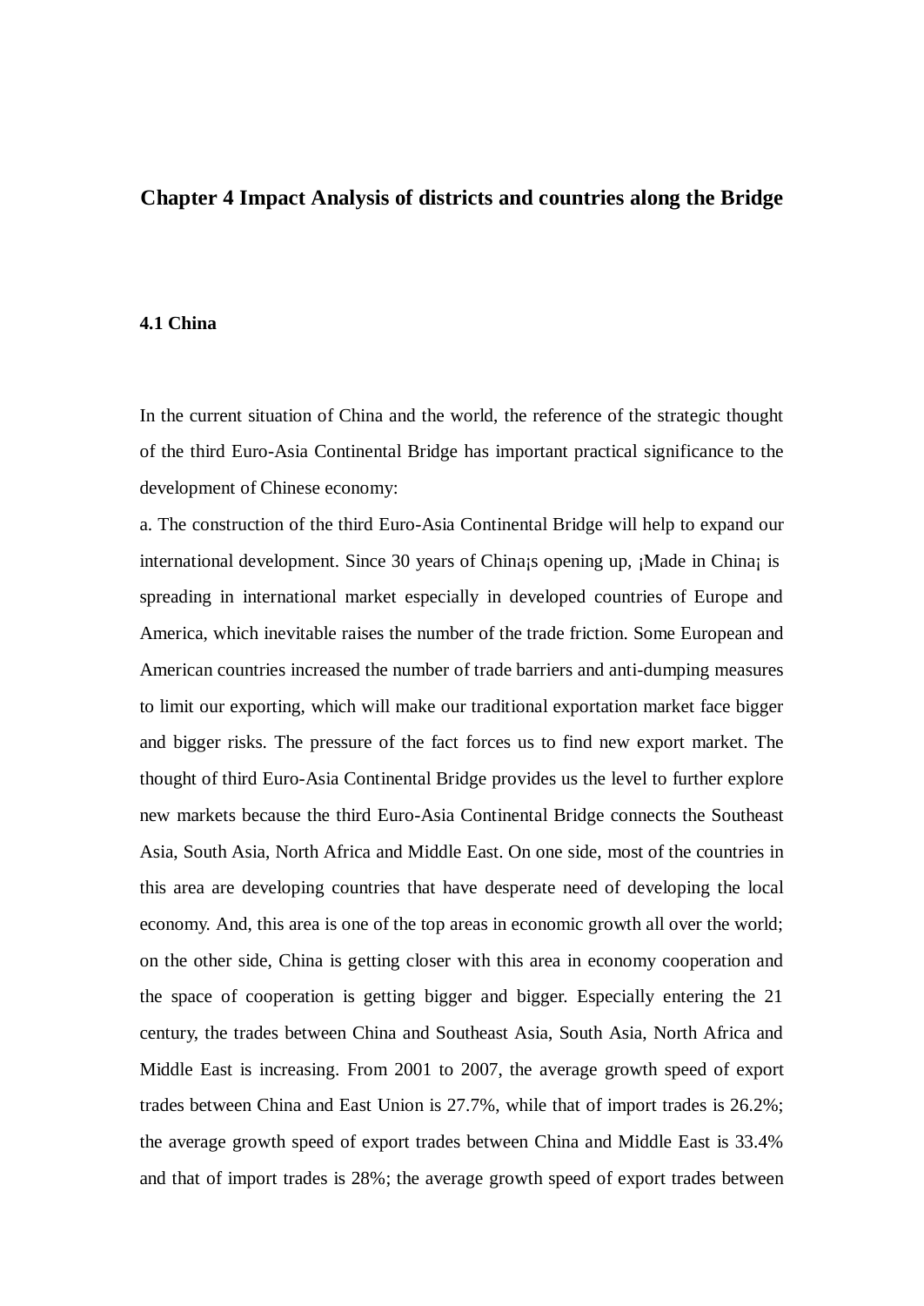# Chapter 4 Impact Analysis of districts and countries along the Bridge

## 4.1 China

In the current situation of China and the world, the reference of the strategic thought of the third Euro-Asia Continental Bridge has important practical significance to the development of Chinese economy:

a. The construction of the third Euro-Asia Continental Bridge will help to expand our international development. Since 30 years of China¡s opening up, ¡Made in China¡ is spreading in international market especially in developed countries of Europe and America, which inevitable raises the number of the trade friction. Some European and American countries increased the number of trade barriers and anti-dumping measures to limit our exporting, which will make our traditional exportation market face bigger and bigger risks. The pressure of the fact forces us to find new export market. The thought of third Euro-Asia Continental Bridge provides us the level to further explore new markets because the third Euro-Asia Continental Bridge connects the Southeast Asia, South Asia, North Africa and Middle East. On one side, most of the countries in this area are developing countries that have desperate need of developing the local economy. And, this area is one of the top areas in economic growth all over the world; on the other side, China is getting closer with this area in economy cooperation and the space of cooperation is getting bigger and bigger. Especially entering the 21 century, the trades between China and Southeast Asia, South Asia, North Africa and Middle East is increasing. From 2001 to 2007, the average growth speed of export trades between China and East Union is 27.7%, while that of import trades is 26.2%; the average growth speed of export trades between China and Middle East is 33.4% and that of import trades is 28%; the average growth speed of export trades between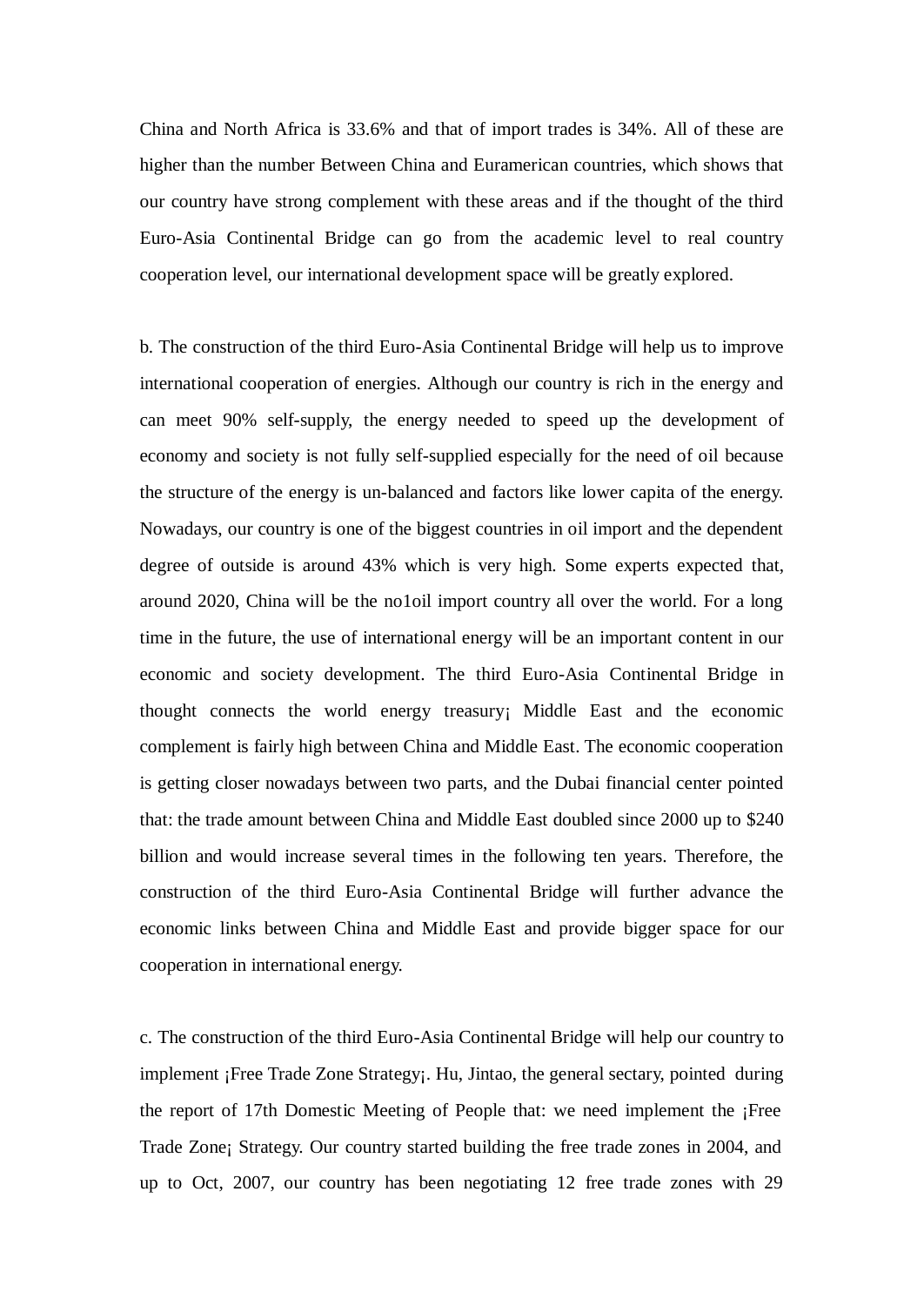China and North Africa is 33.6% and that of import trades is 34%. All of these are higher than the number Between China and Euramerican countries, which shows that our country have strong complement with these areas and if the thought of the third Euro-Asia Continental Bridge can go from the academic level to real country cooperation level, our international development space will be greatly explored.

b. The construction of the third Euro-Asia Continental Bridge will help us to improve international cooperation of energies. Although our country is rich in the energy and can meet 90% self-supply, the energy needed to speed up the development of economy and society is not fully self-supplied especially for the need of oil because the structure of the energy is un-balanced and factors like lower capita of the energy. Nowadays, our country is one of the biggest countries in oil import and the dependent degree of outside is around 43% which is very high. Some experts expected that, around 2020, China will be the no1oil import country all over the world. For a long time in the future, the use of international energy will be an important content in our economic and society development. The third Euro-Asia Continental Bridge in thought connects the world energy treasury¡ Middle East and the economic complement is fairly high between China and Middle East. The economic cooperation is getting closer nowadays between two parts, and the Dubai financial center pointed that: the trade amount between China and Middle East doubled since 2000 up to $240 billion and would increase several times in the following ten years. Therefore, the construction of the third Euro-Asia Continental Bridge will further advance the economic links between China and Middle East and provide bigger space for our cooperation in international energy.

c. The construction of the third Euro-Asia Continental Bridge will help our country to implement ¡Free Trade Zone Strategy¡. Hu, Jintao, the general sectary, pointed during the report of 17th Domestic Meeting of People that: we need implement the ¡Free Trade Zone¡ Strategy. Our country started building the free trade zones in 2004, and up to Oct, 2007, our country has been negotiating 12 free trade zones with 29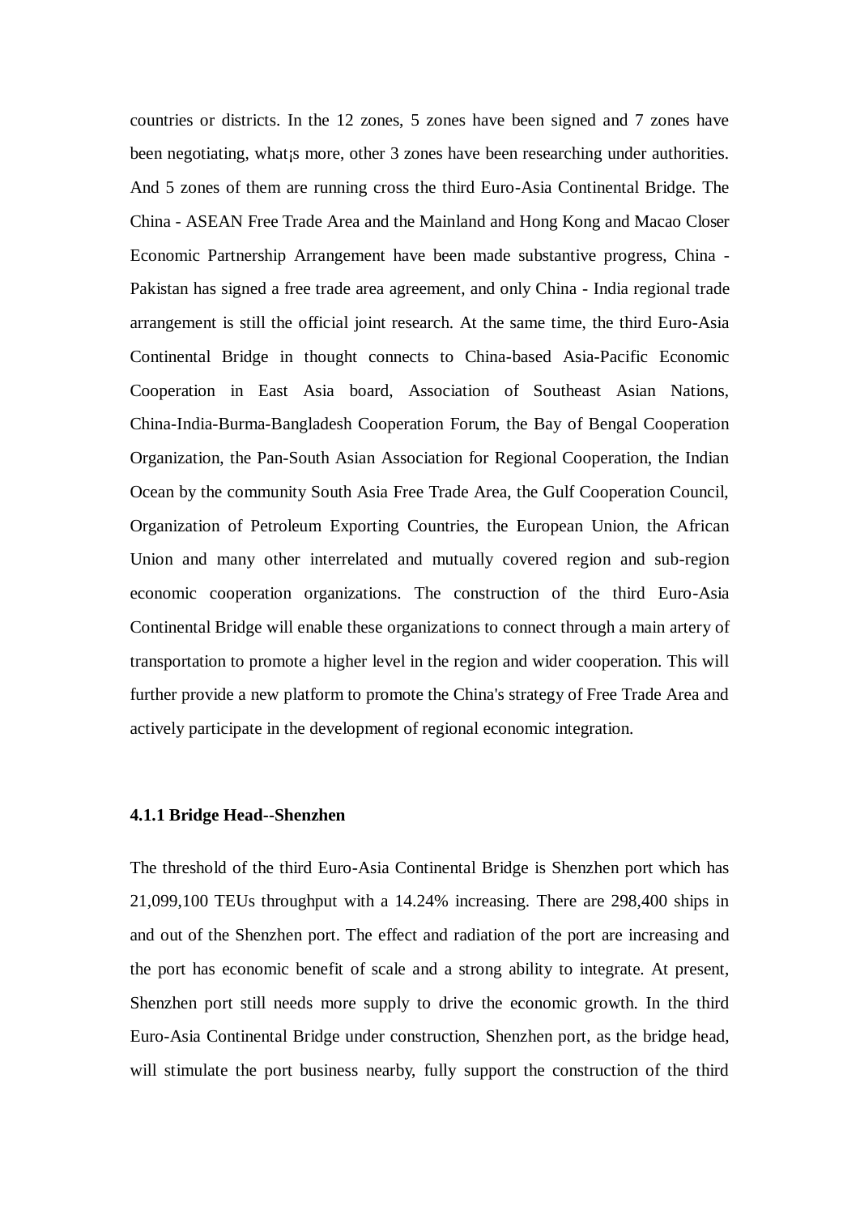countries or districts. In the 12 zones, 5 zones have been signed and 7 zones have been negotiating, what¡s more, other 3 zones have been researching under authorities. And 5 zones of them are running cross the third Euro-Asia Continental Bridge. The China - ASEAN Free Trade Area and the Mainland and Hong Kong and Macao Closer Economic Partnership Arrangement have been made substantive progress, China - Pakistan has signed a free trade area agreement, and only China - India regional trade arrangement is still the official joint research. At the same time, the third Euro-Asia Continental Bridge in thought connects to China-based Asia-Pacific Economic Cooperation in East Asia board, Association of Southeast Asian Nations, China-India-Burma-Bangladesh Cooperation Forum, the Bay of Bengal Cooperation Organization, the Pan-South Asian Association for Regional Cooperation, the Indian Ocean by the community South Asia Free Trade Area, the Gulf Cooperation Council, Organization of Petroleum Exporting Countries, the European Union, the African Union and many other interrelated and mutually covered region and sub-region economic cooperation organizations. The construction of the third Euro-Asia Continental Bridge will enable these organizations to connect through a main artery of transportation to promote a higher level in the region and wider cooperation. This will further provide a new platform to promote the China's strategy of Free Trade Area and actively participate in the development of regional economic integration.

#### 4.1.1 Bridge Head--Shenzhen

The threshold of the third Euro-Asia Continental Bridge is Shenzhen port which has 21,099,100 TEUs throughput with a 14.24% increasing. There are 298,400 ships in and out of the Shenzhen port. The effect and radiation of the port are increasing and the port has economic benefit of scale and a strong ability to integrate. At present, Shenzhen port still needs more supply to drive the economic growth. In the third Euro-Asia Continental Bridge under construction, Shenzhen port, as the bridge head, will stimulate the port business nearby, fully support the construction of the third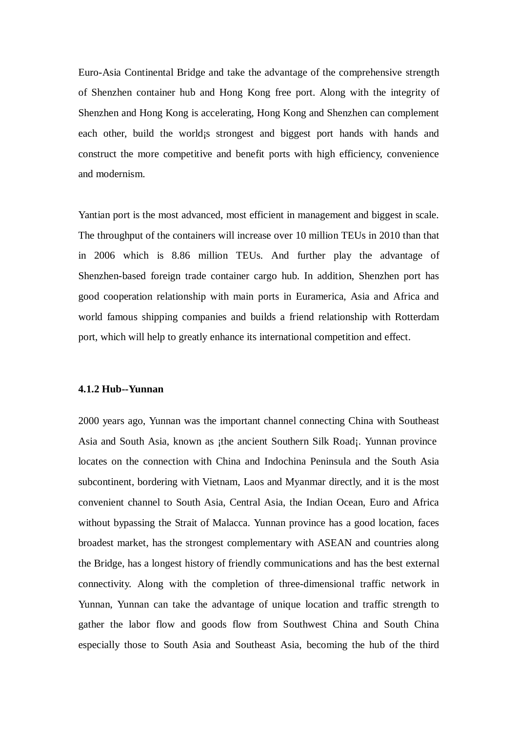Euro-Asia Continental Bridge and take the advantage of the comprehensive strength of Shenzhen container hub and Hong Kong free port. Along with the integrity of Shenzhen and Hong Kong is accelerating, Hong Kong and Shenzhen can complement each other, build the world¡s strongest and biggest port hands with hands and construct the more competitive and benefit ports with high efficiency, convenience and modernism.

Yantian port is the most advanced, most efficient in management and biggest in scale. The throughput of the containers will increase over 10 million TEUs in 2010 than that in 2006 which is 8.86 million TEUs. And further play the advantage of Shenzhen-based foreign trade container cargo hub. In addition, Shenzhen port has good cooperation relationship with main ports in Euramerica, Asia and Africa and world famous shipping companies and builds a friend relationship with Rotterdam port, which will help to greatly enhance its international competition and effect.

#### 4.1.2 Hub--Yunnan

2000 years ago, Yunnan was the important channel connecting China with Southeast Asia and South Asia, known as ¡the ancient Southern Silk Road¡. Yunnan province locates on the connection with China and Indochina Peninsula and the South Asia subcontinent, bordering with Vietnam, Laos and Myanmar directly, and it is the most convenient channel to South Asia, Central Asia, the Indian Ocean, Euro and Africa without bypassing the Strait of Malacca. Yunnan province has a good location, faces broadest market, has the strongest complementary with ASEAN and countries along the Bridge, has a longest history of friendly communications and has the best external connectivity. Along with the completion of three-dimensional traffic network in Yunnan, Yunnan can take the advantage of unique location and traffic strength to gather the labor flow and goods flow from Southwest China and South China especially those to South Asia and Southeast Asia, becoming the hub of the third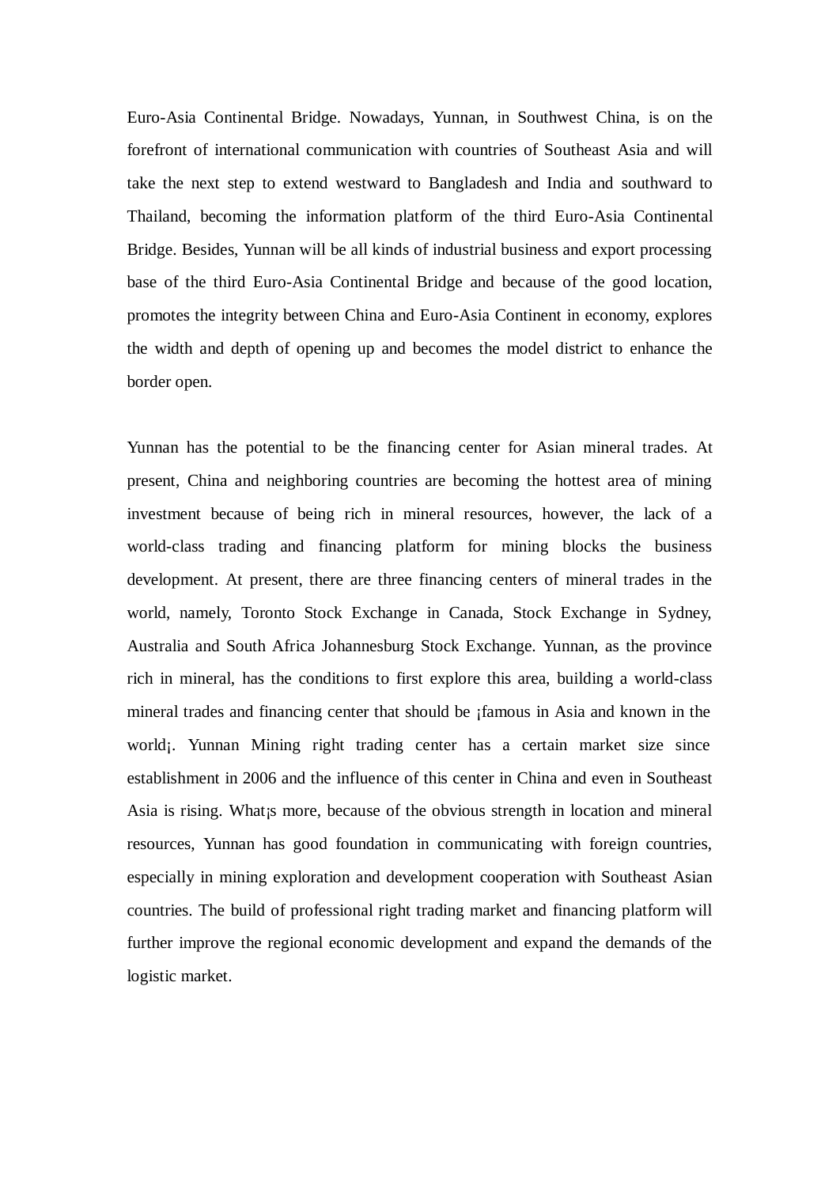Euro-Asia Continental Bridge. Nowadays, Yunnan, in Southwest China, is on the forefront of international communication with countries of Southeast Asia and will take the next step to extend westward to Bangladesh and India and southward to Thailand, becoming the information platform of the third Euro-Asia Continental Bridge. Besides, Yunnan will be all kinds of industrial business and export processing base of the third Euro-Asia Continental Bridge and because of the good location, promotes the integrity between China and Euro-Asia Continent in economy, explores the width and depth of opening up and becomes the model district to enhance the border open.

Yunnan has the potential to be the financing center for Asian mineral trades. At present, China and neighboring countries are becoming the hottest area of mining investment because of being rich in mineral resources, however, the lack of a world-class trading and financing platform for mining blocks the business development. At present, there are three financing centers of mineral trades in the world, namely, Toronto Stock Exchange in Canada, Stock Exchange in Sydney, Australia and South Africa Johannesburg Stock Exchange. Yunnan, as the province rich in mineral, has the conditions to first explore this area, building a world-class mineral trades and financing center that should be ¡famous in Asia and known in the world¡. Yunnan Mining right trading center has a certain market size since establishment in 2006 and the influence of this center in China and even in Southeast Asia is rising. What¡s more, because of the obvious strength in location and mineral resources, Yunnan has good foundation in communicating with foreign countries, especially in mining exploration and development cooperation with Southeast Asian countries. The build of professional right trading market and financing platform will further improve the regional economic development and expand the demands of the logistic market.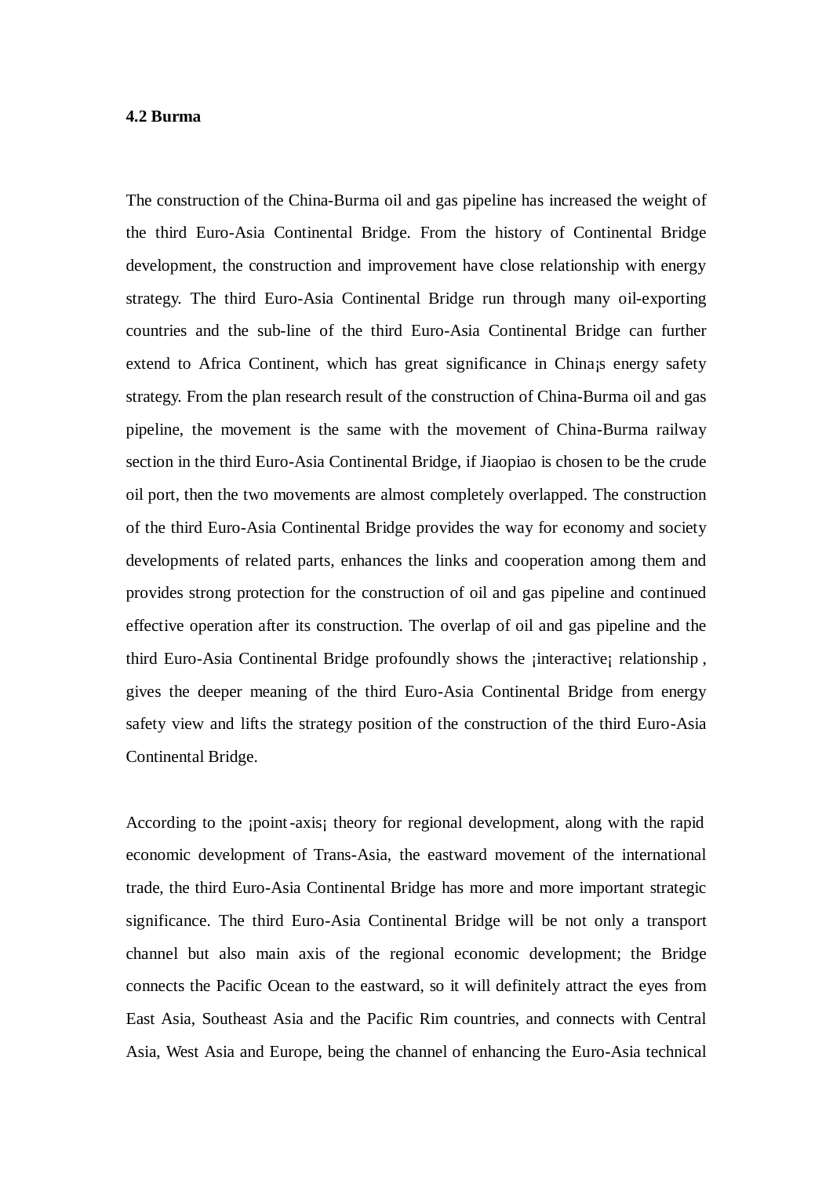**4.2 Burma**

The construction of the China-Burma oil and gas pipeline has increased the weight of the third Euro-Asia Continental Bridge. From the history of Continental Bridge development, the construction and improvement have close relationship with energy strategy. The third Euro-Asia Continental Bridge run through many oil-exporting countries and the sub-line of the third Euro-Asia Continental Bridge can further extend to Africa Continent, which has great significance in China¡s energy safety strategy. From the plan research result of the construction of China-Burma oil and gas pipeline, the movement is the same with the movement of China-Burma railway section in the third Euro-Asia Continental Bridge, if Jiaopiao is chosen to be the crude oil port, then the two movements are almost completely overlapped. The construction of the third Euro-Asia Continental Bridge provides the way for economy and society developments of related parts, enhances the links and cooperation among them and provides strong protection for the construction of oil and gas pipeline and continued effective operation after its construction. The overlap of oil and gas pipeline and the third Euro-Asia Continental Bridge profoundly shows the ¡interactive¡ relationship , gives the deeper meaning of the third Euro-Asia Continental Bridge from energy safety view and lifts the strategy position of the construction of the third Euro-Asia Continental Bridge.

According to the ¡point-axis¡ theory for regional development, along with the rapid economic development of Trans-Asia, the eastward movement of the international trade, the third Euro-Asia Continental Bridge has more and more important strategic significance. The third Euro-Asia Continental Bridge will be not only a transport channel but also main axis of the regional economic development; the Bridge connects the Pacific Ocean to the eastward, so it will definitely attract the eyes from East Asia, Southeast Asia and the Pacific Rim countries, and connects with Central Asia, West Asia and Europe, being the channel of enhancing the Euro-Asia technical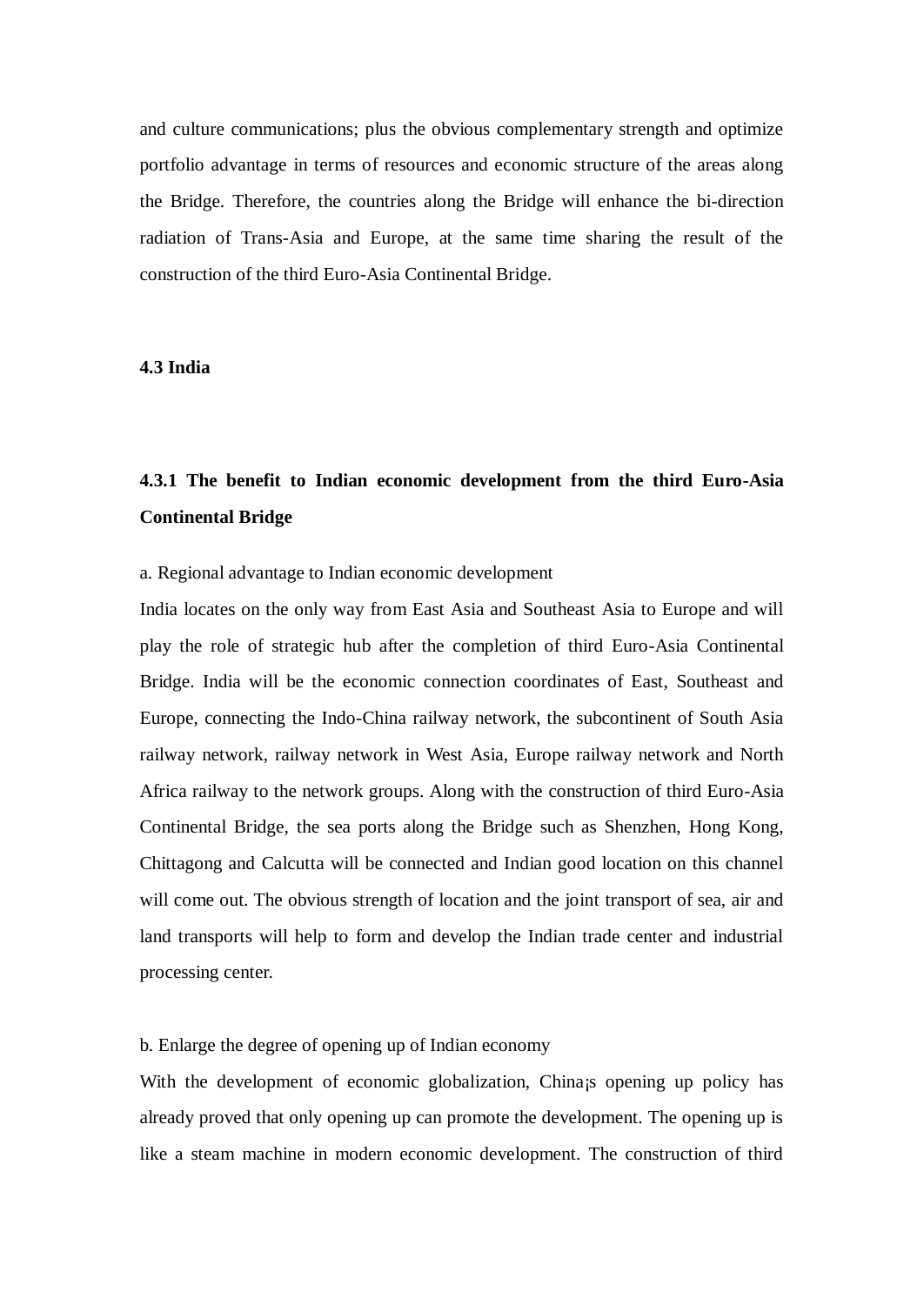and culture communications; plus the obvious complementary strength and optimize portfolio advantage in terms of resources and economic structure of the areas along the Bridge. Therefore, the countries along the Bridge will enhance the bi-direction radiation of Trans-Asia and Europe, at the same time sharing the result of the construction of the third Euro-Asia Continental Bridge.

### 4.3 India

#### 4.3.1 The benefit to Indian economic development from the third Euro-Asia Continental Bridge

a. Regional advantage to Indian economic development

India locates on the only way from East Asia and Southeast Asia to Europe and will play the role of strategic hub after the completion of third Euro-Asia Continental Bridge. India will be the economic connection coordinates of East, Southeast and Europe, connecting the Indo-China railway network, the subcontinent of South Asia railway network, railway network in West Asia, Europe railway network and North Africa railway to the network groups. Along with the construction of third Euro-Asia Continental Bridge, the sea ports along the Bridge such as Shenzhen, Hong Kong, Chittagong and Calcutta will be connected and Indian good location on this channel will come out. The obvious strength of location and the joint transport of sea, air and land transports will help to form and develop the Indian trade center and industrial processing center.

b. Enlarge the degree of opening up of Indian economy

With the development of economic globalization, China¡s opening up policy has already proved that only opening up can promote the development. The opening up is like a steam machine in modern economic development. The construction of third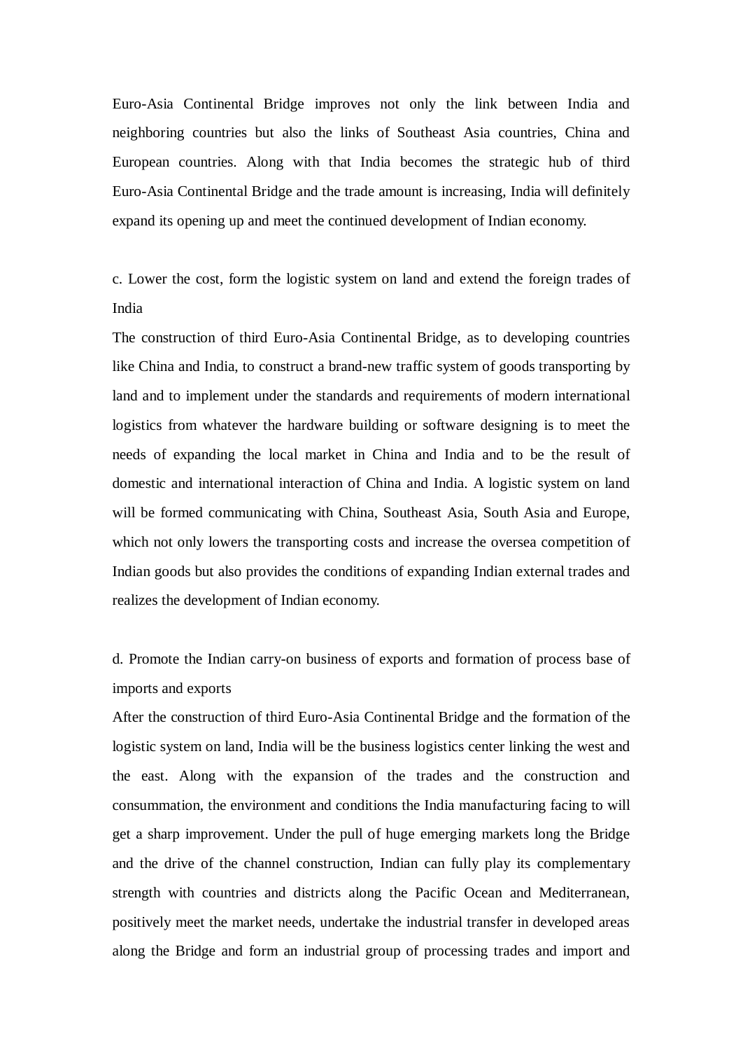Euro-Asia Continental Bridge improves not only the link between India and neighboring countries but also the links of Southeast Asia countries, China and European countries. Along with that India becomes the strategic hub of third Euro-Asia Continental Bridge and the trade amount is increasing, India will definitely expand its opening up and meet the continued development of Indian economy.

c. Lower the cost, form the logistic system on land and extend the foreign trades of India

The construction of third Euro-Asia Continental Bridge, as to developing countries like China and India, to construct a brand-new traffic system of goods transporting by land and to implement under the standards and requirements of modern international logistics from whatever the hardware building or software designing is to meet the needs of expanding the local market in China and India and to be the result of domestic and international interaction of China and India. A logistic system on land will be formed communicating with China, Southeast Asia, South Asia and Europe, which not only lowers the transporting costs and increase the oversea competition of Indian goods but also provides the conditions of expanding Indian external trades and realizes the development of Indian economy.

d. Promote the Indian carry-on business of exports and formation of process base of imports and exports

After the construction of third Euro-Asia Continental Bridge and the formation of the logistic system on land, India will be the business logistics center linking the west and the east. Along with the expansion of the trades and the construction and consummation, the environment and conditions the India manufacturing facing to will get a sharp improvement. Under the pull of huge emerging markets long the Bridge and the drive of the channel construction, Indian can fully play its complementary strength with countries and districts along the Pacific Ocean and Mediterranean, positively meet the market needs, undertake the industrial transfer in developed areas along the Bridge and form an industrial group of processing trades and import and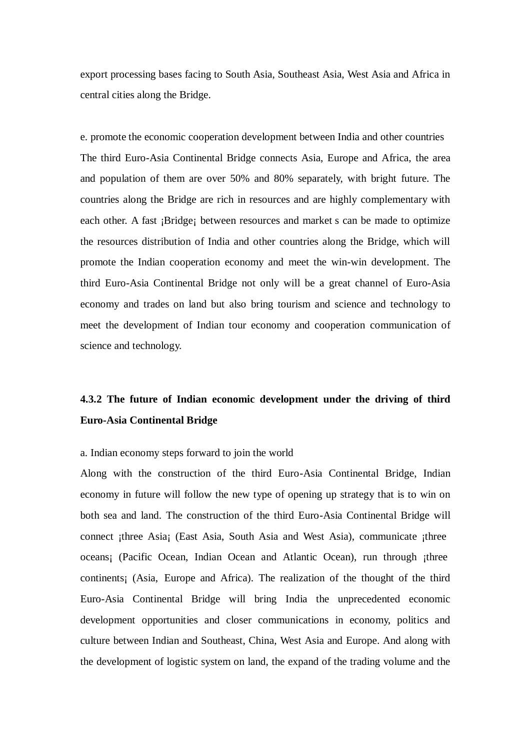export processing bases facing to South Asia, Southeast Asia, West Asia and Africa in central cities along the Bridge.

e. promote the economic cooperation development between India and other countries

The third Euro-Asia Continental Bridge connects Asia, Europe and Africa, the area and population of them are over 50% and 80% separately, with bright future. The countries along the Bridge are rich in resources and are highly complementary with each other. A fast ¡Bridge¡ between resources and market s can be made to optimize the resources distribution of India and other countries along the Bridge, which will promote the Indian cooperation economy and meet the win-win development. The third Euro-Asia Continental Bridge not only will be a great channel of Euro-Asia economy and trades on land but also bring tourism and science and technology to meet the development of Indian tour economy and cooperation communication of science and technology.

### 4.3.2 The future of Indian economic development under the driving of third Euro-Asia Continental Bridge

a. Indian economy steps forward to join the world

Along with the construction of the third Euro-Asia Continental Bridge, Indian economy in future will follow the new type of opening up strategy that is to win on both sea and land. The construction of the third Euro-Asia Continental Bridge will connect ¡three Asia¡ (East Asia, South Asia and West Asia), communicate ¡three oceans¡ (Pacific Ocean, Indian Ocean and Atlantic Ocean), run through ¡three continents¡ (Asia, Europe and Africa). The realization of the thought of the third Euro-Asia Continental Bridge will bring India the unprecedented economic development opportunities and closer communications in economy, politics and culture between Indian and Southeast, China, West Asia and Europe. And along with the development of logistic system on land, the expand of the trading volume and the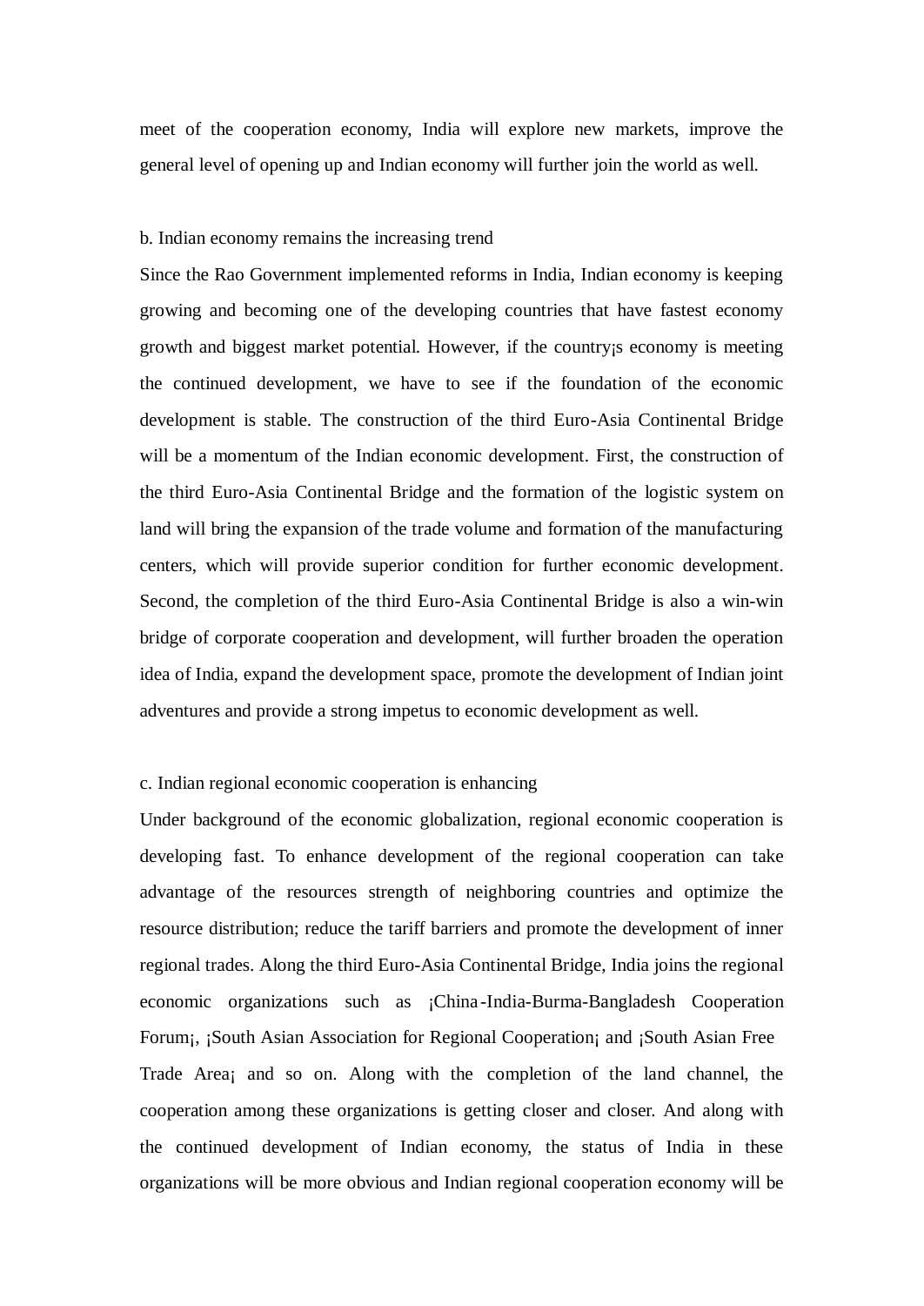meet of the cooperation economy, India will explore new markets, improve the general level of opening up and Indian economy will further join the world as well.

b. Indian economy remains the increasing trend

Since the Rao Government implemented reforms in India, Indian economy is keeping growing and becoming one of the developing countries that have fastest economy growth and biggest market potential. However, if the country¡s economy is meeting the continued development, we have to see if the foundation of the economic development is stable. The construction of the third Euro-Asia Continental Bridge will be a momentum of the Indian economic development. First, the construction of the third Euro-Asia Continental Bridge and the formation of the logistic system on land will bring the expansion of the trade volume and formation of the manufacturing centers, which will provide superior condition for further economic development. Second, the completion of the third Euro-Asia Continental Bridge is also a win-win bridge of corporate cooperation and development, will further broaden the operation idea of India, expand the development space, promote the development of Indian joint adventures and provide a strong impetus to economic development as well.

c. Indian regional economic cooperation is enhancing

Under background of the economic globalization, regional economic cooperation is developing fast. To enhance development of the regional cooperation can take advantage of the resources strength of neighboring countries and optimize the resource distribution; reduce the tariff barriers and promote the development of inner regional trades. Along the third Euro-Asia Continental Bridge, India joins the regional economic organizations such as ¡China-India-Burma-Bangladesh Cooperation Forum¡, ¡South Asian Association for Regional Cooperation¡ and ¡South Asian Free Trade Area¡ and so on. Along with the completion of the land channel, the cooperation among these organizations is getting closer and closer. And along with the continued development of Indian economy, the status of India in these organizations will be more obvious and Indian regional cooperation economy will be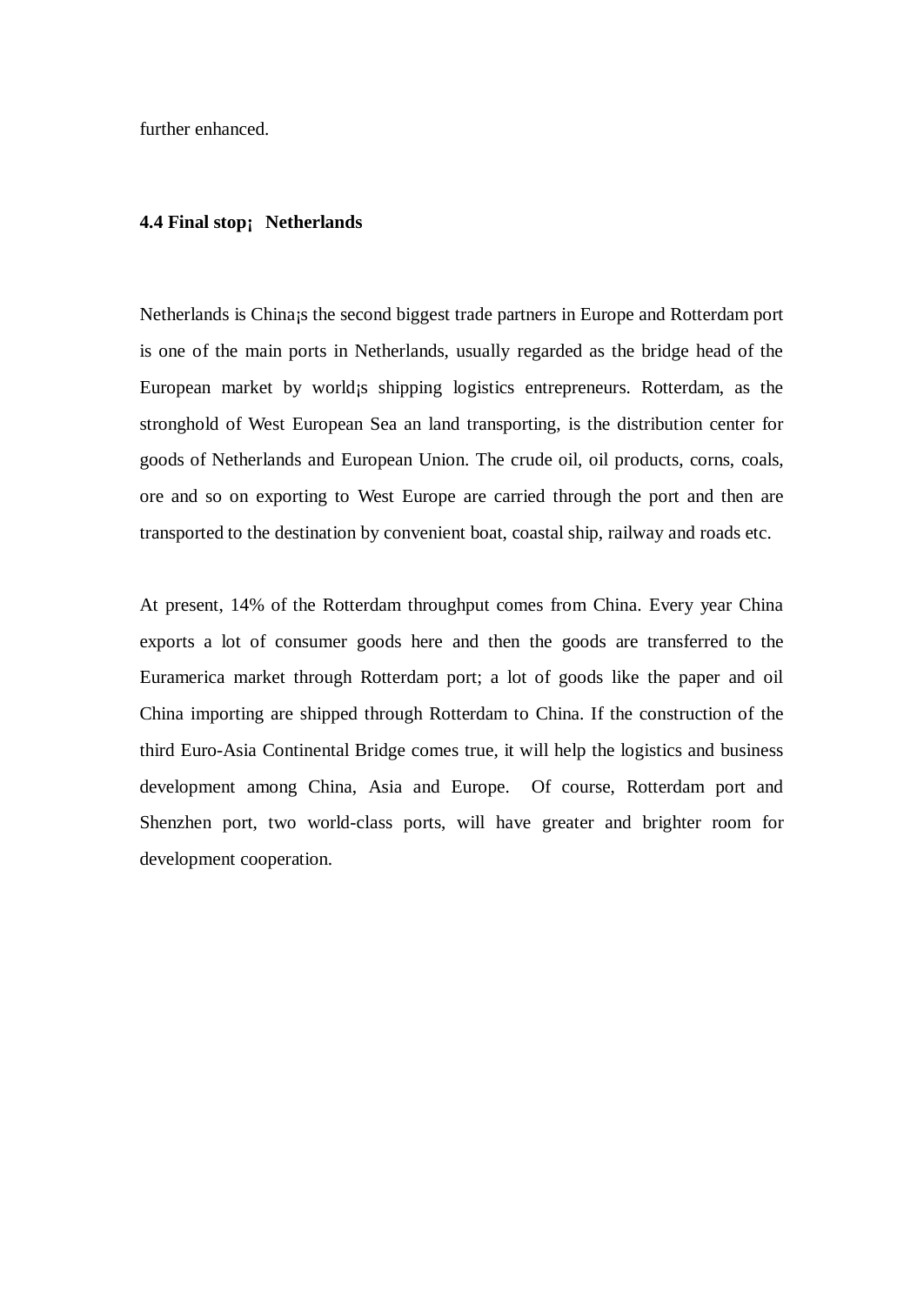further enhanced.

**4.4 Final stop¡ Netherlands**

Netherlands is China¡s the second biggest trade partners in Europe and Rotterdam port is one of the main ports in Netherlands, usually regarded as the bridge head of the European market by world¡s shipping logistics entrepreneurs. Rotterdam, as the stronghold of West European Sea an land transporting, is the distribution center for goods of Netherlands and European Union. The crude oil, oil products, corns, coals, ore and so on exporting to West Europe are carried through the port and then are transported to the destination by convenient boat, coastal ship, railway and roads etc.

At present, 14% of the Rotterdam throughput comes from China. Every year China exports a lot of consumer goods here and then the goods are transferred to the Euramerica market through Rotterdam port; a lot of goods like the paper and oil China importing are shipped through Rotterdam to China. If the construction of the third Euro-Asia Continental Bridge comes true, it will help the logistics and business development among China, Asia and Europe. Of course, Rotterdam port and Shenzhen port, two world-class ports, will have greater and brighter room for development cooperation.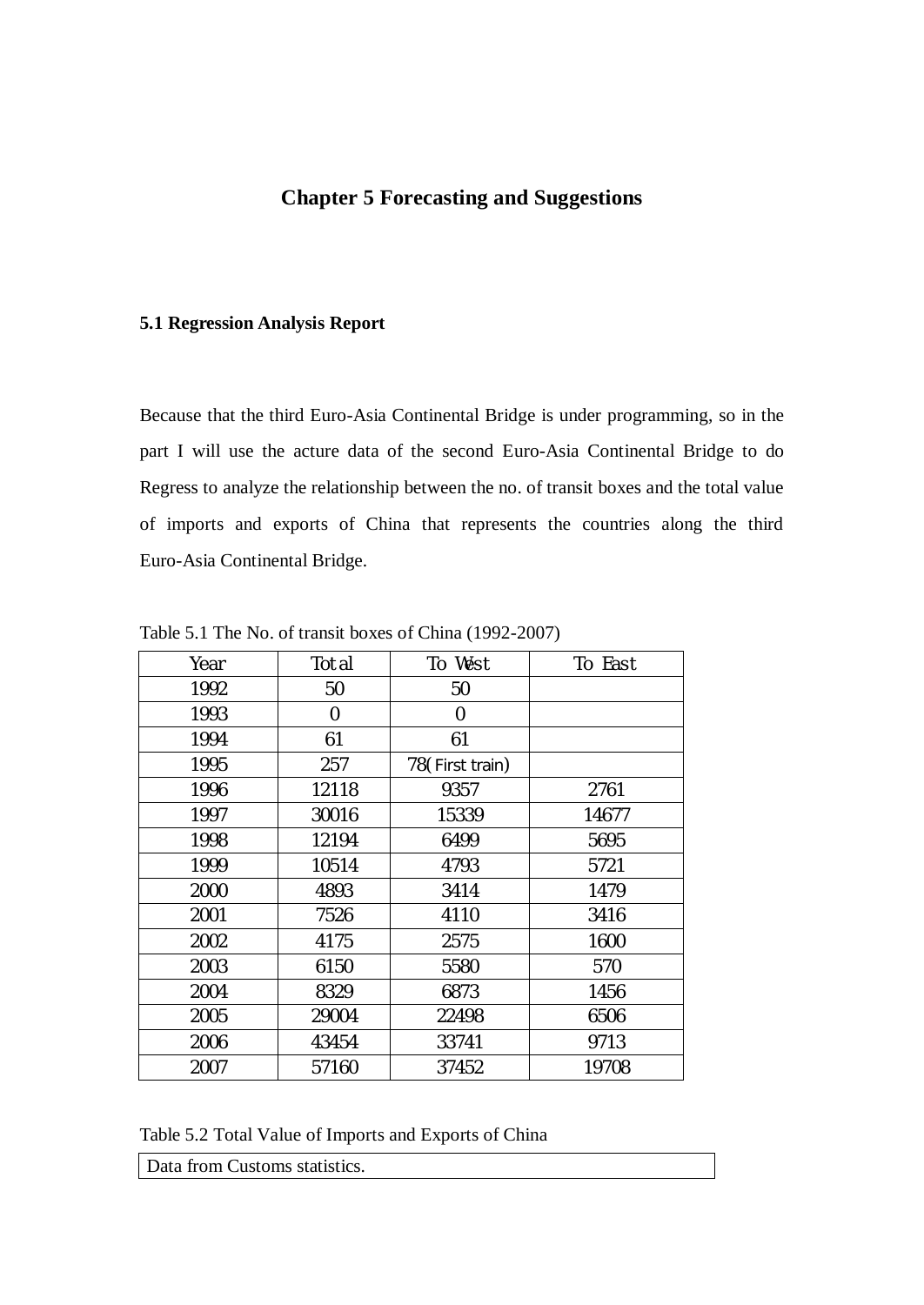# Chapter 5 Forecasting and Suggestions

## 5.1 Regression Analysis Report

Because that the third Euro-Asia Continental Bridge is under programming, so in the part I will use the acture data of the second Euro-Asia Continental Bridge to do Regress to analyze the relationship between the no. of transit boxes and the total value of imports and exports of China that represents the countries along the third Euro-Asia Continental Bridge.

Table 5.1 The No. of transit boxes of China (1992-2007)

| Year | Total | To West | To East |
|---|---|---|---|
| 1992 | 50 | 50 | |
| 1993 | 0 | 0 | |
| 1994 | 61 | 61 | |
| 1995 | 257 | 78( First train) | |
| 1996 | 12118 | 9357 | 2761 |
| 1997 | 30016 | 15339 | 14677 |
| 1998 | 12194 | 6499 | 5695 |
| 1999 | 10514 | 4793 | 5721 |
| 2000 | 4893 | 3414 | 1479 |
| 2001 | 7526 | 4110 | 3416 |
| 2002 | 4175 | 2575 | 1600 |
| 2003 | 6150 | 5580 | 570 |
| 2004 | 8329 | 6873 | 1456 |
| 2005 | 29004 | 22498 | 6506 |
| 2006 | 43454 | 33741 | 9713 |
| 2007 | 57160 | 37452 | 19708 |

Table 5.2 Total Value of Imports and Exports of China

| Data from Customs statistics. |
|---|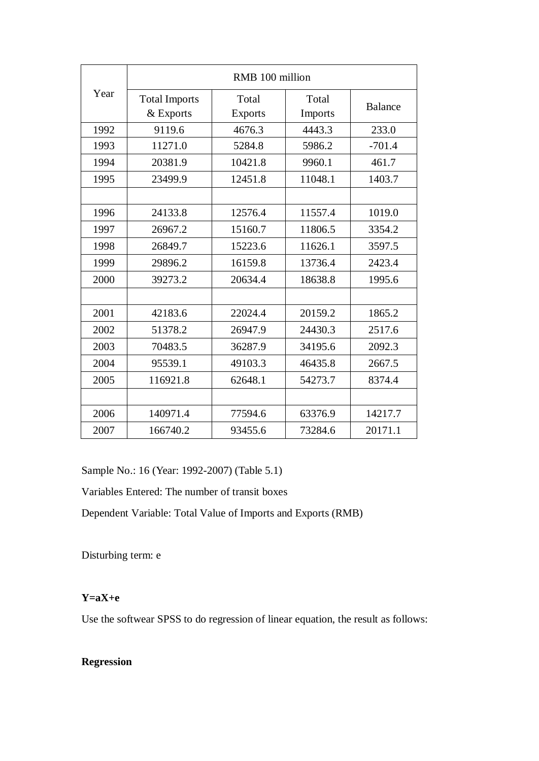| Year | RMB 100 million | | | |
|---|---|---|---|---|
| | Total Imports & Exports | Total Exports | Total Imports | Balance |
| 1992 | 9119.6 | 4676.3 | 4443.3 | 233.0 |
| 1993 | 11271.0 | 5284.8 | 5986.2 | -701.4 |
| 1994 | 20381.9 | 10421.8 | 9960.1 | 461.7 |
| 1995 | 23499.9 | 12451.8 | 11048.1 | 1403.7 |
| | | | | |
| 1996 | 24133.8 | 12576.4 | 11557.4 | 1019.0 |
| 1997 | 26967.2 | 15160.7 | 11806.5 | 3354.2 |
| 1998 | 26849.7 | 15223.6 | 11626.1 | 3597.5 |
| 1999 | 29896.2 | 16159.8 | 13736.4 | 2423.4 |
| 2000 | 39273.2 | 20634.4 | 18638.8 | 1995.6 |
| | | | | |
| 2001 | 42183.6 | 22024.4 | 20159.2 | 1865.2 |
| 2002 | 51378.2 | 26947.9 | 24430.3 | 2517.6 |
| 2003 | 70483.5 | 36287.9 | 34195.6 | 2092.3 |
| 2004 | 95539.1 | 49103.3 | 46435.8 | 2667.5 |
| 2005 | 116921.8 | 62648.1 | 54273.7 | 8374.4 |
| | | | | |
| 2006 | 140971.4 | 77594.6 | 63376.9 | 14217.7 |
| 2007 | 166740.2 | 93455.6 | 73284.6 | 20171.1 |

Sample No.: 16 (Year: 1992-2007) (Table 5.1)

Variables Entered: The number of transit boxes

Dependent Variable: Total Value of Imports and Exports (RMB)

Disturbing term: e

**$Y=aX+e$**

Use the softwear SPSS to do regression of linear equation, the result as follows:

**Regression**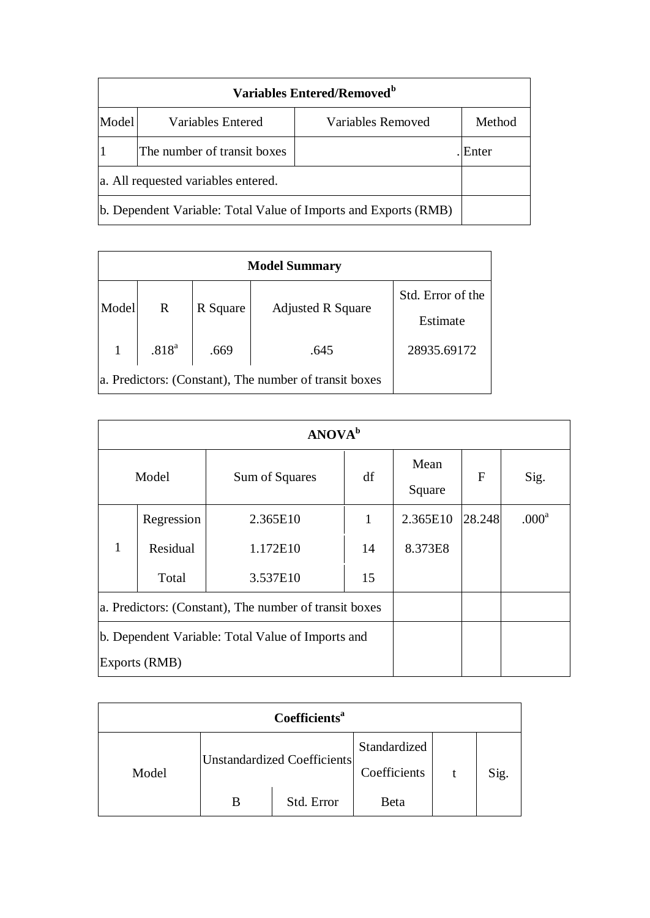| Variables Entered/Removed[b] | | | |
|---|---|---|---|
| Model | Variables Entered | Variables Removed | Method |
| 1 | The number of transit boxes | . | Enter |
| a. All requested variables entered. | | | |
| b. Dependent Variable: Total Value of Imports and Exports (RMB) | | | |

| Model Summary | | | | |
|---|---|---|---|---|
| Model | R | R Square | Adjusted R Square | Std. Error of the Estimate |
| 1 | .818[a] | .669 | .645 | 28935.69172 |
| a. Predictors: (Constant), The number of transit boxes | | | | |

| ANOVA[b] | | | | | | |
|---|---|---|---|---|---|---|
| Model | | Sum of Squares | df | Mean Square | F | Sig. |
| 1 | Regression | 2.365E10 | 1 | 2.365E10 | 28.248 | .000[a] |
| | Residual | 1.172E10 | 14 | 8.373E8 | | |
| | Total | 3.537E10 | 15 | | | |
| a. Predictors: (Constant), The number of transit boxes | | | | | | |
| b. Dependent Variable: Total Value of Imports and Exports (RMB) | | | | | | |

| Coefficients[a] | | | | | |
|---|---|---|---|---|---|
| Model | Unstandardized Coefficients | | Standardized Coefficients | t | Sig. |
| | B | Std. Error | Beta | | |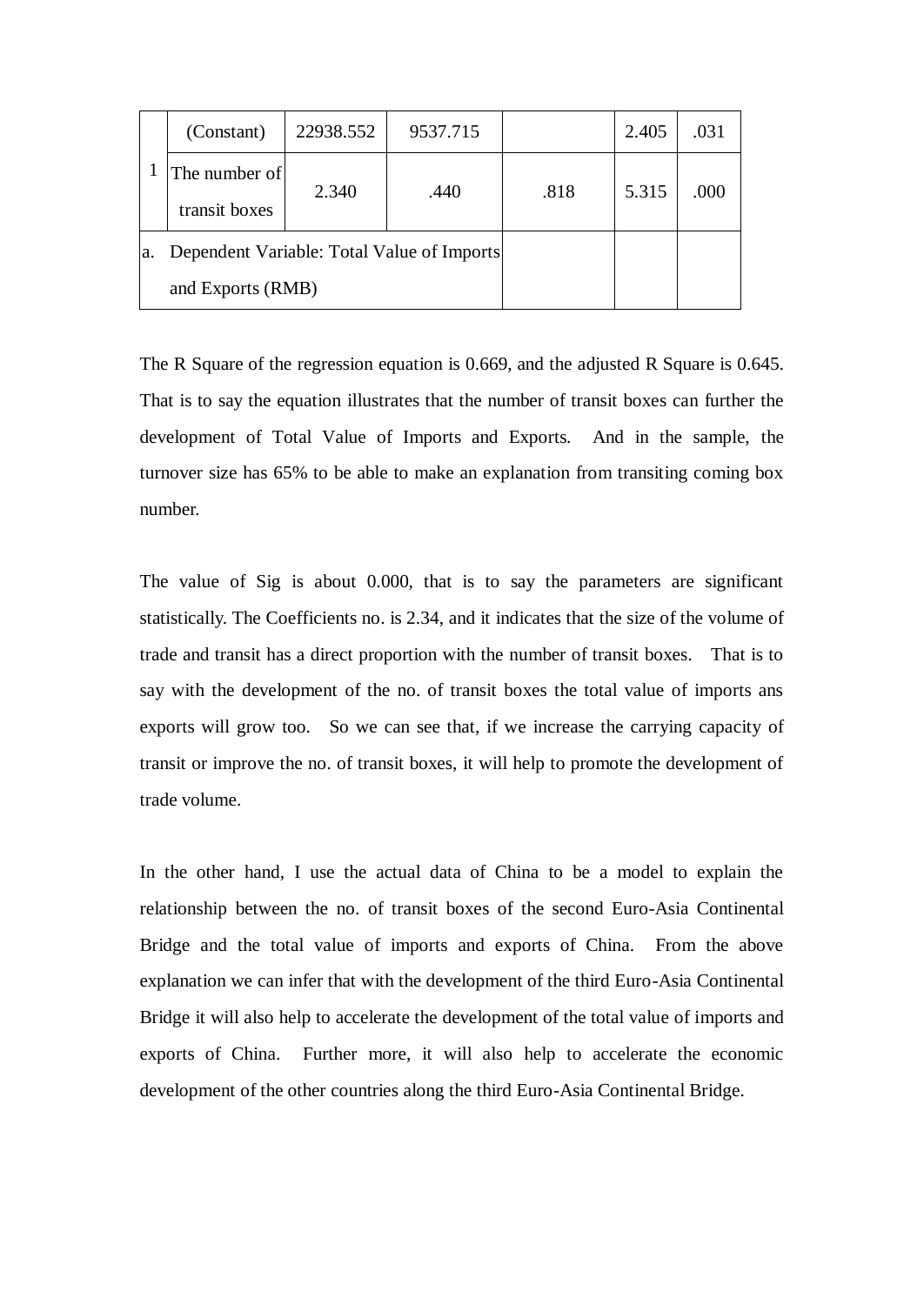| | | | | | | |
|---|---|---|---|---|---|---|
| 1 | (Constant) | 22938.552 | 9537.715 | | 2.405 | .031 |
| | The number of transit boxes | 2.340 | .440 | .818 | 5.315 | .000 |
| a. Dependent Variable: Total Value of Imports and Exports (RMB) | | | | | | |

The R Square of the regression equation is 0.669, and the adjusted R Square is 0.645. That is to say the equation illustrates that the number of transit boxes can further the development of Total Value of Imports and Exports. And in the sample, the turnover size has 65% to be able to make an explanation from transiting coming box number.

The value of Sig is about 0.000, that is to say the parameters are significant statistically. The Coefficients no. is 2.34, and it indicates that the size of the volume of trade and transit has a direct proportion with the number of transit boxes. That is to say with the development of the no. of transit boxes the total value of imports ans exports will grow too. So we can see that, if we increase the carrying capacity of transit or improve the no. of transit boxes, it will help to promote the development of trade volume.

In the other hand, I use the actual data of China to be a model to explain the relationship between the no. of transit boxes of the second Euro-Asia Continental Bridge and the total value of imports and exports of China. From the above explanation we can infer that with the development of the third Euro-Asia Continental Bridge it will also help to accelerate the development of the total value of imports and exports of China. Further more, it will also help to accelerate the economic development of the other countries along the third Euro-Asia Continental Bridge.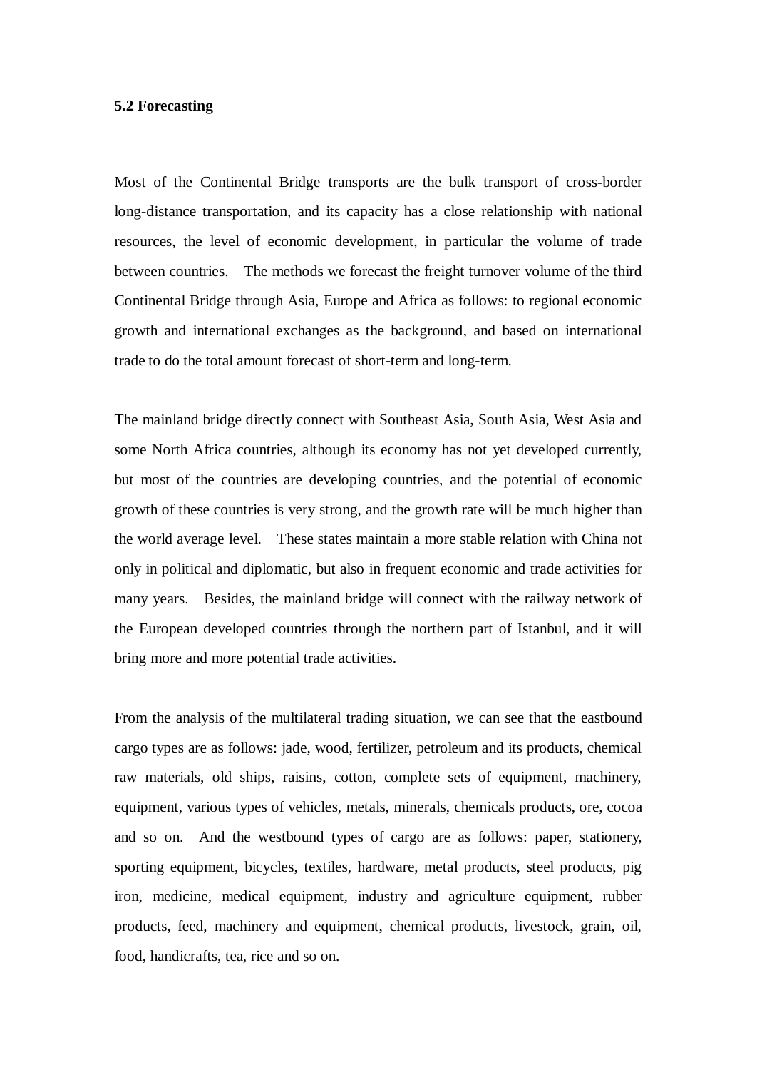**5.2 Forecasting**

Most of the Continental Bridge transports are the bulk transport of cross-border long-distance transportation, and its capacity has a close relationship with national resources, the level of economic development, in particular the volume of trade between countries. The methods we forecast the freight turnover volume of the third Continental Bridge through Asia, Europe and Africa as follows: to regional economic growth and international exchanges as the background, and based on international trade to do the total amount forecast of short-term and long-term.

The mainland bridge directly connect with Southeast Asia, South Asia, West Asia and some North Africa countries, although its economy has not yet developed currently, but most of the countries are developing countries, and the potential of economic growth of these countries is very strong, and the growth rate will be much higher than the world average level. These states maintain a more stable relation with China not only in political and diplomatic, but also in frequent economic and trade activities for many years. Besides, the mainland bridge will connect with the railway network of the European developed countries through the northern part of Istanbul, and it will bring more and more potential trade activities.

From the analysis of the multilateral trading situation, we can see that the eastbound cargo types are as follows: jade, wood, fertilizer, petroleum and its products, chemical raw materials, old ships, raisins, cotton, complete sets of equipment, machinery, equipment, various types of vehicles, metals, minerals, chemicals products, ore, cocoa and so on. And the westbound types of cargo are as follows: paper, stationery, sporting equipment, bicycles, textiles, hardware, metal products, steel products, pig iron, medicine, medical equipment, industry and agriculture equipment, rubber products, feed, machinery and equipment, chemical products, livestock, grain, oil, food, handicrafts, tea, rice and so on.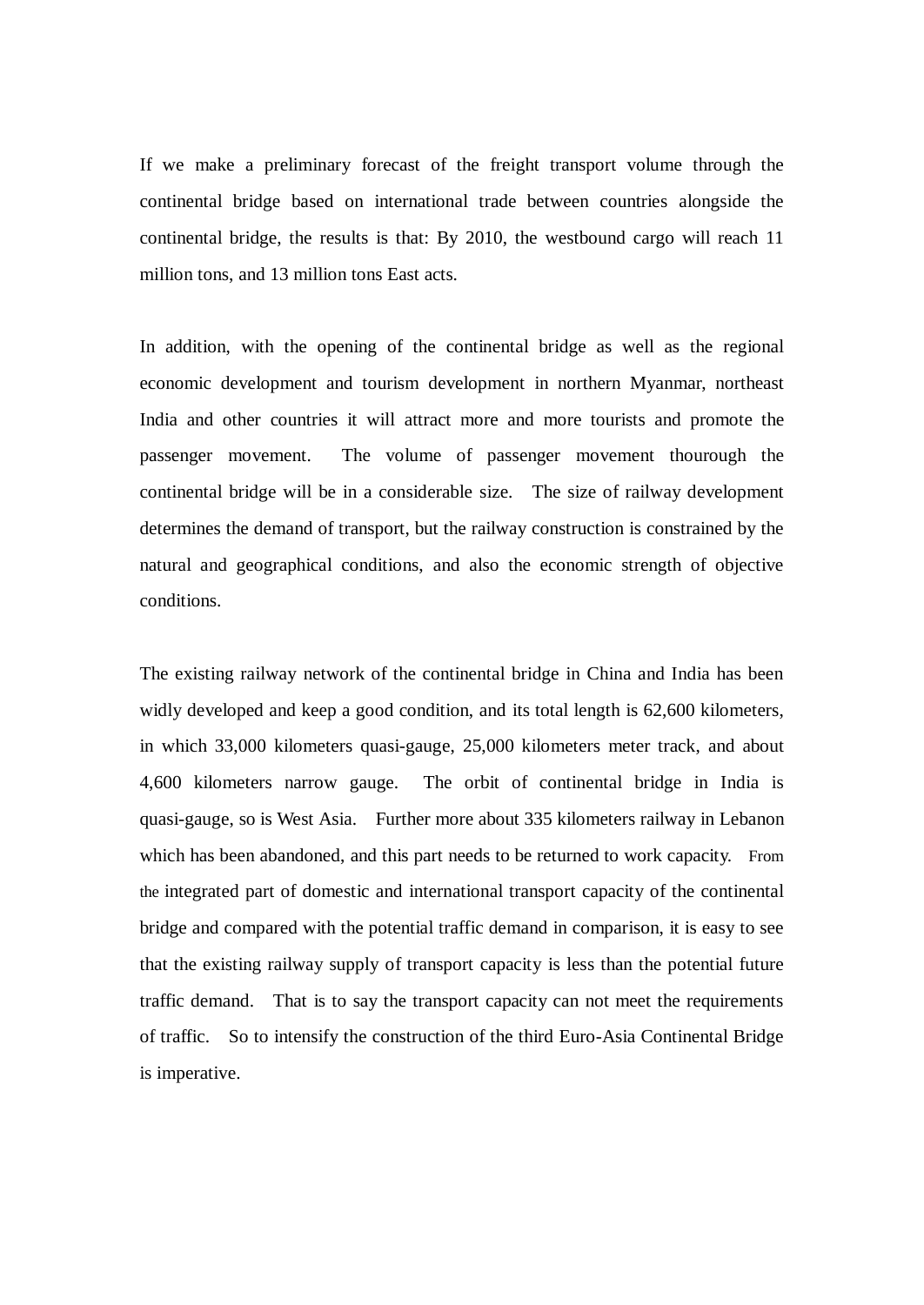If we make a preliminary forecast of the freight transport volume through the continental bridge based on international trade between countries alongside the continental bridge, the results is that: By 2010, the westbound cargo will reach 11 million tons, and 13 million tons East acts.

In addition, with the opening of the continental bridge as well as the regional economic development and tourism development in northern Myanmar, northeast India and other countries it will attract more and more tourists and promote the passenger movement. The volume of passenger movement thourough the continental bridge will be in a considerable size. The size of railway development determines the demand of transport, but the railway construction is constrained by the natural and geographical conditions, and also the economic strength of objective conditions.

The existing railway network of the continental bridge in China and India has been widly developed and keep a good condition, and its total length is 62,600 kilometers, in which 33,000 kilometers quasi-gauge, 25,000 kilometers meter track, and about 4,600 kilometers narrow gauge. The orbit of continental bridge in India is quasi-gauge, so is West Asia. Further more about 335 kilometers railway in Lebanon which has been abandoned, and this part needs to be returned to work capacity. From the integrated part of domestic and international transport capacity of the continental bridge and compared with the potential traffic demand in comparison, it is easy to see that the existing railway supply of transport capacity is less than the potential future traffic demand. That is to say the transport capacity can not meet the requirements of traffic. So to intensify the construction of the third Euro-Asia Continental Bridge is imperative.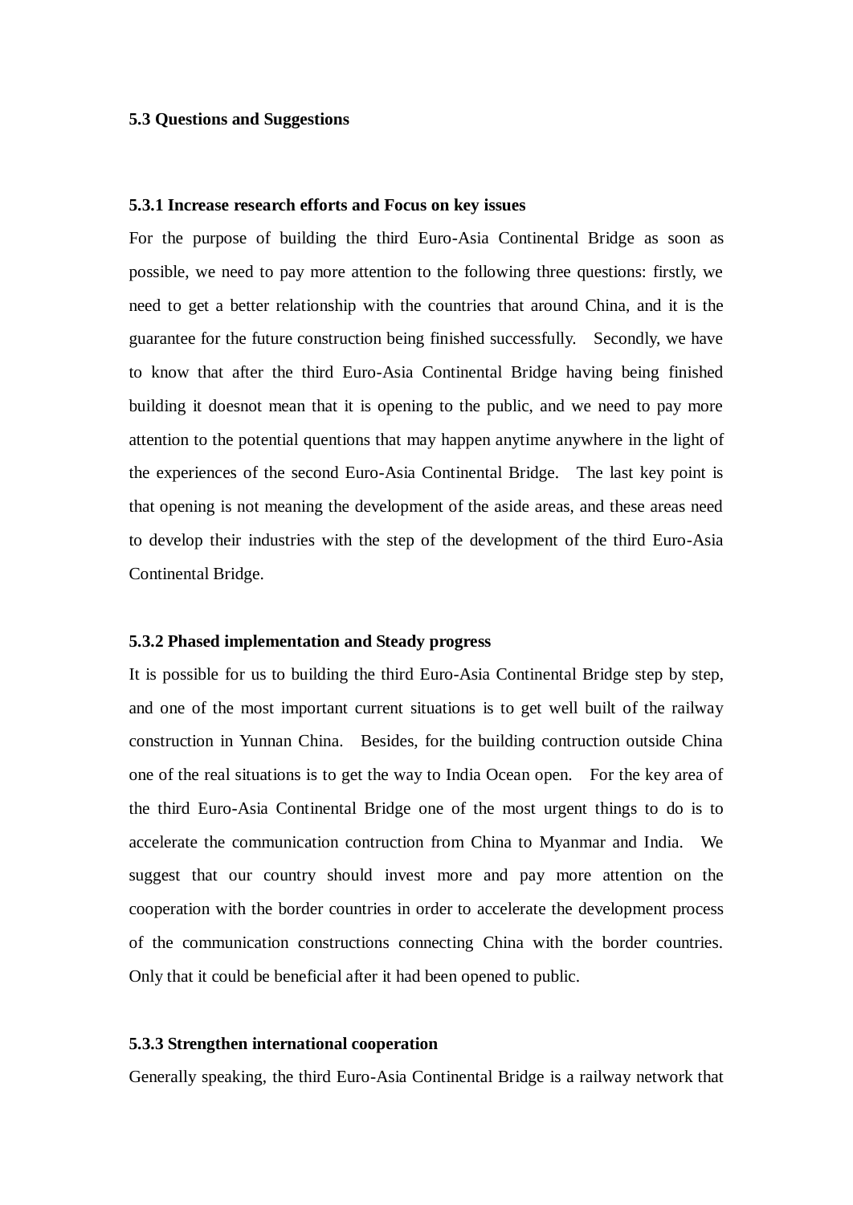### 5.3 Questions and Suggestions

#### 5.3.1 Increase research efforts and Focus on key issues

For the purpose of building the third Euro-Asia Continental Bridge as soon as possible, we need to pay more attention to the following three questions: firstly, we need to get a better relationship with the countries that around China, and it is the guarantee for the future construction being finished successfully. Secondly, we have to know that after the third Euro-Asia Continental Bridge having being finished building it doesnot mean that it is opening to the public, and we need to pay more attention to the potential quentions that may happen anytime anywhere in the light of the experiences of the second Euro-Asia Continental Bridge. The last key point is that opening is not meaning the development of the aside areas, and these areas need to develop their industries with the step of the development of the third Euro-Asia Continental Bridge.

#### 5.3.2 Phased implementation and Steady progress

It is possible for us to building the third Euro-Asia Continental Bridge step by step, and one of the most important current situations is to get well built of the railway construction in Yunnan China. Besides, for the building contruction outside China one of the real situations is to get the way to India Ocean open. For the key area of the third Euro-Asia Continental Bridge one of the most urgent things to do is to accelerate the communication contruction from China to Myanmar and India. We suggest that our country should invest more and pay more attention on the cooperation with the border countries in order to accelerate the development process of the communication constructions connecting China with the border countries. Only that it could be beneficial after it had been opened to public.

#### 5.3.3 Strengthen international cooperation

Generally speaking, the third Euro-Asia Continental Bridge is a railway network that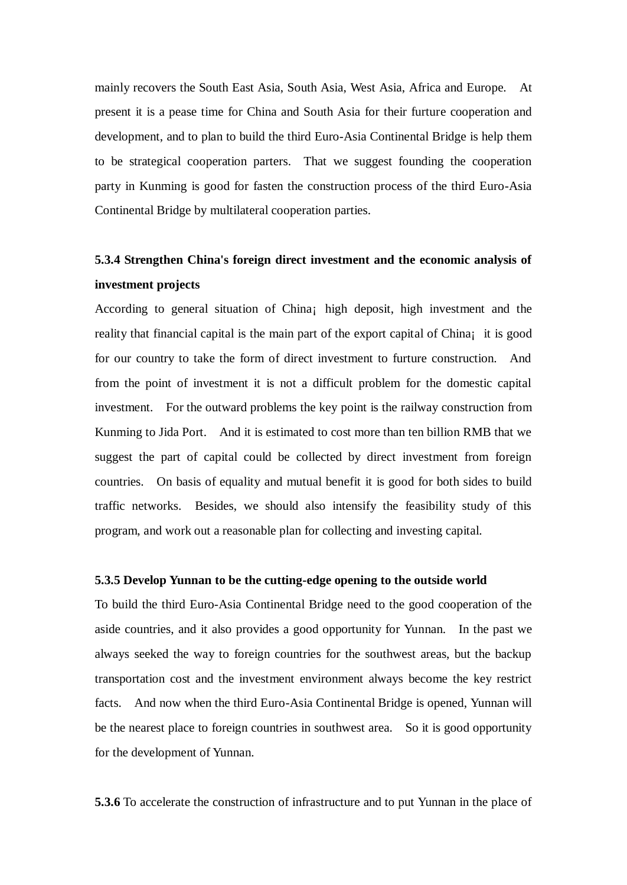mainly recovers the South East Asia, South Asia, West Asia, Africa and Europe. At present it is a pease time for China and South Asia for their furture cooperation and development, and to plan to build the third Euro-Asia Continental Bridge is help them to be strategical cooperation parters. That we suggest founding the cooperation party in Kunming is good for fasten the construction process of the third Euro-Asia Continental Bridge by multilateral cooperation parties.

### 5.3.4 Strengthen China's foreign direct investment and the economic analysis of investment projects

According to general situation of China¡ high deposit, high investment and the reality that financial capital is the main part of the export capital of China¡ it is good for our country to take the form of direct investment to furture construction. And from the point of investment it is not a difficult problem for the domestic capital investment. For the outward problems the key point is the railway construction from Kunming to Jida Port. And it is estimated to cost more than ten billion RMB that we suggest the part of capital could be collected by direct investment from foreign countries. On basis of equality and mutual benefit it is good for both sides to build traffic networks. Besides, we should also intensify the feasibility study of this program, and work out a reasonable plan for collecting and investing capital.

### 5.3.5 Develop Yunnan to be the cutting-edge opening to the outside world

To build the third Euro-Asia Continental Bridge need to the good cooperation of the aside countries, and it also provides a good opportunity for Yunnan. In the past we always seeked the way to foreign countries for the southwest areas, but the backup transportation cost and the investment environment always become the key restrict facts. And now when the third Euro-Asia Continental Bridge is opened, Yunnan will be the nearest place to foreign countries in southwest area. So it is good opportunity for the development of Yunnan.

**5.3.6** To accelerate the construction of infrastructure and to put Yunnan in the place of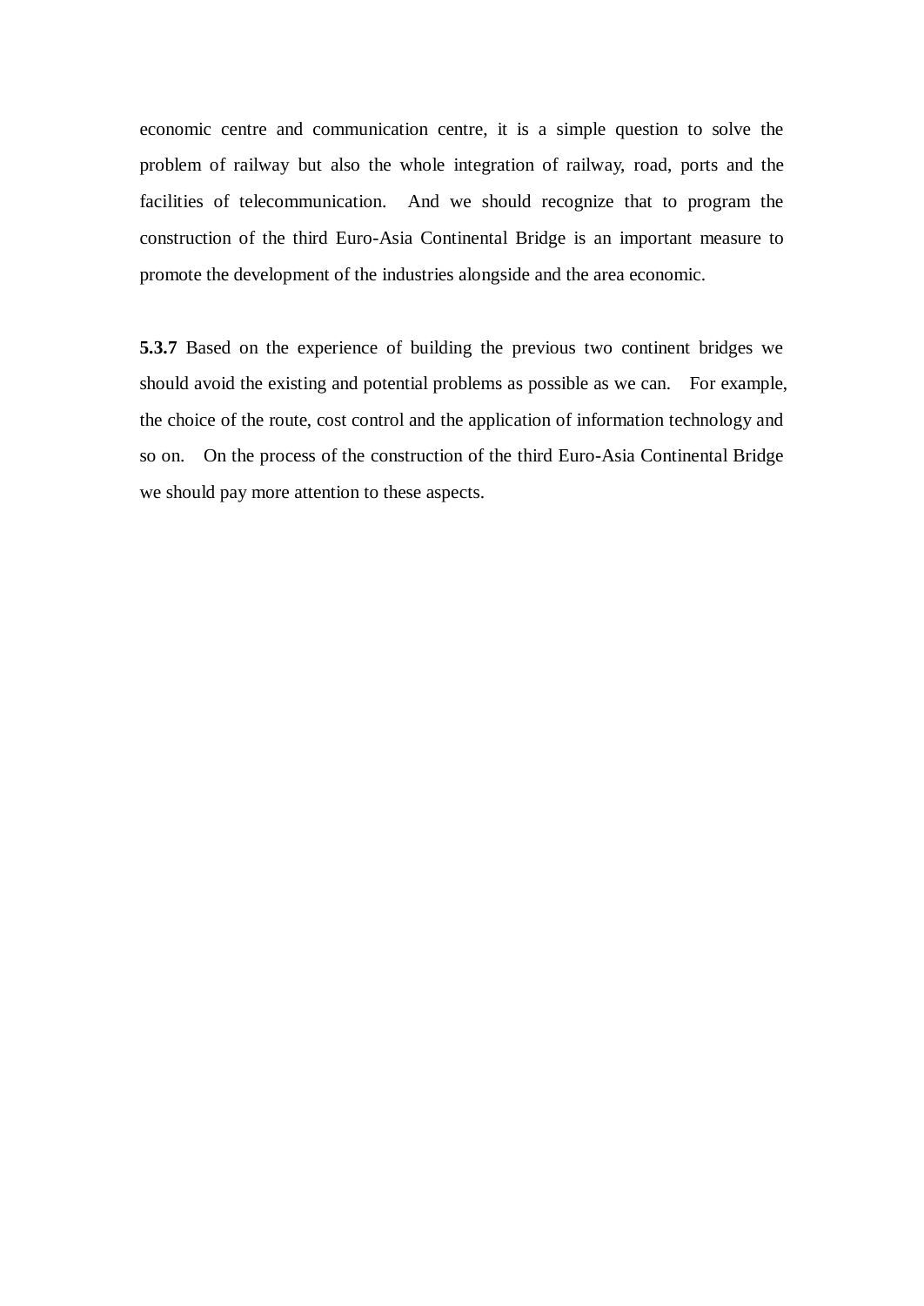economic centre and communication centre, it is a simple question to solve the problem of railway but also the whole integration of railway, road, ports and the facilities of telecommunication. And we should recognize that to program the construction of the third Euro-Asia Continental Bridge is an important measure to promote the development of the industries alongside and the area economic.

**5.3.7** Based on the experience of building the previous two continent bridges we should avoid the existing and potential problems as possible as we can. For example, the choice of the route, cost control and the application of information technology and so on. On the process of the construction of the third Euro-Asia Continental Bridge we should pay more attention to these aspects.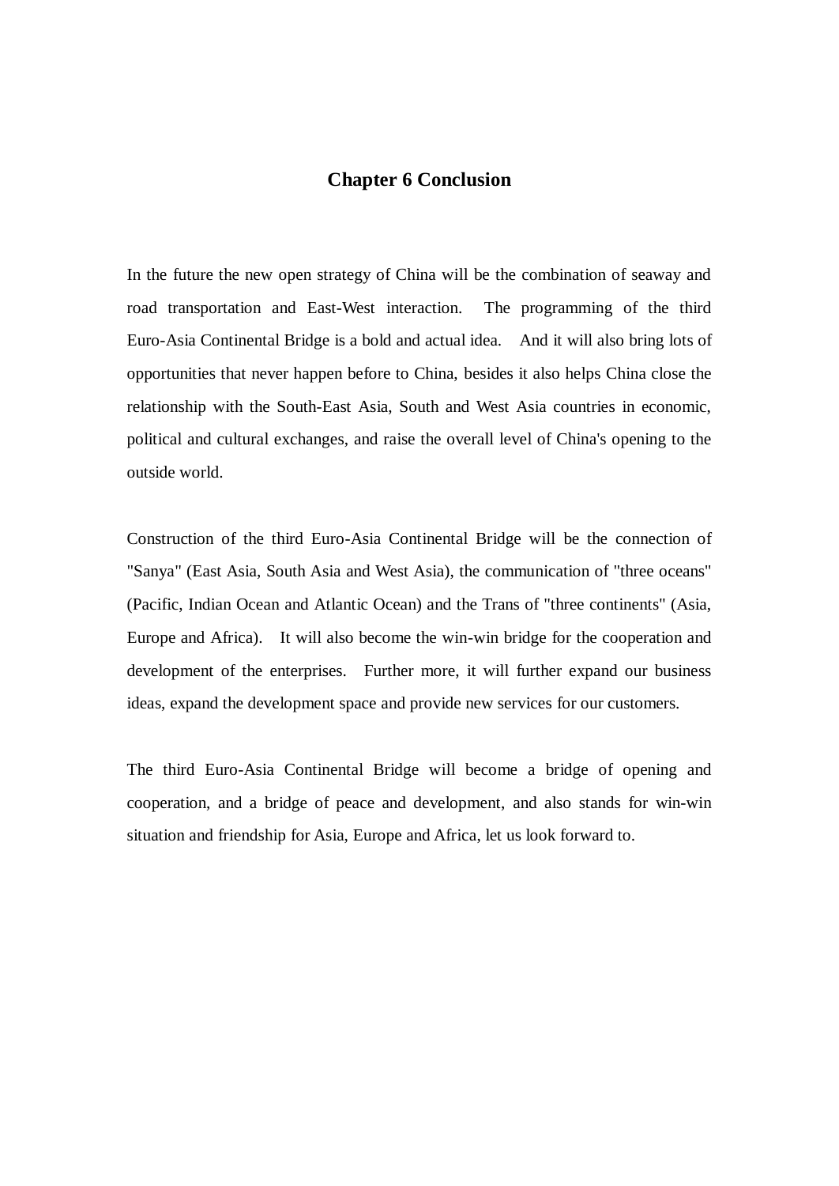# Chapter 6 Conclusion

In the future the new open strategy of China will be the combination of seaway and road transportation and East-West interaction. The programming of the third Euro-Asia Continental Bridge is a bold and actual idea. And it will also bring lots of opportunities that never happen before to China, besides it also helps China close the relationship with the South-East Asia, South and West Asia countries in economic, political and cultural exchanges, and raise the overall level of China's opening to the outside world.

Construction of the third Euro-Asia Continental Bridge will be the connection of "Sanya" (East Asia, South Asia and West Asia), the communication of "three oceans" (Pacific, Indian Ocean and Atlantic Ocean) and the Trans of "three continents" (Asia, Europe and Africa). It will also become the win-win bridge for the cooperation and development of the enterprises. Further more, it will further expand our business ideas, expand the development space and provide new services for our customers.

The third Euro-Asia Continental Bridge will become a bridge of opening and cooperation, and a bridge of peace and development, and also stands for win-win situation and friendship for Asia, Europe and Africa, let us look forward to.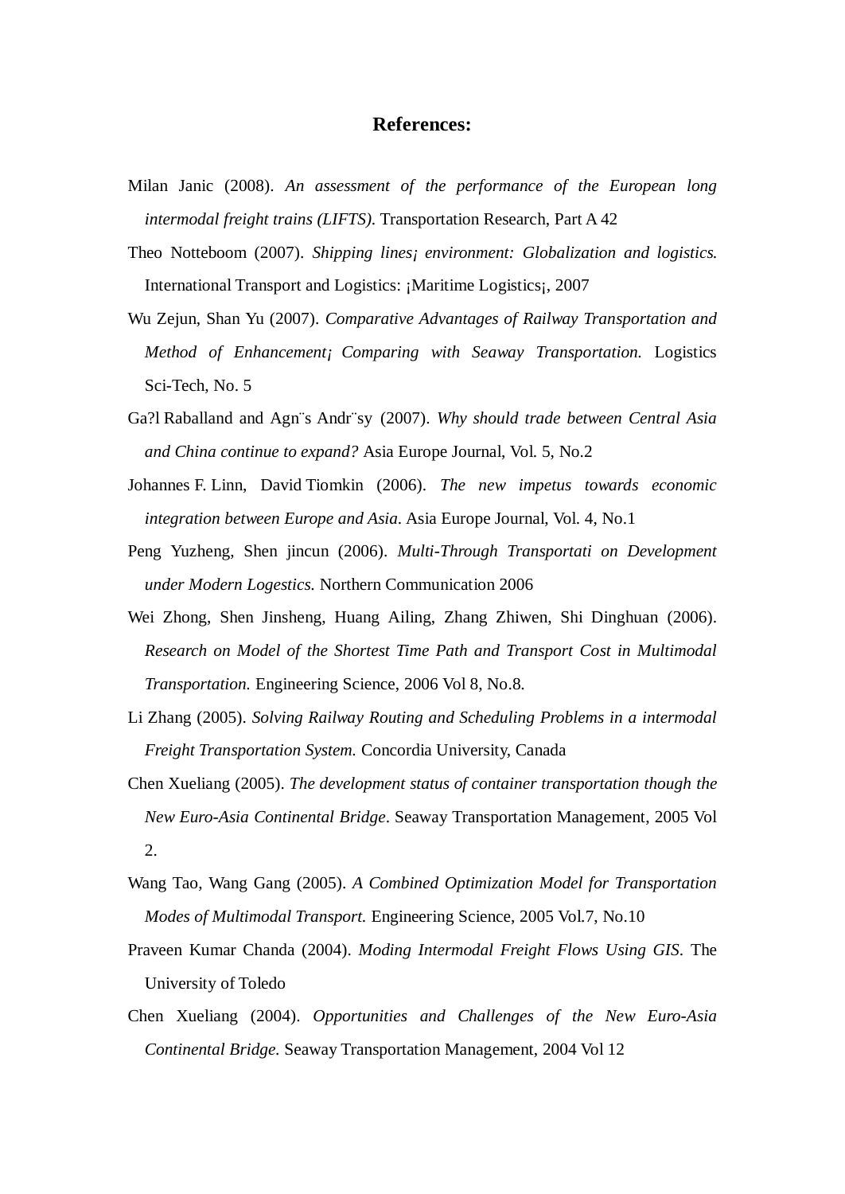## References:

Milan Janic (2008). *An assessment of the performance of the European long intermodal freight trains (LIFTS).* Transportation Research, Part A 42

Theo Notteboom (2007). *Shipping lines¡ environment: Globalization and logistics.* International Transport and Logistics: ¡Maritime Logistics¡, 2007

Wu Zejun, Shan Yu (2007). *Comparative Advantages of Railway Transportation and Method of Enhancement¡ Comparing with Seaway Transportation.* Logistics Sci-Tech, No. 5

Ga?l Raballand and Agn¨s Andr¨sy (2007). *Why should trade between Central Asia and China continue to expand?* Asia Europe Journal, Vol. 5, No.2

Johannes F. Linn, David Tiomkin (2006). *The new impetus towards economic integration between Europe and Asia*. Asia Europe Journal, Vol. 4, No.1

Peng Yuzheng, Shen jincun (2006). *Multi-Through Transportati on Development under Modern Logestics.* Northern Communication 2006

Wei Zhong, Shen Jinsheng, Huang Ailing, Zhang Zhiwen, Shi Dinghuan (2006). *Research on Model of the Shortest Time Path and Transport Cost in Multimodal Transportation.* Engineering Science, 2006 Vol 8, No.8.

Li Zhang (2005). *Solving Railway Routing and Scheduling Problems in a intermodal Freight Transportation System.* Concordia University, Canada

Chen Xueliang (2005). *The development status of container transportation though the New Euro-Asia Continental Bridge*. Seaway Transportation Management, 2005 Vol 2.

Wang Tao, Wang Gang (2005). *A Combined Optimization Model for Transportation Modes of Multimodal Transport.* Engineering Science, 2005 Vol.7, No.10

Praveen Kumar Chanda (2004). *Moding Intermodal Freight Flows Using GIS*. The University of Toledo

Chen Xueliang (2004). *Opportunities and Challenges of the New Euro-Asia Continental Bridge.* Seaway Transportation Management, 2004 Vol 12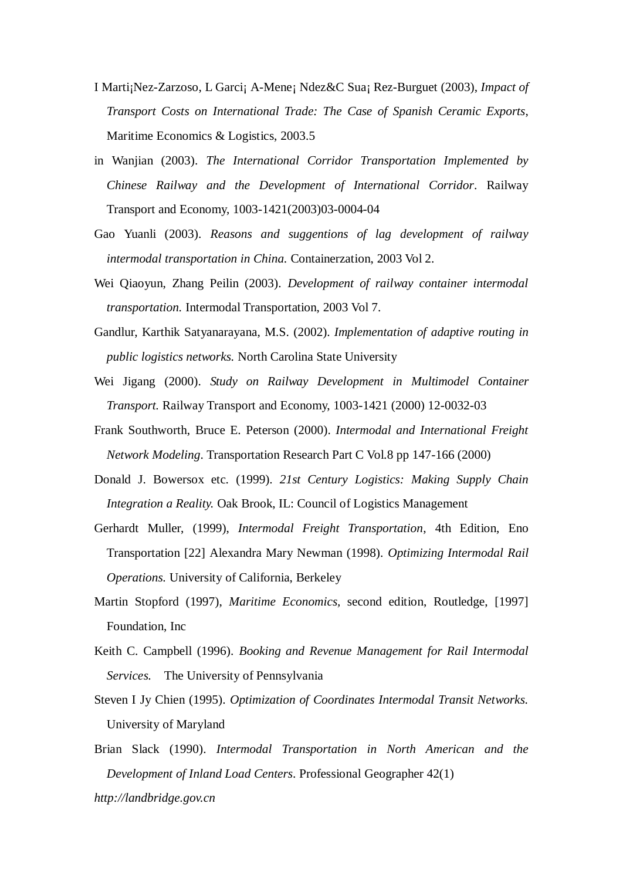I Marti¡Nez-Zarzoso, L Garci¡ A-Mene¡ Ndez&C Sua¡ Rez-Burguet (2003), *Impact of Transport Costs on International Trade: The Case of Spanish Ceramic Exports*, Maritime Economics & Logistics, 2003.5

in Wanjian (2003). *The International Corridor Transportation Implemented by Chinese Railway and the Development of International Corridor*. Railway Transport and Economy, 1003-1421(2003)03-0004-04

Gao Yuanli (2003). *Reasons and suggentions of lag development of railway intermodal transportation in China.* Containerzation, 2003 Vol 2.

Wei Qiaoyun, Zhang Peilin (2003). *Development of railway container intermodal transportation.* Intermodal Transportation, 2003 Vol 7.

Gandlur, Karthik Satyanarayana, M.S. (2002). *Implementation of adaptive routing in public logistics networks.* North Carolina State University

Wei Jigang (2000). *Study on Railway Development in Multimodel Container Transport.* Railway Transport and Economy, 1003-1421 (2000) 12-0032-03

Frank Southworth, Bruce E. Peterson (2000). *Intermodal and International Freight Network Modeling*. Transportation Research Part C Vol.8 pp 147-166 (2000)

Donald J. Bowersox etc. (1999). *21st Century Logistics: Making Supply Chain Integration a Reality.* Oak Brook, IL: Council of Logistics Management

Gerhardt Muller, (1999), *Intermodal Freight Transportation*, 4th Edition, Eno Transportation [22] Alexandra Mary Newman (1998). *Optimizing Intermodal Rail Operations.* University of California, Berkeley

Martin Stopford (1997), *Maritime Economics,* second edition, Routledge, [1997] Foundation, Inc

Keith C. Campbell (1996). *Booking and Revenue Management for Rail Intermodal Services.* The University of Pennsylvania

Steven I Jy Chien (1995). *Optimization of Coordinates Intermodal Transit Networks.* University of Maryland

Brian Slack (1990). *Intermodal Transportation in North American and the Development of Inland Load Centers*. Professional Geographer 42(1)

*http://landbridge.gov.cn*